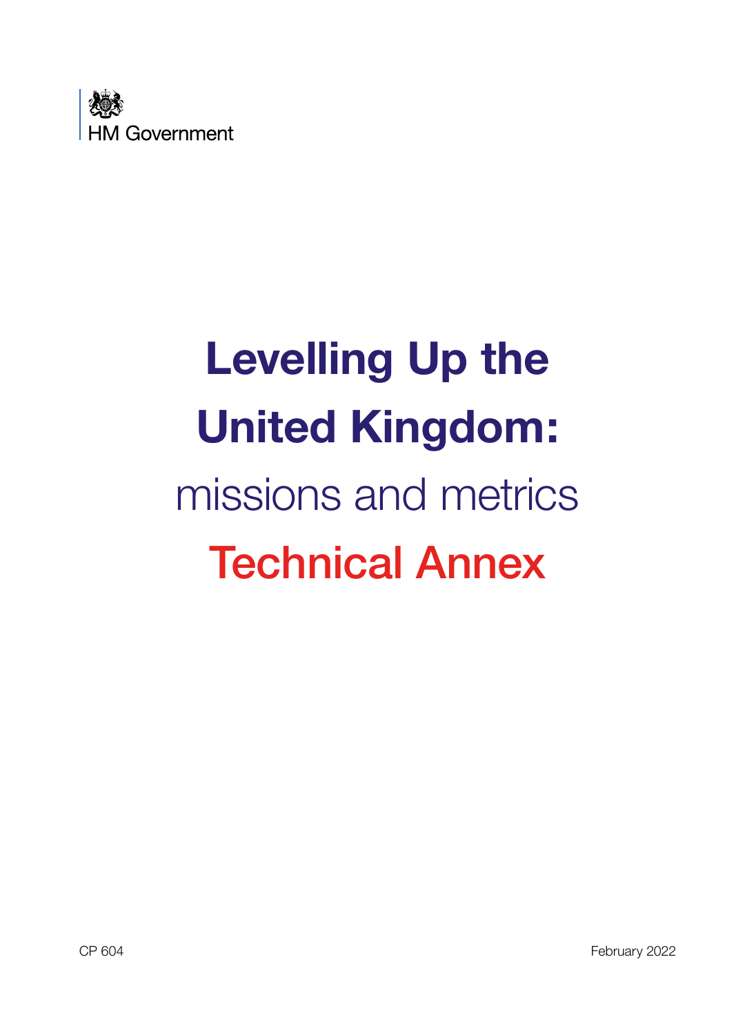HM Government

# Levelling Up the United Kingdom: missions and metrics

## Technical Annex

CP 604

February 2022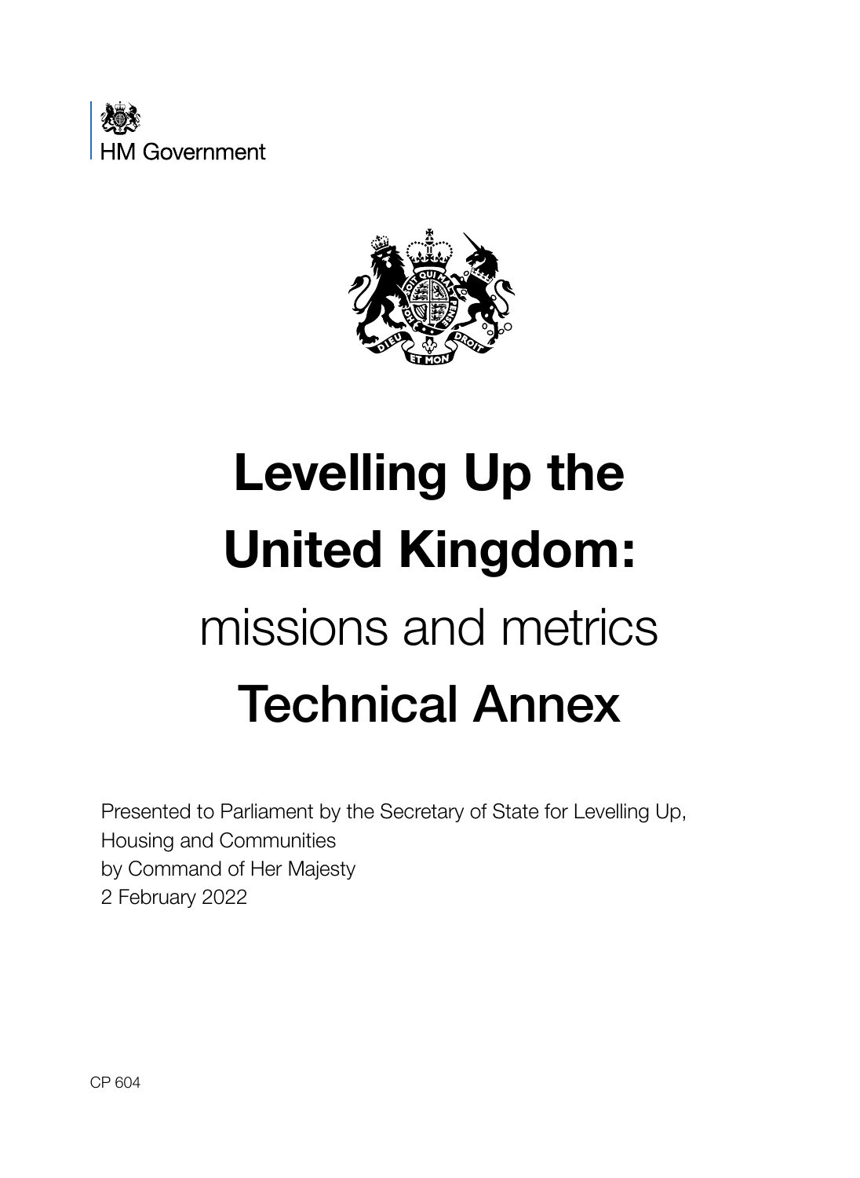HM Government

# Levelling Up the United Kingdom:

missions and metrics

# Technical Annex

Presented to Parliament by the Secretary of State for Levelling Up, Housing and Communities
by Command of Her Majesty
2 February 2022

CP 604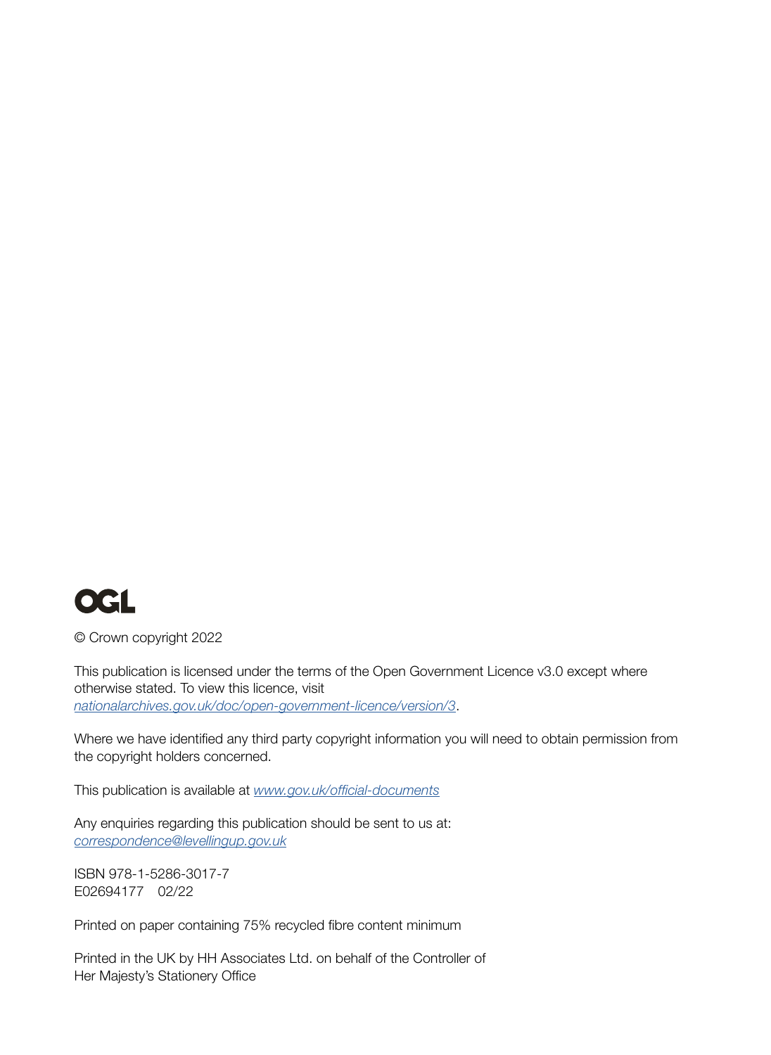OGL

© Crown copyright 2022

This publication is licensed under the terms of the Open Government Licence v3.0 except where otherwise stated. To view this licence, visit *nationalarchives.gov.uk/doc/open-government-licence/version/3*.

Where we have identified any third party copyright information you will need to obtain permission from the copyright holders concerned.

This publication is available at *www.gov.uk/official-documents*

Any enquiries regarding this publication should be sent to us at:
*correspondence@levellingup.gov.uk*

ISBN 978-1-5286-3017-7
E02694177 02/22

Printed on paper containing 75% recycled fibre content minimum

Printed in the UK by HH Associates Ltd. on behalf of the Controller of Her Majesty's Stationery Office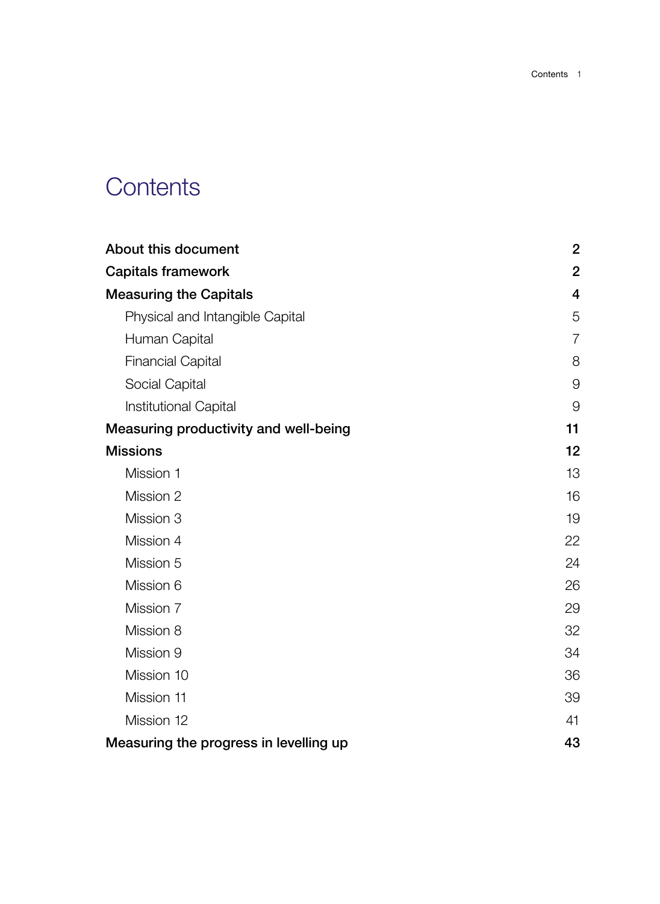# Contents

| | |
|---|---|
| **About this document** | **2** |
| **Capitals framework** | **2** |
| **Measuring the Capitals** | **4** |
| Physical and Intangible Capital | 5 |
| Human Capital | 7 |
| Financial Capital | 8 |
| Social Capital | 9 |
| Institutional Capital | 9 |
| **Measuring productivity and well-being** | **11** |
| **Missions** | **12** |
| Mission 1 | 13 |
| Mission 2 | 16 |
| Mission 3 | 19 |
| Mission 4 | 22 |
| Mission 5 | 24 |
| Mission 6 | 26 |
| Mission 7 | 29 |
| Mission 8 | 32 |
| Mission 9 | 34 |
| Mission 10 | 36 |
| Mission 11 | 39 |
| Mission 12 | 41 |
| **Measuring the progress in levelling up** | **43** |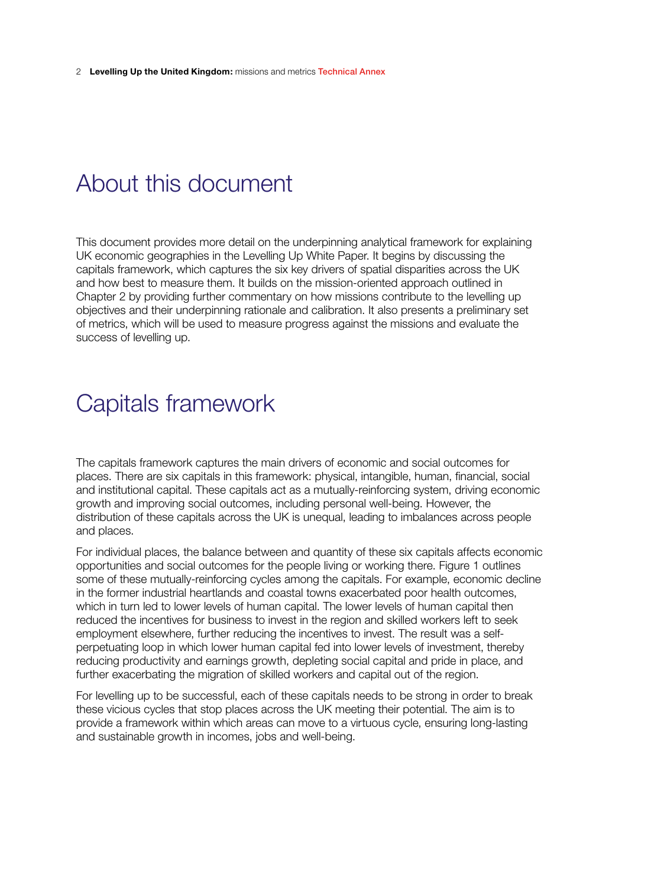# About this document

This document provides more detail on the underpinning analytical framework for explaining UK economic geographies in the Levelling Up White Paper. It begins by discussing the capitals framework, which captures the six key drivers of spatial disparities across the UK and how best to measure them. It builds on the mission-oriented approach outlined in Chapter 2 by providing further commentary on how missions contribute to the levelling up objectives and their underpinning rationale and calibration. It also presents a preliminary set of metrics, which will be used to measure progress against the missions and evaluate the success of levelling up.

# Capitals framework

The capitals framework captures the main drivers of economic and social outcomes for places. There are six capitals in this framework: physical, intangible, human, financial, social and institutional capital. These capitals act as a mutually-reinforcing system, driving economic growth and improving social outcomes, including personal well-being. However, the distribution of these capitals across the UK is unequal, leading to imbalances across people and places.

For individual places, the balance between and quantity of these six capitals affects economic opportunities and social outcomes for the people living or working there. Figure 1 outlines some of these mutually-reinforcing cycles among the capitals. For example, economic decline in the former industrial heartlands and coastal towns exacerbated poor health outcomes, which in turn led to lower levels of human capital. The lower levels of human capital then reduced the incentives for business to invest in the region and skilled workers left to seek employment elsewhere, further reducing the incentives to invest. The result was a self-perpetuating loop in which lower human capital fed into lower levels of investment, thereby reducing productivity and earnings growth, depleting social capital and pride in place, and further exacerbating the migration of skilled workers and capital out of the region.

For levelling up to be successful, each of these capitals needs to be strong in order to break these vicious cycles that stop places across the UK meeting their potential. The aim is to provide a framework within which areas can move to a virtuous cycle, ensuring long-lasting and sustainable growth in incomes, jobs and well-being.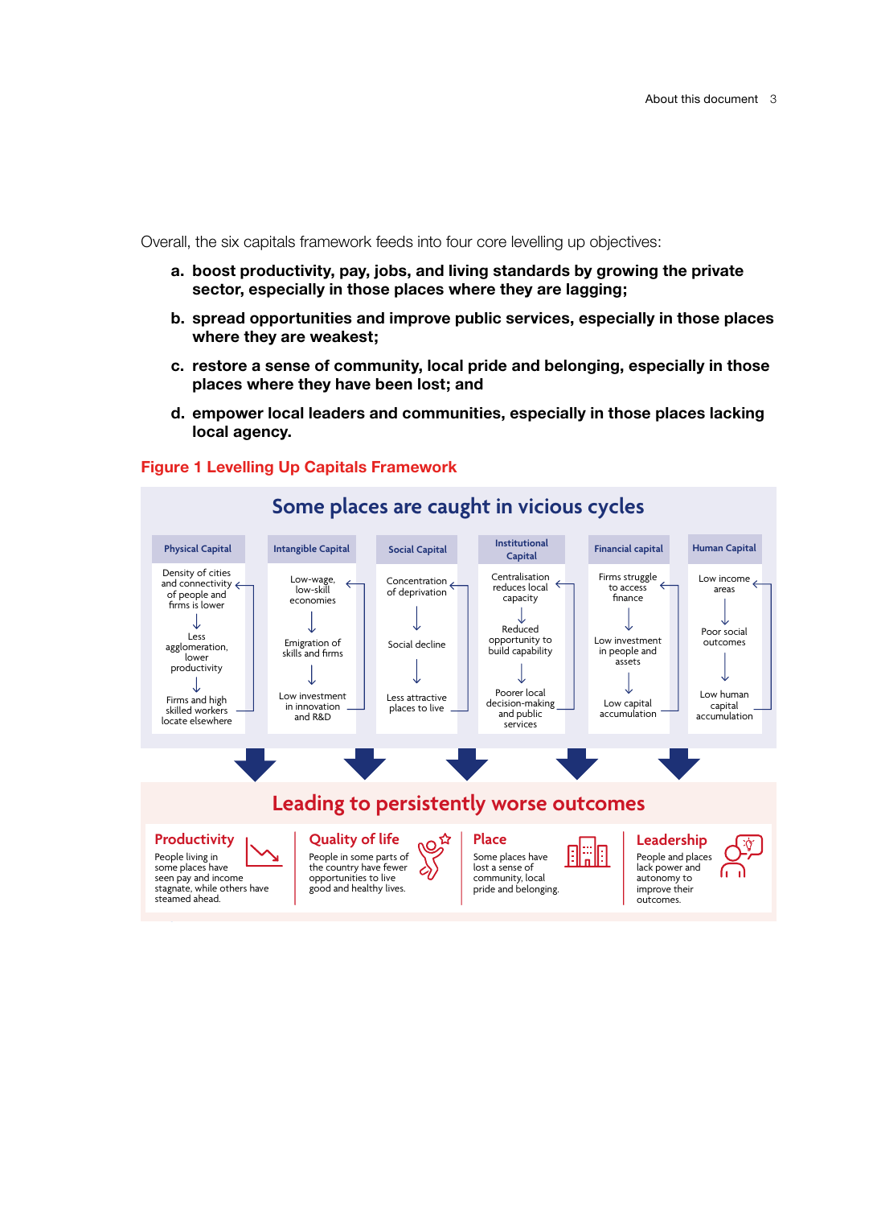Overall, the six capitals framework feeds into four core levelling up objectives:

a. **boost productivity, pay, jobs, and living standards by growing the private sector, especially in those places where they are lagging;**

b. **spread opportunities and improve public services, especially in those places where they are weakest;**

c. **restore a sense of community, local pride and belonging, especially in those places where they have been lost; and**

d. **empower local leaders and communities, especially in those places lacking local agency.**

**Figure 1 Levelling Up Capitals Framework**

## Some places are caught in vicious cycles

| Physical Capital | Intangible Capital | Social Capital | Institutional Capital | Financial capital | Human Capital |
|---|---|---|---|---|---|
| Density of cities and connectivity of people and firms is lower | Low-wage, low-skill economies | Concentration of deprivation | Centralisation reduces local capacity | Firms struggle to access finance | Low income areas |
| ↓ | ↓ | ↓ | ↓ | ↓ | ↓ |
| Less agglomeration, lower productivity | Emigration of skills and firms | Social decline | Reduced opportunity to build capability | Low investment in people and assets | Poor social outcomes |
| ↓ | ↓ | ↓ | ↓ | ↓ | ↓ |
| Firms and high skilled workers locate elsewhere | Low investment in innovation and R&D | Less attractive places to live | Poorer local decision-making and public services | Low capital accumulation | Low human capital accumulation |

## Leading to persistently worse outcomes

**Productivity**
People living in some places have seen pay and income stagnate, while others have steamed ahead.

**Quality of life**
People in some parts of the country have fewer opportunities to live good and healthy lives.

**Place**
Some places have lost a sense of community, local pride and belonging.

**Leadership**
People and places lack power and autonomy to improve their outcomes.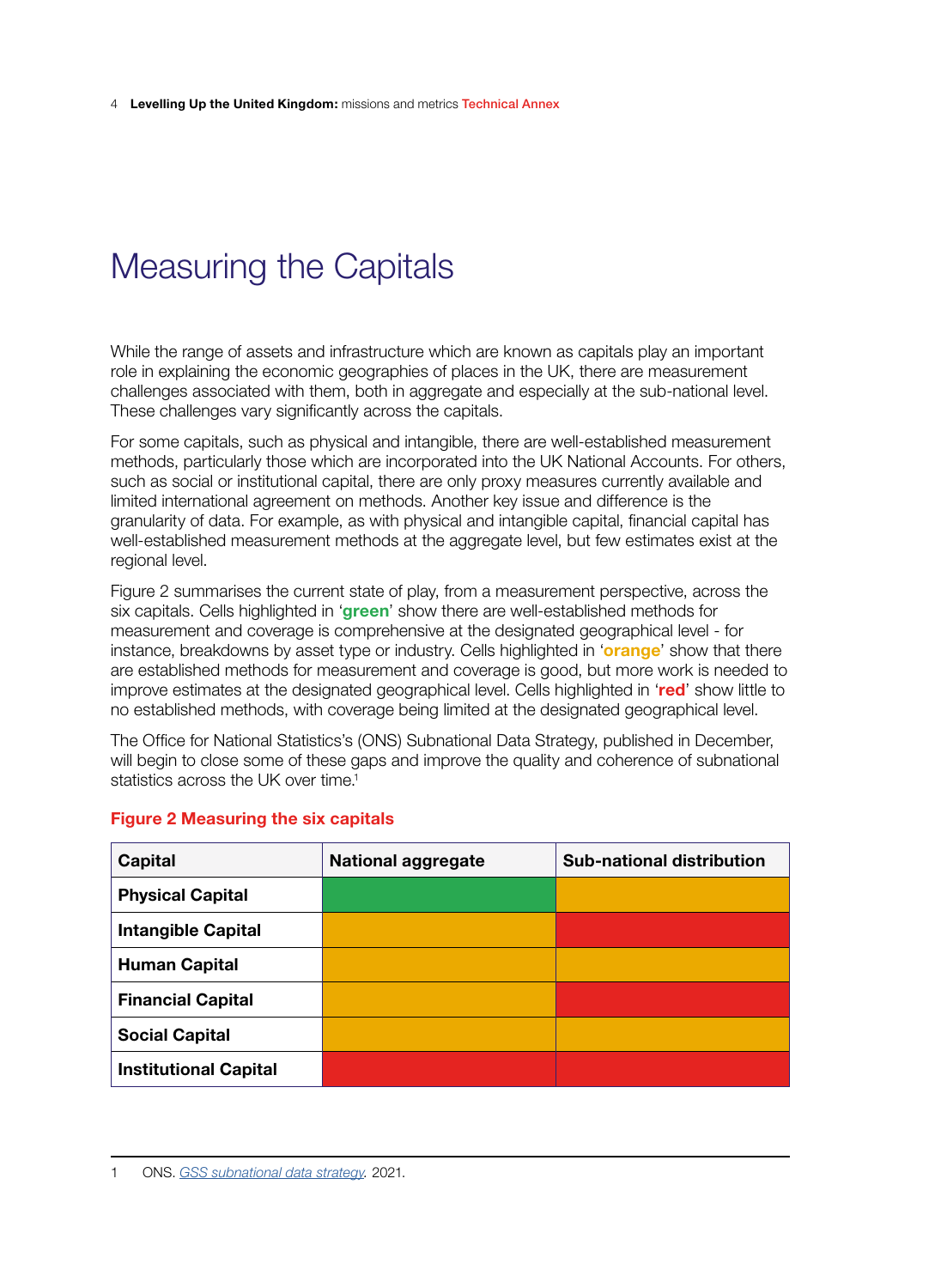# Measuring the Capitals

While the range of assets and infrastructure which are known as capitals play an important role in explaining the economic geographies of places in the UK, there are measurement challenges associated with them, both in aggregate and especially at the sub-national level. These challenges vary significantly across the capitals.

For some capitals, such as physical and intangible, there are well-established measurement methods, particularly those which are incorporated into the UK National Accounts. For others, such as social or institutional capital, there are only proxy measures currently available and limited international agreement on methods. Another key issue and difference is the granularity of data. For example, as with physical and intangible capital, financial capital has well-established measurement methods at the aggregate level, but few estimates exist at the regional level.

Figure 2 summarises the current state of play, from a measurement perspective, across the six capitals. Cells highlighted in '**green**' show there are well-established methods for measurement and coverage is comprehensive at the designated geographical level - for instance, breakdowns by asset type or industry. Cells highlighted in '**orange**' show that there are established methods for measurement and coverage is good, but more work is needed to improve estimates at the designated geographical level. Cells highlighted in '**red**' show little to no established methods, with coverage being limited at the designated geographical level.

The Office for National Statistics's (ONS) Subnational Data Strategy, published in December, will begin to close some of these gaps and improve the quality and coherence of subnational statistics across the UK over time.[1]

**Figure 2 Measuring the six capitals**

| Capital | National aggregate | Sub-national distribution |
|---|---|---|
| **Physical Capital** | Green | Orange |
| **Intangible Capital** | Orange | Red |
| **Human Capital** | Orange | Orange |
| **Financial Capital** | Orange | Red |
| **Social Capital** | Orange | Orange |
| **Institutional Capital** | Red | Red |

1 ONS. *GSS subnational data strategy.* 2021.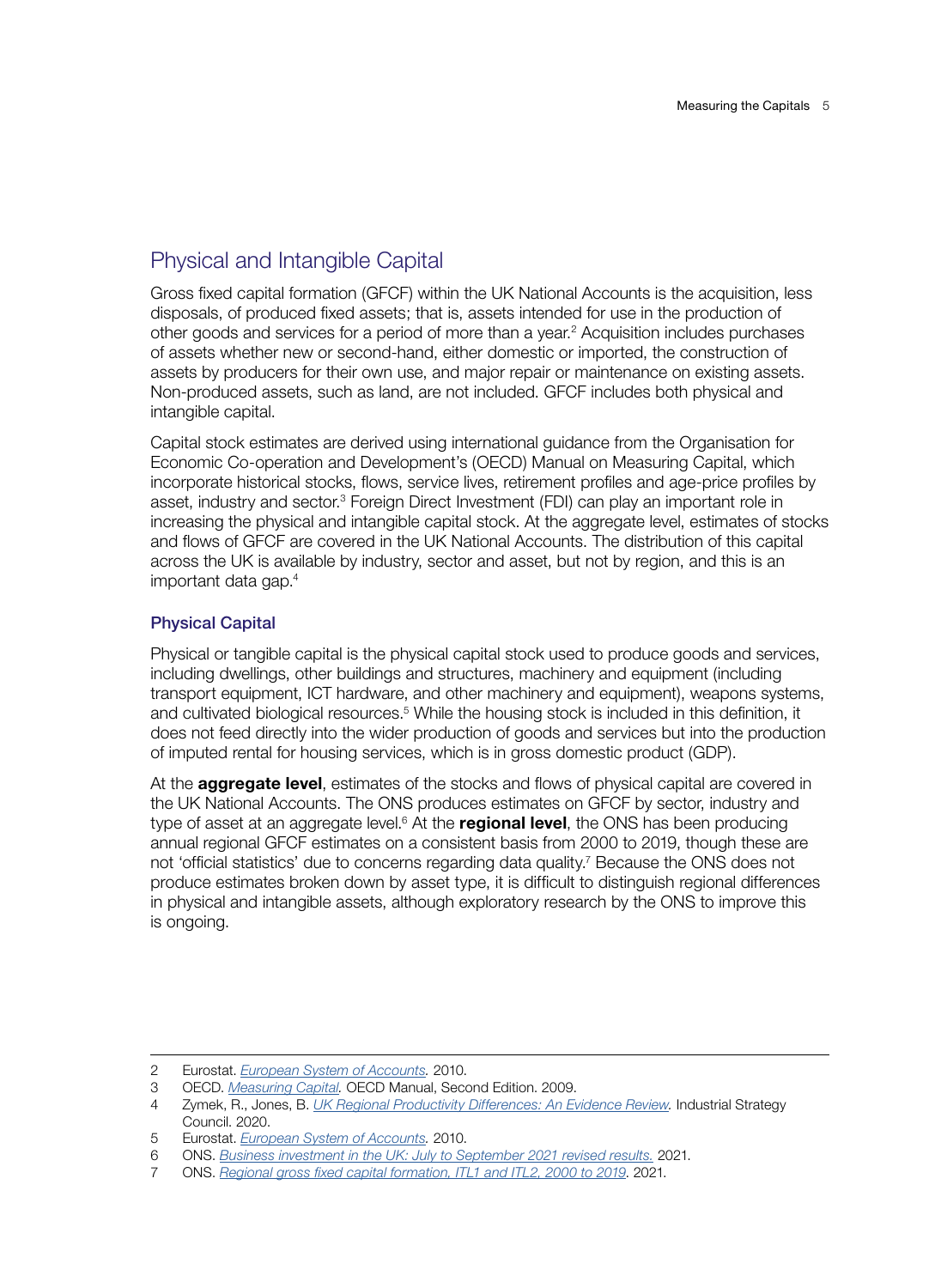## Physical and Intangible Capital

Gross fixed capital formation (GFCF) within the UK National Accounts is the acquisition, less disposals, of produced fixed assets; that is, assets intended for use in the production of other goods and services for a period of more than a year.[2] Acquisition includes purchases of assets whether new or second-hand, either domestic or imported, the construction of assets by producers for their own use, and major repair or maintenance on existing assets. Non-produced assets, such as land, are not included. GFCF includes both physical and intangible capital.

Capital stock estimates are derived using international guidance from the Organisation for Economic Co-operation and Development's (OECD) Manual on Measuring Capital, which incorporate historical stocks, flows, service lives, retirement profiles and age-price profiles by asset, industry and sector.[3] Foreign Direct Investment (FDI) can play an important role in increasing the physical and intangible capital stock. At the aggregate level, estimates of stocks and flows of GFCF are covered in the UK National Accounts. The distribution of this capital across the UK is available by industry, sector and asset, but not by region, and this is an important data gap.[4]

### Physical Capital

Physical or tangible capital is the physical capital stock used to produce goods and services, including dwellings, other buildings and structures, machinery and equipment (including transport equipment, ICT hardware, and other machinery and equipment), weapons systems, and cultivated biological resources.[5] While the housing stock is included in this definition, it does not feed directly into the wider production of goods and services but into the production of imputed rental for housing services, which is in gross domestic product (GDP).

At the **aggregate level**, estimates of the stocks and flows of physical capital are covered in the UK National Accounts. The ONS produces estimates on GFCF by sector, industry and type of asset at an aggregate level.[6] At the **regional level**, the ONS has been producing annual regional GFCF estimates on a consistent basis from 2000 to 2019, though these are not 'official statistics' due to concerns regarding data quality.[7] Because the ONS does not produce estimates broken down by asset type, it is difficult to distinguish regional differences in physical and intangible assets, although exploratory research by the ONS to improve this is ongoing.

---

2 Eurostat. *European System of Accounts.* 2010.

3 OECD. *Measuring Capital.* OECD Manual, Second Edition. 2009.

4 Zymek, R., Jones, B. *UK Regional Productivity Differences: An Evidence Review.* Industrial Strategy Council. 2020.

5 Eurostat. *European System of Accounts.* 2010.

6 ONS. *Business investment in the UK: July to September 2021 revised results.* 2021.

7 ONS. *Regional gross fixed capital formation, ITL1 and ITL2, 2000 to 2019.* 2021.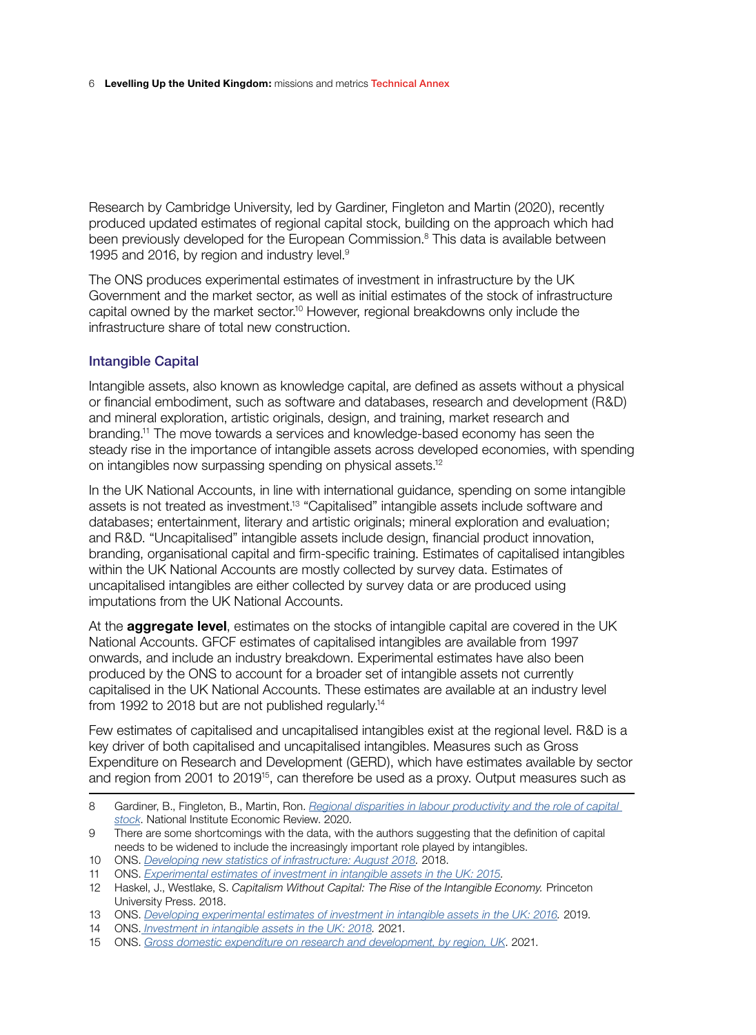Research by Cambridge University, led by Gardiner, Fingleton and Martin (2020), recently produced updated estimates of regional capital stock, building on the approach which had been previously developed for the European Commission.[8] This data is available between 1995 and 2016, by region and industry level.[9]

The ONS produces experimental estimates of investment in infrastructure by the UK Government and the market sector, as well as initial estimates of the stock of infrastructure capital owned by the market sector.[10] However, regional breakdowns only include the infrastructure share of total new construction.

### Intangible Capital

Intangible assets, also known as knowledge capital, are defined as assets without a physical or financial embodiment, such as software and databases, research and development (R&D) and mineral exploration, artistic originals, design, and training, market research and branding.[11] The move towards a services and knowledge-based economy has seen the steady rise in the importance of intangible assets across developed economies, with spending on intangibles now surpassing spending on physical assets.[12]

In the UK National Accounts, in line with international guidance, spending on some intangible assets is not treated as investment.[13] "Capitalised" intangible assets include software and databases; entertainment, literary and artistic originals; mineral exploration and evaluation; and R&D. "Uncapitalised" intangible assets include design, financial product innovation, branding, organisational capital and firm-specific training. Estimates of capitalised intangibles within the UK National Accounts are mostly collected by survey data. Estimates of uncapitalised intangibles are either collected by survey data or are produced using imputations from the UK National Accounts.

At the **aggregate level**, estimates on the stocks of intangible capital are covered in the UK National Accounts. GFCF estimates of capitalised intangibles are available from 1997 onwards, and include an industry breakdown. Experimental estimates have also been produced by the ONS to account for a broader set of intangible assets not currently capitalised in the UK National Accounts. These estimates are available at an industry level from 1992 to 2018 but are not published regularly.[14]

Few estimates of capitalised and uncapitalised intangibles exist at the regional level. R&D is a key driver of both capitalised and uncapitalised intangibles. Measures such as Gross Expenditure on Research and Development (GERD), which have estimates available by sector and region from 2001 to 2019[15], can therefore be used as a proxy. Output measures such as

---

8 Gardiner, B., Fingleton, B., Martin, Ron. *Regional disparities in labour productivity and the role of capital stock*. National Institute Economic Review. 2020.

9 There are some shortcomings with the data, with the authors suggesting that the definition of capital needs to be widened to include the increasingly important role played by intangibles.

10 ONS. *Developing new statistics of infrastructure: August 2018.* 2018.

11 ONS. *Experimental estimates of investment in intangible assets in the UK: 2015.*

12 Haskel, J., Westlake, S. *Capitalism Without Capital: The Rise of the Intangible Economy.* Princeton University Press. 2018.

13 ONS. *Developing experimental estimates of investment in intangible assets in the UK: 2016.* 2019.

14 ONS. *Investment in intangible assets in the UK: 2018.* 2021.

15 ONS. *Gross domestic expenditure on research and development, by region, UK*. 2021.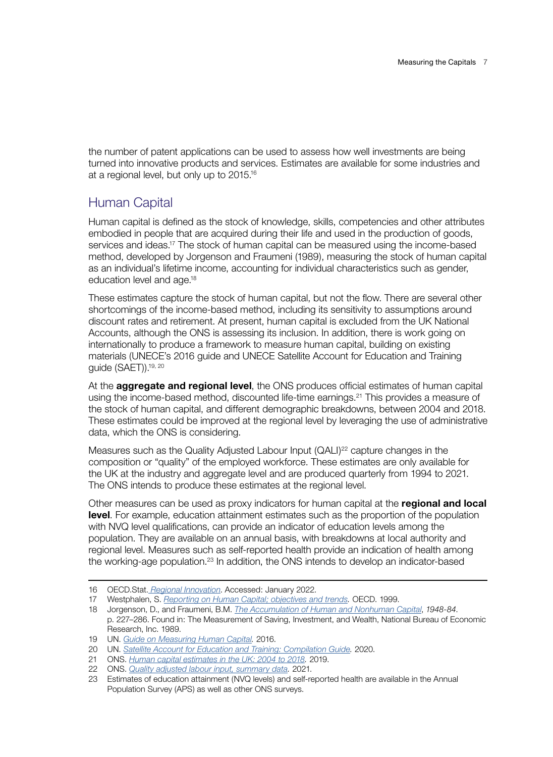the number of patent applications can be used to assess how well investments are being turned into innovative products and services. Estimates are available for some industries and at a regional level, but only up to 2015.[16]

## Human Capital

Human capital is defined as the stock of knowledge, skills, competencies and other attributes embodied in people that are acquired during their life and used in the production of goods, services and ideas.[17] The stock of human capital can be measured using the income-based method, developed by Jorgenson and Fraumeni (1989), measuring the stock of human capital as an individual's lifetime income, accounting for individual characteristics such as gender, education level and age.[18]

These estimates capture the stock of human capital, but not the flow. There are several other shortcomings of the income-based method, including its sensitivity to assumptions around discount rates and retirement. At present, human capital is excluded from the UK National Accounts, although the ONS is assessing its inclusion. In addition, there is work going on internationally to produce a framework to measure human capital, building on existing materials (UNECE's 2016 guide and UNECE Satellite Account for Education and Training guide (SAET)).[19, 20]

At the **aggregate and regional level**, the ONS produces official estimates of human capital using the income-based method, discounted life-time earnings.[21] This provides a measure of the stock of human capital, and different demographic breakdowns, between 2004 and 2018. These estimates could be improved at the regional level by leveraging the use of administrative data, which the ONS is considering.

Measures such as the Quality Adjusted Labour Input (QALI)[22] capture changes in the composition or "quality" of the employed workforce. These estimates are only available for the UK at the industry and aggregate level and are produced quarterly from 1994 to 2021. The ONS intends to produce these estimates at the regional level.

Other measures can be used as proxy indicators for human capital at the **regional and local level**. For example, education attainment estimates such as the proportion of the population with NVQ level qualifications, can provide an indicator of education levels among the population. They are available on an annual basis, with breakdowns at local authority and regional level. Measures such as self-reported health provide an indication of health among the working-age population.[23] In addition, the ONS intends to develop an indicator-based

---

16 OECD.Stat. *Regional Innovation*. Accessed: January 2022.

17 Westphalen, S. *Reporting on Human Capital; objectives and trends.* OECD. 1999.

18 Jorgenson, D., and Fraumeni, B.M. *The Accumulation of Human and Nonhuman Capital*, *1948-84*. p. 227–286. Found in: The Measurement of Saving, Investment, and Wealth, National Bureau of Economic Research, Inc. 1989.

19 UN. *Guide on Measuring Human Capital.* 2016.

20 UN. *Satellite Account for Education and Training: Compilation Guide.* 2020.

21 ONS. *Human capital estimates in the UK: 2004 to 2018.* 2019.

22 ONS. *Quality adjusted labour input, summary data.* 2021.

23 Estimates of education attainment (NVQ levels) and self-reported health are available in the Annual Population Survey (APS) as well as other ONS surveys.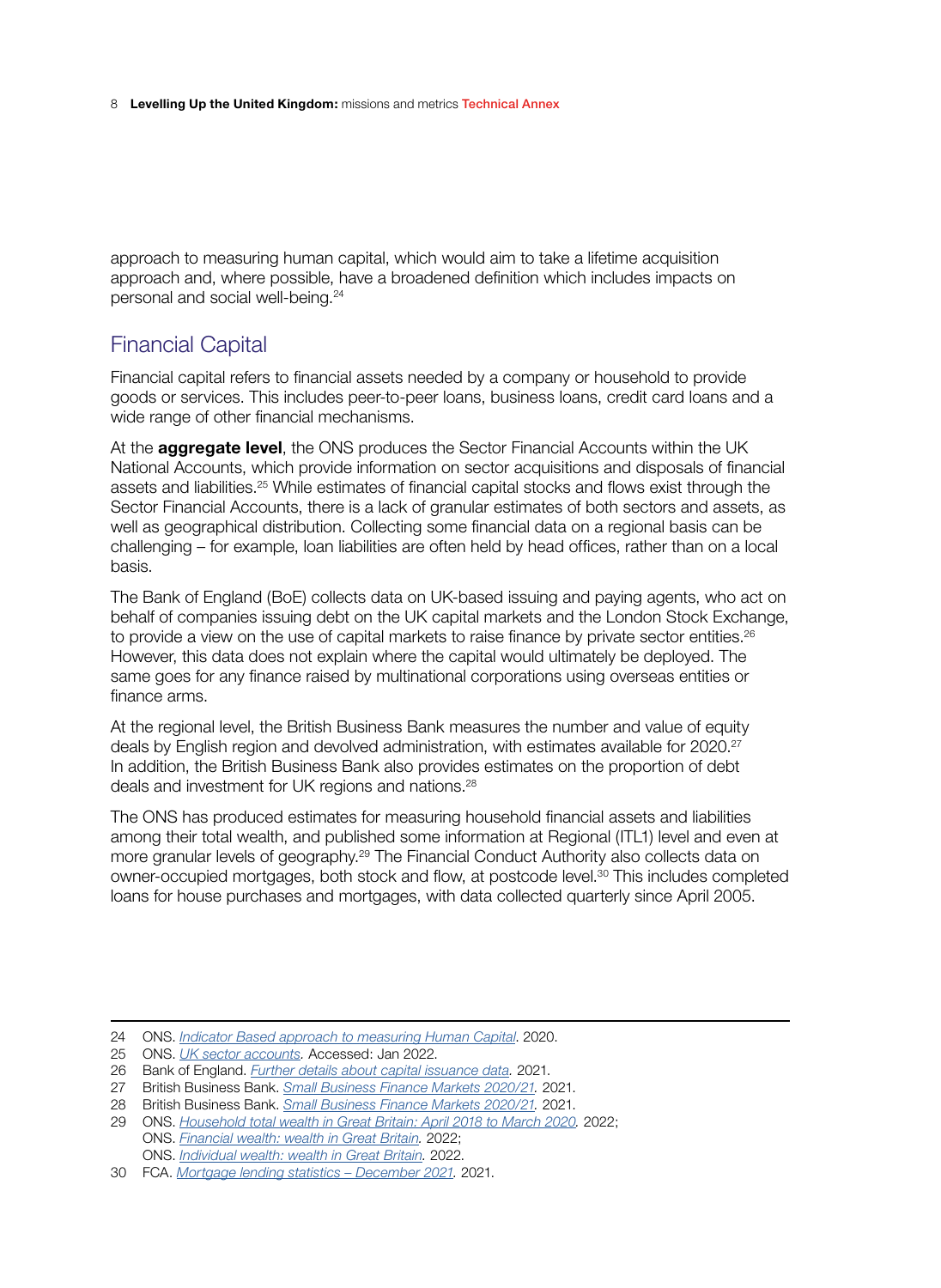approach to measuring human capital, which would aim to take a lifetime acquisition approach and, where possible, have a broadened definition which includes impacts on personal and social well-being.[24]

## Financial Capital

Financial capital refers to financial assets needed by a company or household to provide goods or services. This includes peer-to-peer loans, business loans, credit card loans and a wide range of other financial mechanisms.

At the **aggregate level**, the ONS produces the Sector Financial Accounts within the UK National Accounts, which provide information on sector acquisitions and disposals of financial assets and liabilities.[25] While estimates of financial capital stocks and flows exist through the Sector Financial Accounts, there is a lack of granular estimates of both sectors and assets, as well as geographical distribution. Collecting some financial data on a regional basis can be challenging – for example, loan liabilities are often held by head offices, rather than on a local basis.

The Bank of England (BoE) collects data on UK-based issuing and paying agents, who act on behalf of companies issuing debt on the UK capital markets and the London Stock Exchange, to provide a view on the use of capital markets to raise finance by private sector entities.[26] However, this data does not explain where the capital would ultimately be deployed. The same goes for any finance raised by multinational corporations using overseas entities or finance arms.

At the regional level, the British Business Bank measures the number and value of equity deals by English region and devolved administration, with estimates available for 2020.[27] In addition, the British Business Bank also provides estimates on the proportion of debt deals and investment for UK regions and nations.[28]

The ONS has produced estimates for measuring household financial assets and liabilities among their total wealth, and published some information at Regional (ITL1) level and even at more granular levels of geography.[29] The Financial Conduct Authority also collects data on owner-occupied mortgages, both stock and flow, at postcode level.[30] This includes completed loans for house purchases and mortgages, with data collected quarterly since April 2005.

---

24 ONS. *Indicator Based approach to measuring Human Capital*. 2020.
25 ONS. *UK sector accounts*. Accessed: Jan 2022.
26 Bank of England. *Further details about capital issuance data*. 2021.
27 British Business Bank. *Small Business Finance Markets 2020/21*. 2021.
28 British Business Bank. *Small Business Finance Markets 2020/21*. 2021.
29 ONS. *Household total wealth in Great Britain: April 2018 to March 2020*. 2022;
ONS. *Financial wealth: wealth in Great Britain*. 2022;
ONS. *Individual wealth: wealth in Great Britain*. 2022.
30 FCA. *Mortgage lending statistics – December 2021*. 2021.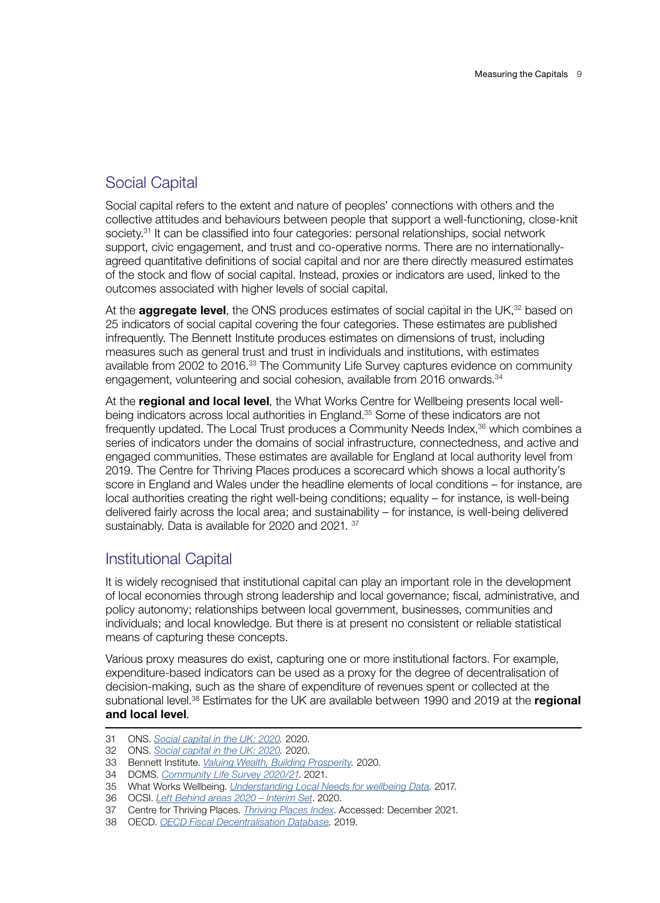## Social Capital

Social capital refers to the extent and nature of peoples' connections with others and the collective attitudes and behaviours between people that support a well-functioning, close-knit society.[31] It can be classified into four categories: personal relationships, social network support, civic engagement, and trust and co-operative norms. There are no internationally-agreed quantitative definitions of social capital and nor are there directly measured estimates of the stock and flow of social capital. Instead, proxies or indicators are used, linked to the outcomes associated with higher levels of social capital.

At the **aggregate level**, the ONS produces estimates of social capital in the UK,[32] based on 25 indicators of social capital covering the four categories. These estimates are published infrequently. The Bennett Institute produces estimates on dimensions of trust, including measures such as general trust and trust in individuals and institutions, with estimates available from 2002 to 2016.[33] The Community Life Survey captures evidence on community engagement, volunteering and social cohesion, available from 2016 onwards.[34]

At the **regional and local level**, the What Works Centre for Wellbeing presents local well-being indicators across local authorities in England.[35] Some of these indicators are not frequently updated. The Local Trust produces a Community Needs Index,[36] which combines a series of indicators under the domains of social infrastructure, connectedness, and active and engaged communities. These estimates are available for England at local authority level from 2019. The Centre for Thriving Places produces a scorecard which shows a local authority's score in England and Wales under the headline elements of local conditions – for instance, are local authorities creating the right well-being conditions; equality – for instance, is well-being delivered fairly across the local area; and sustainability – for instance, is well-being delivered sustainably. Data is available for 2020 and 2021. [37]

## Institutional Capital

It is widely recognised that institutional capital can play an important role in the development of local economies through strong leadership and local governance; fiscal, administrative, and policy autonomy; relationships between local government, businesses, communities and individuals; and local knowledge. But there is at present no consistent or reliable statistical means of capturing these concepts.

Various proxy measures do exist, capturing one or more institutional factors. For example, expenditure-based indicators can be used as a proxy for the degree of decentralisation of decision-making, such as the share of expenditure of revenues spent or collected at the subnational level.[38] Estimates for the UK are available between 1990 and 2019 at the **regional and local level**.

---

31 ONS. *Social capital in the UK: 2020.* 2020.

32 ONS. *Social capital in the UK: 2020.* 2020.

33 Bennett Institute. *Valuing Wealth, Building Prosperity.* 2020.

34 DCMS. *Community Life Survey 2020/21*. 2021.

35 What Works Wellbeing. *Understanding Local Needs for wellbeing Data.* 2017.

36 OCSI. *Left Behind areas 2020 – Interim Set*. 2020.

37 Centre for Thriving Places. *Thriving Places Index*. Accessed: December 2021.

38 OECD. *OECD Fiscal Decentralisation Database.* 2019.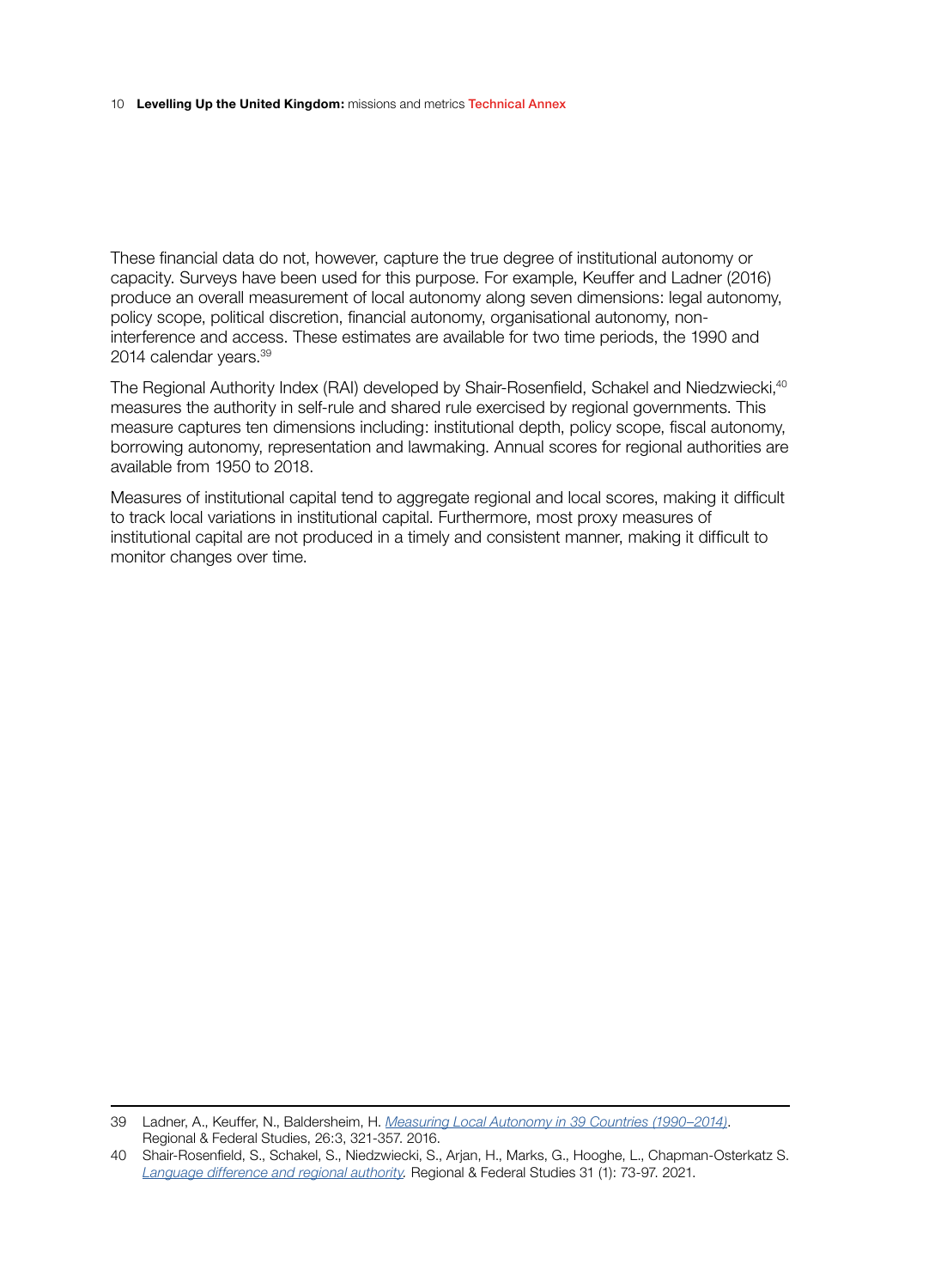These financial data do not, however, capture the true degree of institutional autonomy or capacity. Surveys have been used for this purpose. For example, Keuffer and Ladner (2016) produce an overall measurement of local autonomy along seven dimensions: legal autonomy, policy scope, political discretion, financial autonomy, organisational autonomy, non-interference and access. These estimates are available for two time periods, the 1990 and 2014 calendar years.[39]

The Regional Authority Index (RAI) developed by Shair-Rosenfield, Schakel and Niedzwiecki,[40] measures the authority in self-rule and shared rule exercised by regional governments. This measure captures ten dimensions including: institutional depth, policy scope, fiscal autonomy, borrowing autonomy, representation and lawmaking. Annual scores for regional authorities are available from 1950 to 2018.

Measures of institutional capital tend to aggregate regional and local scores, making it difficult to track local variations in institutional capital. Furthermore, most proxy measures of institutional capital are not produced in a timely and consistent manner, making it difficult to monitor changes over time.

---

39 Ladner, A., Keuffer, N., Baldersheim, H. *Measuring Local Autonomy in 39 Countries (1990–2014)*. Regional & Federal Studies, 26:3, 321-357. 2016.

40 Shair-Rosenfield, S., Schakel, S., Niedzwiecki, S., Arjan, H., Marks, G., Hooghe, L., Chapman-Osterkatz S. *Language difference and regional authority*. Regional & Federal Studies 31 (1): 73-97. 2021.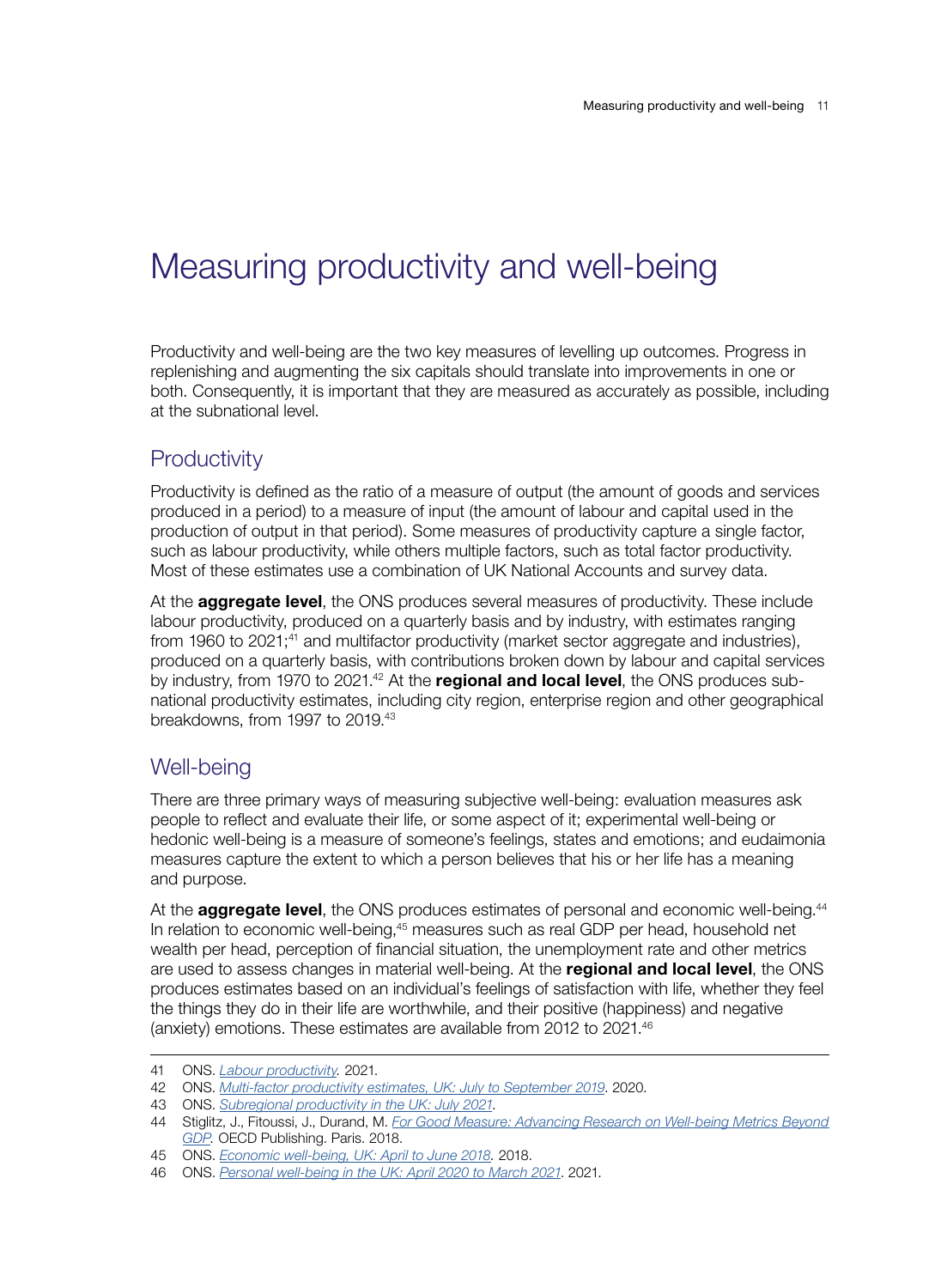# Measuring productivity and well-being

Productivity and well-being are the two key measures of levelling up outcomes. Progress in replenishing and augmenting the six capitals should translate into improvements in one or both. Consequently, it is important that they are measured as accurately as possible, including at the subnational level.

## Productivity

Productivity is defined as the ratio of a measure of output (the amount of goods and services produced in a period) to a measure of input (the amount of labour and capital used in the production of output in that period). Some measures of productivity capture a single factor, such as labour productivity, while others multiple factors, such as total factor productivity. Most of these estimates use a combination of UK National Accounts and survey data.

At the **aggregate level**, the ONS produces several measures of productivity. These include labour productivity, produced on a quarterly basis and by industry, with estimates ranging from 1960 to 2021;[41] and multifactor productivity (market sector aggregate and industries), produced on a quarterly basis, with contributions broken down by labour and capital services by industry, from 1970 to 2021.[42] At the **regional and local level**, the ONS produces sub-national productivity estimates, including city region, enterprise region and other geographical breakdowns, from 1997 to 2019.[43]

## Well-being

There are three primary ways of measuring subjective well-being: evaluation measures ask people to reflect and evaluate their life, or some aspect of it; experimental well-being or hedonic well-being is a measure of someone's feelings, states and emotions; and eudaimonia measures capture the extent to which a person believes that his or her life has a meaning and purpose.

At the **aggregate level**, the ONS produces estimates of personal and economic well-being.[44] In relation to economic well-being,[45] measures such as real GDP per head, household net wealth per head, perception of financial situation, the unemployment rate and other metrics are used to assess changes in material well-being. At the **regional and local level**, the ONS produces estimates based on an individual's feelings of satisfaction with life, whether they feel the things they do in their life are worthwhile, and their positive (happiness) and negative (anxiety) emotions. These estimates are available from 2012 to 2021.[46]

---

41 ONS. *Labour productivity.* 2021.

42 ONS. *Multi-factor productivity estimates, UK: July to September 2019*. 2020.

43 ONS. *Subregional productivity in the UK: July 2021*.

44 Stiglitz, J., Fitoussi, J., Durand, M. *For Good Measure: Advancing Research on Well-being Metrics Beyond GDP.* OECD Publishing. Paris. 2018.

45 ONS. *Economic well-being, UK: April to June 2018.* 2018.

46 ONS. *Personal well-being in the UK: April 2020 to March 2021*. 2021.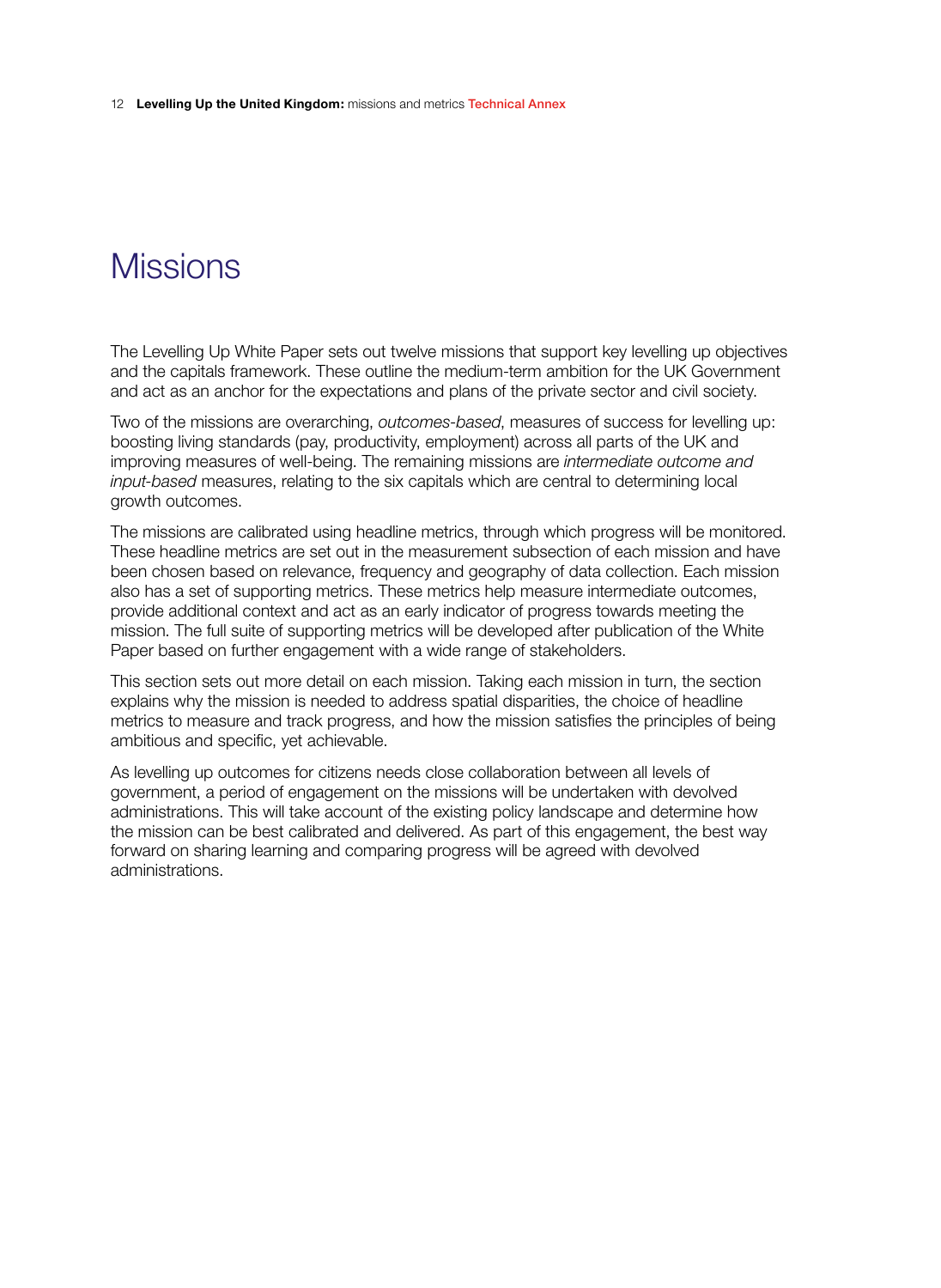# Missions

The Levelling Up White Paper sets out twelve missions that support key levelling up objectives and the capitals framework. These outline the medium-term ambition for the UK Government and act as an anchor for the expectations and plans of the private sector and civil society.

Two of the missions are overarching, *outcomes-based*, measures of success for levelling up: boosting living standards (pay, productivity, employment) across all parts of the UK and improving measures of well-being. The remaining missions are *intermediate outcome and input-based* measures, relating to the six capitals which are central to determining local growth outcomes.

The missions are calibrated using headline metrics, through which progress will be monitored. These headline metrics are set out in the measurement subsection of each mission and have been chosen based on relevance, frequency and geography of data collection. Each mission also has a set of supporting metrics. These metrics help measure intermediate outcomes, provide additional context and act as an early indicator of progress towards meeting the mission. The full suite of supporting metrics will be developed after publication of the White Paper based on further engagement with a wide range of stakeholders.

This section sets out more detail on each mission. Taking each mission in turn, the section explains why the mission is needed to address spatial disparities, the choice of headline metrics to measure and track progress, and how the mission satisfies the principles of being ambitious and specific, yet achievable.

As levelling up outcomes for citizens needs close collaboration between all levels of government, a period of engagement on the missions will be undertaken with devolved administrations. This will take account of the existing policy landscape and determine how the mission can be best calibrated and delivered. As part of this engagement, the best way forward on sharing learning and comparing progress will be agreed with devolved administrations.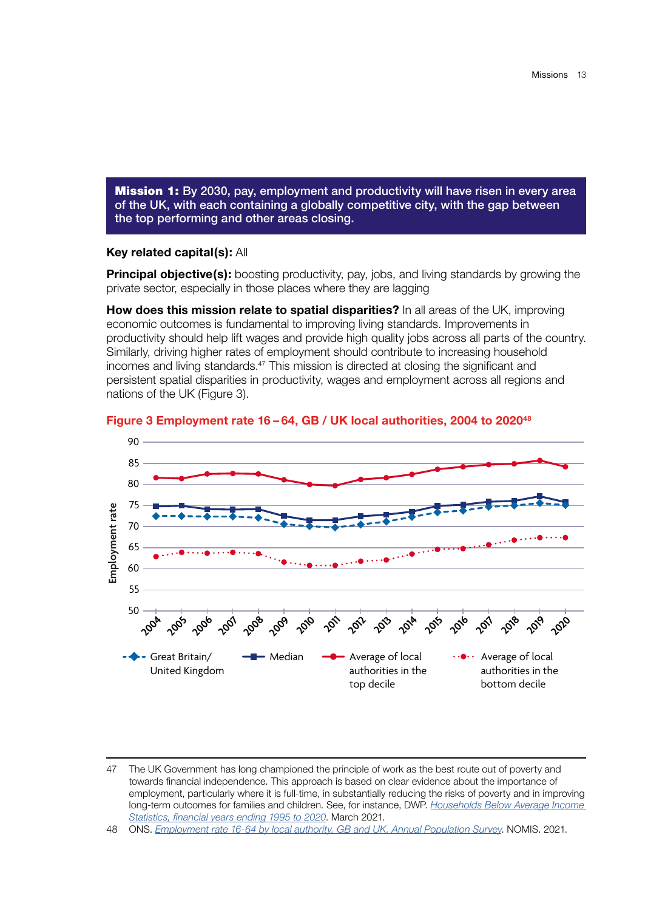**Mission 1:** By 2030, pay, employment and productivity will have risen in every area of the UK, with each containing a globally competitive city, with the gap between the top performing and other areas closing.

**Key related capital(s):** All

**Principal objective(s):** boosting productivity, pay, jobs, and living standards by growing the private sector, especially in those places where they are lagging

**How does this mission relate to spatial disparities?** In all areas of the UK, improving economic outcomes is fundamental to improving living standards. Improvements in productivity should help lift wages and provide high quality jobs across all parts of the country. Similarly, driving higher rates of employment should contribute to increasing household incomes and living standards.[47] This mission is directed at closing the significant and persistent spatial disparities in productivity, wages and employment across all regions and nations of the UK (Figure 3).

**Figure 3 Employment rate 16 – 64, GB / UK local authorities, 2004 to 2020[48]**

---

47 The UK Government has long championed the principle of work as the best route out of poverty and towards financial independence. This approach is based on clear evidence about the importance of employment, particularly where it is full-time, in substantially reducing the risks of poverty and in improving long-term outcomes for families and children. See, for instance, DWP. *Households Below Average Income Statistics, financial years ending 1995 to 2020*. March 2021.

48 ONS. *Employment rate 16-64 by local authority, GB and UK. Annual Population Survey*. NOMIS. 2021.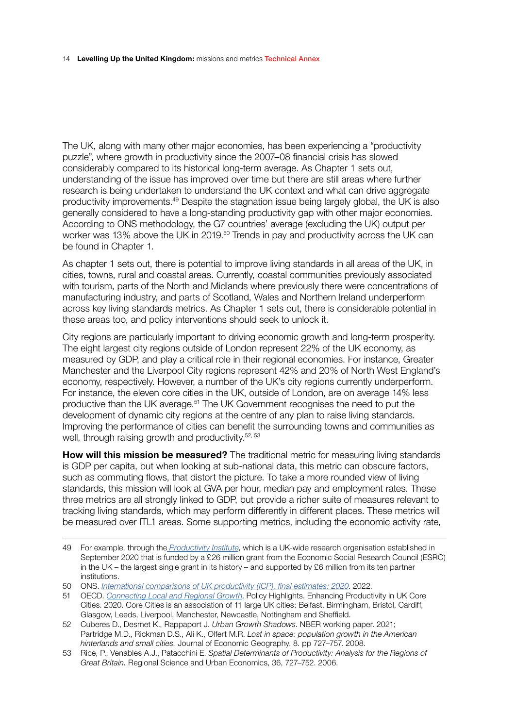The UK, along with many other major economies, has been experiencing a "productivity puzzle", where growth in productivity since the 2007–08 financial crisis has slowed considerably compared to its historical long-term average. As Chapter 1 sets out, understanding of the issue has improved over time but there are still areas where further research is being undertaken to understand the UK context and what can drive aggregate productivity improvements.[49] Despite the stagnation issue being largely global, the UK is also generally considered to have a long-standing productivity gap with other major economies. According to ONS methodology, the G7 countries' average (excluding the UK) output per worker was 13% above the UK in 2019.[50] Trends in pay and productivity across the UK can be found in Chapter 1.

As chapter 1 sets out, there is potential to improve living standards in all areas of the UK, in cities, towns, rural and coastal areas. Currently, coastal communities previously associated with tourism, parts of the North and Midlands where previously there were concentrations of manufacturing industry, and parts of Scotland, Wales and Northern Ireland underperform across key living standards metrics. As Chapter 1 sets out, there is considerable potential in these areas too, and policy interventions should seek to unlock it.

City regions are particularly important to driving economic growth and long-term prosperity. The eight largest city regions outside of London represent 22% of the UK economy, as measured by GDP, and play a critical role in their regional economies. For instance, Greater Manchester and the Liverpool City regions represent 42% and 20% of North West England's economy, respectively. However, a number of the UK's city regions currently underperform. For instance, the eleven core cities in the UK, outside of London, are on average 14% less productive than the UK average.[51] The UK Government recognises the need to put the development of dynamic city regions at the centre of any plan to raise living standards. Improving the performance of cities can benefit the surrounding towns and communities as well, through raising growth and productivity.[52, 53]

**How will this mission be measured?** The traditional metric for measuring living standards is GDP per capita, but when looking at sub-national data, this metric can obscure factors, such as commuting flows, that distort the picture. To take a more rounded view of living standards, this mission will look at GVA per hour, median pay and employment rates. These three metrics are all strongly linked to GDP, but provide a richer suite of measures relevant to tracking living standards, which may perform differently in different places. These metrics will be measured over ITL1 areas. Some supporting metrics, including the economic activity rate,

---

49 For example, through the *Productivity Institute*, which is a UK-wide research organisation established in September 2020 that is funded by a £26 million grant from the Economic Social Research Council (ESRC) in the UK – the largest single grant in its history – and supported by £6 million from its ten partner institutions.

50 ONS. *International comparisons of UK productivity (ICP), final estimates: 2020*. 2022.

51 OECD. *Connecting Local and Regional Growth*. Policy Highlights. Enhancing Productivity in UK Core Cities. 2020. Core Cities is an association of 11 large UK cities: Belfast, Birmingham, Bristol, Cardiff, Glasgow, Leeds, Liverpool, Manchester, Newcastle, Nottingham and Sheffield.

52 Cuberes D., Desmet K., Rappaport J. *Urban Growth Shadows*. NBER working paper. 2021; Partridge M.D., Rickman D.S., Ali K., Olfert M.R. *Lost in space: population growth in the American hinterlands and small cities.* Journal of Economic Geography. 8. pp 727–757. 2008.

53 Rice, P., Venables A.J., Patacchini E. *Spatial Determinants of Productivity: Analysis for the Regions of Great Britain.* Regional Science and Urban Economics, 36, 727–752. 2006.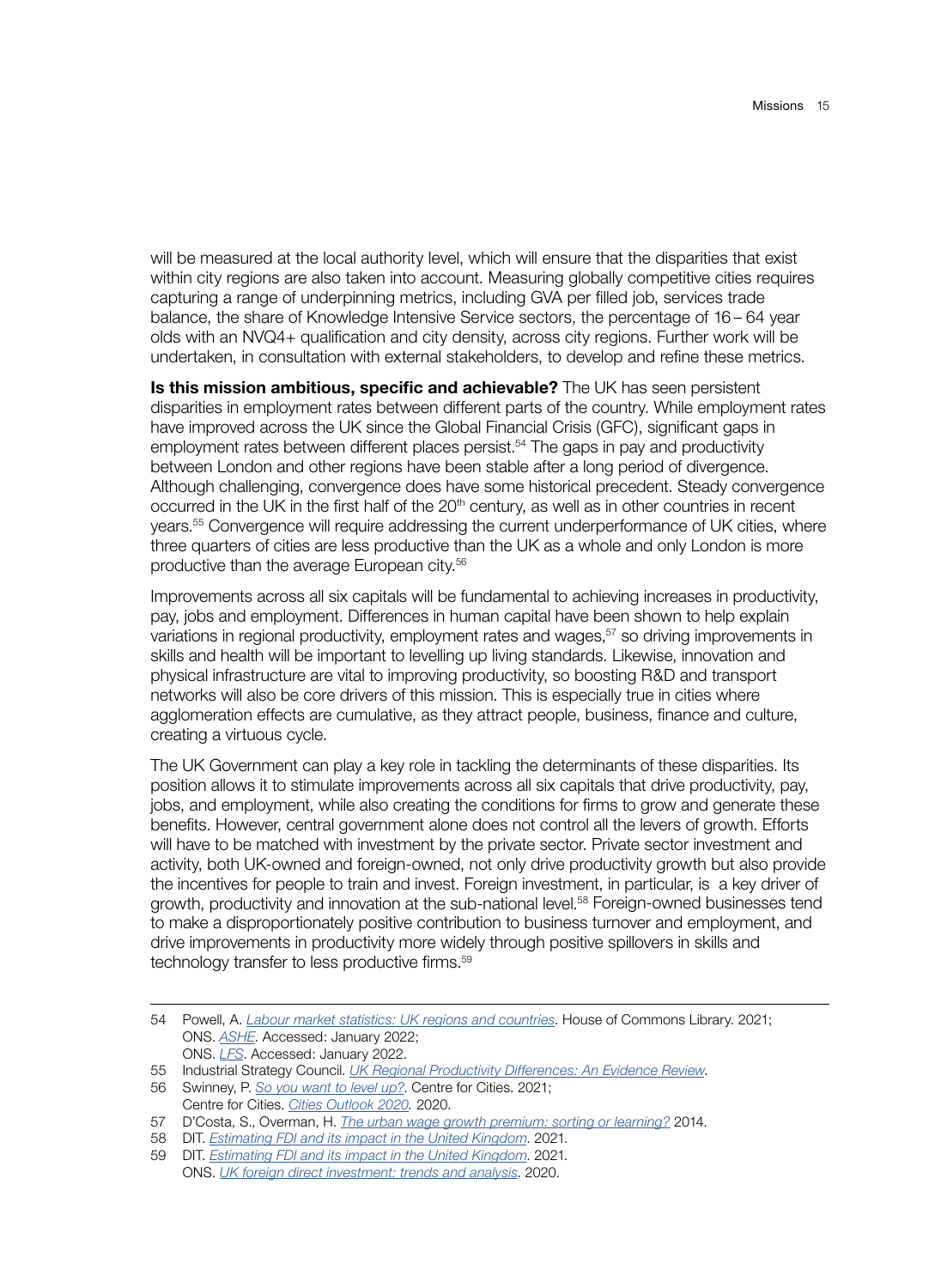will be measured at the local authority level, which will ensure that the disparities that exist within city regions are also taken into account. Measuring globally competitive cities requires capturing a range of underpinning metrics, including GVA per filled job, services trade balance, the share of Knowledge Intensive Service sectors, the percentage of 16 – 64 year olds with an NVQ4+ qualification and city density, across city regions. Further work will be undertaken, in consultation with external stakeholders, to develop and refine these metrics.

**Is this mission ambitious, specific and achievable?** The UK has seen persistent disparities in employment rates between different parts of the country. While employment rates have improved across the UK since the Global Financial Crisis (GFC), significant gaps in employment rates between different places persist.[54] The gaps in pay and productivity between London and other regions have been stable after a long period of divergence. Although challenging, convergence does have some historical precedent. Steady convergence occurred in the UK in the first half of the 20th century, as well as in other countries in recent years.[55] Convergence will require addressing the current underperformance of UK cities, where three quarters of cities are less productive than the UK as a whole and only London is more productive than the average European city.[56]

Improvements across all six capitals will be fundamental to achieving increases in productivity, pay, jobs and employment. Differences in human capital have been shown to help explain variations in regional productivity, employment rates and wages,[57] so driving improvements in skills and health will be important to levelling up living standards. Likewise, innovation and physical infrastructure are vital to improving productivity, so boosting R&D and transport networks will also be core drivers of this mission. This is especially true in cities where agglomeration effects are cumulative, as they attract people, business, finance and culture, creating a virtuous cycle.

The UK Government can play a key role in tackling the determinants of these disparities. Its position allows it to stimulate improvements across all six capitals that drive productivity, pay, jobs, and employment, while also creating the conditions for firms to grow and generate these benefits. However, central government alone does not control all the levers of growth. Efforts will have to be matched with investment by the private sector. Private sector investment and activity, both UK-owned and foreign-owned, not only drive productivity growth but also provide the incentives for people to train and invest. Foreign investment, in particular, is a key driver of growth, productivity and innovation at the sub-national level.[58] Foreign-owned businesses tend to make a disproportionately positive contribution to business turnover and employment, and drive improvements in productivity more widely through positive spillovers in skills and technology transfer to less productive firms.[59]

---

54 Powell, A. *Labour market statistics: UK regions and countries*. House of Commons Library. 2021; ONS. *ASHE*. Accessed: January 2022; ONS. *LFS*. Accessed: January 2022.

55 Industrial Strategy Council. *UK Regional Productivity Differences: An Evidence Review*.

56 Swinney, P. *So you want to level up?*. Centre for Cities. 2021; Centre for Cities. *Cities Outlook 2020.* 2020.

57 D'Costa, S., Overman, H. *The urban wage growth premium: sorting or learning?* 2014.

58 DIT. *Estimating FDI and its impact in the United Kingdom*. 2021.

59 DIT. *Estimating FDI and its impact in the United Kingdom*. 2021. ONS. *UK foreign direct investment: trends and analysis*. 2020.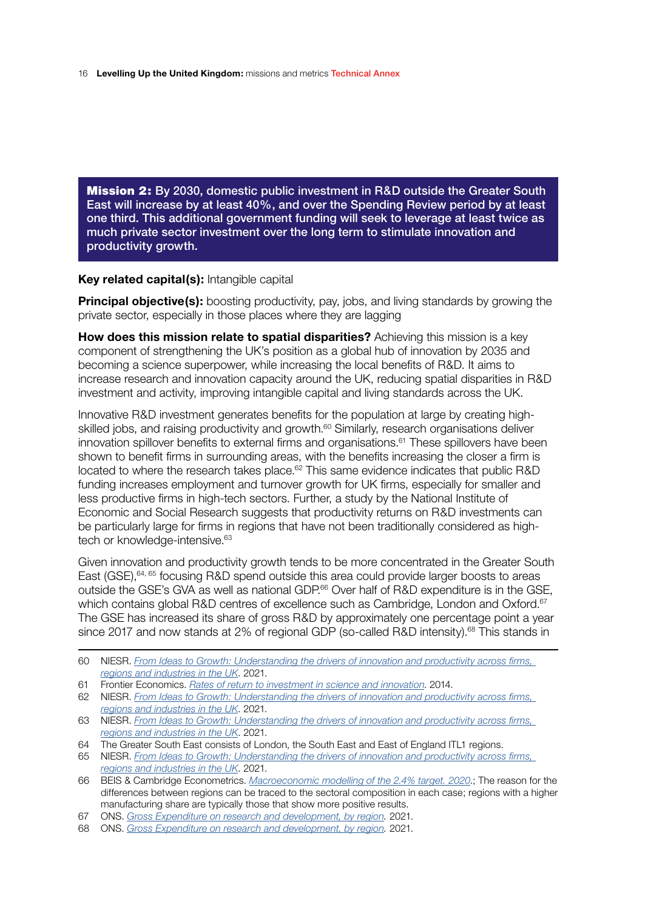**Mission 2:** By 2030, domestic public investment in R&D outside the Greater South East will increase by at least 40%, and over the Spending Review period by at least one third. This additional government funding will seek to leverage at least twice as much private sector investment over the long term to stimulate innovation and productivity growth.

**Key related capital(s):** Intangible capital

**Principal objective(s):** boosting productivity, pay, jobs, and living standards by growing the private sector, especially in those places where they are lagging

**How does this mission relate to spatial disparities?** Achieving this mission is a key component of strengthening the UK's position as a global hub of innovation by 2035 and becoming a science superpower, while increasing the local benefits of R&D. It aims to increase research and innovation capacity around the UK, reducing spatial disparities in R&D investment and activity, improving intangible capital and living standards across the UK.

Innovative R&D investment generates benefits for the population at large by creating high-skilled jobs, and raising productivity and growth.[60] Similarly, research organisations deliver innovation spillover benefits to external firms and organisations.[61] These spillovers have been shown to benefit firms in surrounding areas, with the benefits increasing the closer a firm is located to where the research takes place.[62] This same evidence indicates that public R&D funding increases employment and turnover growth for UK firms, especially for smaller and less productive firms in high-tech sectors. Further, a study by the National Institute of Economic and Social Research suggests that productivity returns on R&D investments can be particularly large for firms in regions that have not been traditionally considered as high-tech or knowledge-intensive.[63]

Given innovation and productivity growth tends to be more concentrated in the Greater South East (GSE),[64, 65] focusing R&D spend outside this area could provide larger boosts to areas outside the GSE's GVA as well as national GDP.[66] Over half of R&D expenditure is in the GSE, which contains global R&D centres of excellence such as Cambridge, London and Oxford.[67] The GSE has increased its share of gross R&D by approximately one percentage point a year since 2017 and now stands at 2% of regional GDP (so-called R&D intensity).[68] This stands in

---

60 NIESR. *From Ideas to Growth: Understanding the drivers of innovation and productivity across firms, regions and industries in the UK*. 2021.

61 Frontier Economics. *Rates of return to investment in science and innovation*. 2014.

62 NIESR. *From Ideas to Growth: Understanding the drivers of innovation and productivity across firms, regions and industries in the UK*. 2021.

63 NIESR. *From Ideas to Growth: Understanding the drivers of innovation and productivity across firms, regions and industries in the UK*. 2021.

64 The Greater South East consists of London, the South East and East of England ITL1 regions.

65 NIESR. *From Ideas to Growth: Understanding the drivers of innovation and productivity across firms, regions and industries in the UK*. 2021.

66 BEIS & Cambridge Econometrics. *Macroeconomic modelling of the 2.4% target. 2020.*; The reason for the differences between regions can be traced to the sectoral composition in each case; regions with a higher manufacturing share are typically those that show more positive results.

67 ONS. *Gross Expenditure on research and development, by region.* 2021.

68 ONS. *Gross Expenditure on research and development, by region.* 2021.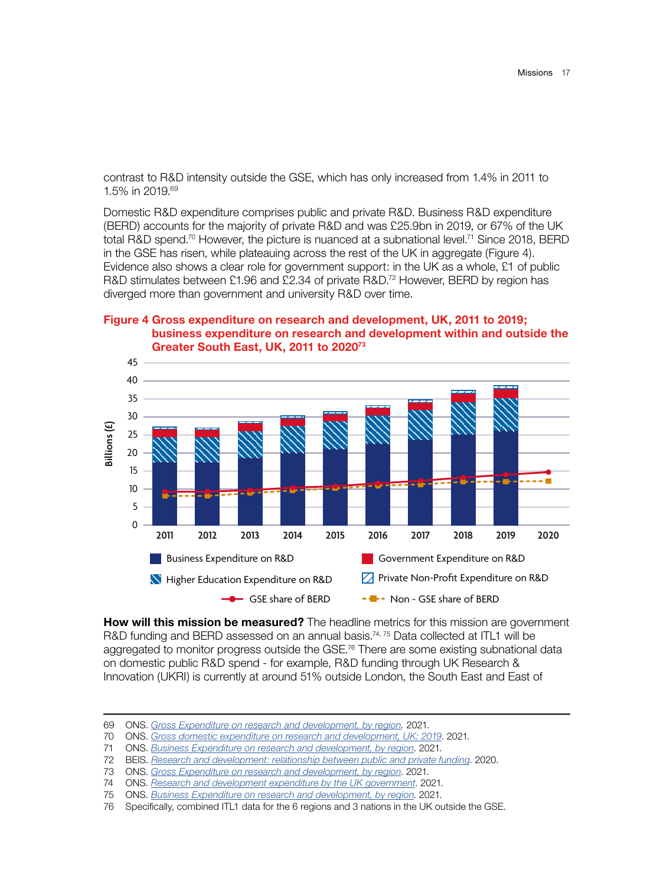contrast to R&D intensity outside the GSE, which has only increased from 1.4% in 2011 to 1.5% in 2019.[69]

Domestic R&D expenditure comprises public and private R&D. Business R&D expenditure (BERD) accounts for the majority of private R&D and was £25.9bn in 2019, or 67% of the UK total R&D spend.[70] However, the picture is nuanced at a subnational level.[71] Since 2018, BERD in the GSE has risen, while plateauing across the rest of the UK in aggregate (Figure 4). Evidence also shows a clear role for government support: in the UK as a whole, £1 of public R&D stimulates between £1.96 and £2.34 of private R&D.[72] However, BERD by region has diverged more than government and university R&D over time.

**Figure 4 Gross expenditure on research and development, UK, 2011 to 2019; business expenditure on research and development within and outside the Greater South East, UK, 2011 to 2020[73]**

**How will this mission be measured?** The headline metrics for this mission are government R&D funding and BERD assessed on an annual basis.[74, 75] Data collected at ITL1 will be aggregated to monitor progress outside the GSE.[76] There are some existing subnational data on domestic public R&D spend - for example, R&D funding through UK Research & Innovation (UKRI) is currently at around 51% outside London, the South East and East of

---

69 ONS. *Gross Expenditure on research and development, by region*. 2021.
70 ONS. *Gross domestic expenditure on research and development, UK: 2019*. 2021.
71 ONS. *Business Expenditure on research and development, by region*. 2021.
72 BEIS. *Research and development: relationship between public and private funding*. 2020.
73 ONS. *Gross Expenditure on research and development, by region*. 2021.
74 ONS. *Research and development expenditure by the UK government*. 2021.
75 ONS. *Business Expenditure on research and development, by region*. 2021.
76 Specifically, combined ITL1 data for the 6 regions and 3 nations in the UK outside the GSE.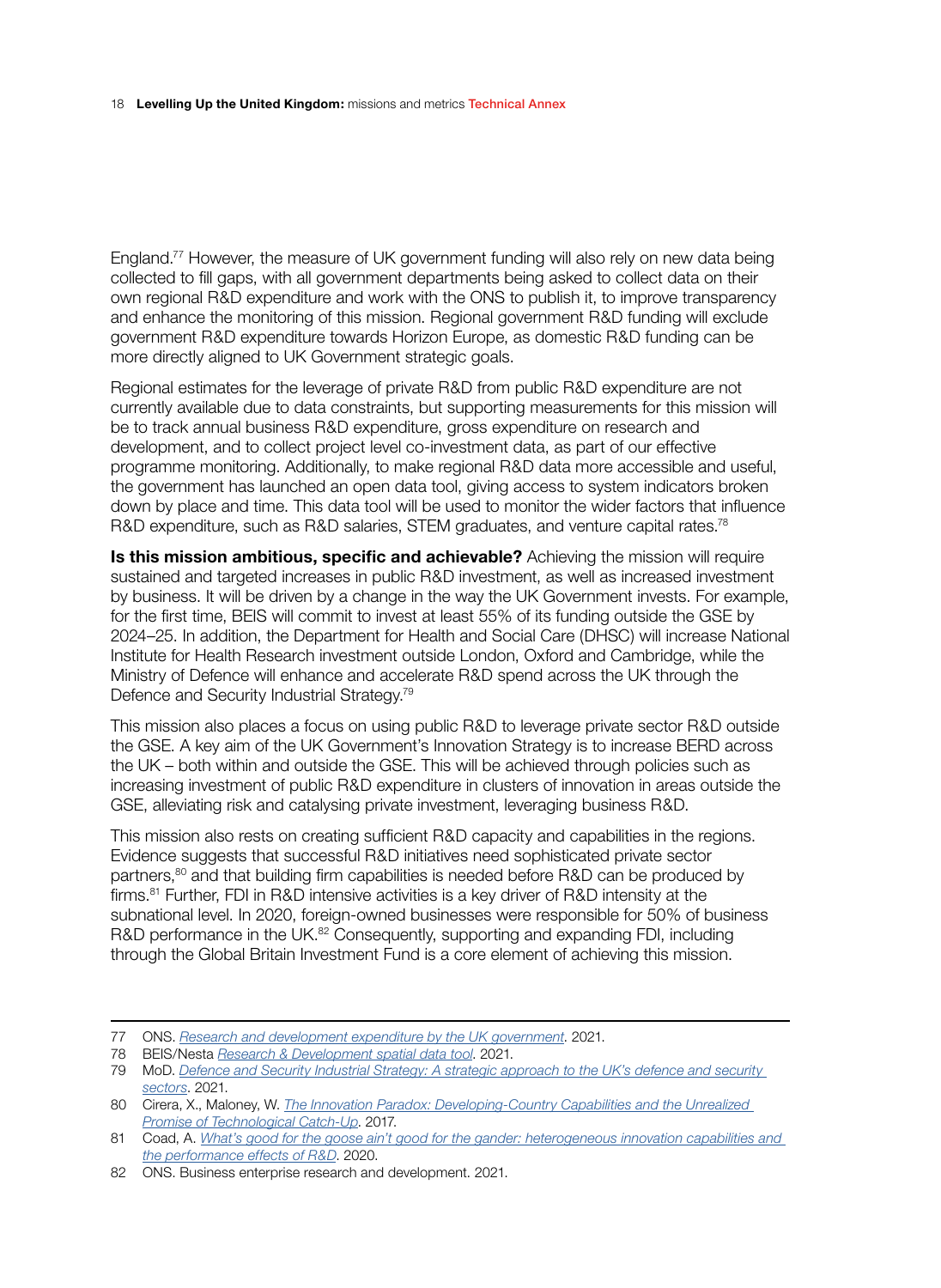England.[77] However, the measure of UK government funding will also rely on new data being collected to fill gaps, with all government departments being asked to collect data on their own regional R&D expenditure and work with the ONS to publish it, to improve transparency and enhance the monitoring of this mission. Regional government R&D funding will exclude government R&D expenditure towards Horizon Europe, as domestic R&D funding can be more directly aligned to UK Government strategic goals.

Regional estimates for the leverage of private R&D from public R&D expenditure are not currently available due to data constraints, but supporting measurements for this mission will be to track annual business R&D expenditure, gross expenditure on research and development, and to collect project level co-investment data, as part of our effective programme monitoring. Additionally, to make regional R&D data more accessible and useful, the government has launched an open data tool, giving access to system indicators broken down by place and time. This data tool will be used to monitor the wider factors that influence R&D expenditure, such as R&D salaries, STEM graduates, and venture capital rates.[78]

**Is this mission ambitious, specific and achievable?** Achieving the mission will require sustained and targeted increases in public R&D investment, as well as increased investment by business. It will be driven by a change in the way the UK Government invests. For example, for the first time, BEIS will commit to invest at least 55% of its funding outside the GSE by 2024–25. In addition, the Department for Health and Social Care (DHSC) will increase National Institute for Health Research investment outside London, Oxford and Cambridge, while the Ministry of Defence will enhance and accelerate R&D spend across the UK through the Defence and Security Industrial Strategy.[79]

This mission also places a focus on using public R&D to leverage private sector R&D outside the GSE. A key aim of the UK Government's Innovation Strategy is to increase BERD across the UK – both within and outside the GSE. This will be achieved through policies such as increasing investment of public R&D expenditure in clusters of innovation in areas outside the GSE, alleviating risk and catalysing private investment, leveraging business R&D.

This mission also rests on creating sufficient R&D capacity and capabilities in the regions. Evidence suggests that successful R&D initiatives need sophisticated private sector partners,[80] and that building firm capabilities is needed before R&D can be produced by firms.[81] Further, FDI in R&D intensive activities is a key driver of R&D intensity at the subnational level. In 2020, foreign-owned businesses were responsible for 50% of business R&D performance in the UK.[82] Consequently, supporting and expanding FDI, including through the Global Britain Investment Fund is a core element of achieving this mission.

---

77 ONS. *Research and development expenditure by the UK government*. 2021.

78 BEIS/Nesta *Research & Development spatial data tool*. 2021.

79 MoD. *Defence and Security Industrial Strategy: A strategic approach to the UK's defence and security sectors*. 2021.

80 Cirera, X., Maloney, W. *The Innovation Paradox: Developing-Country Capabilities and the Unrealized Promise of Technological Catch-Up*. 2017.

81 Coad, A. *What's good for the goose ain't good for the gander: heterogeneous innovation capabilities and the performance effects of R&D*. 2020.

82 ONS. Business enterprise research and development. 2021.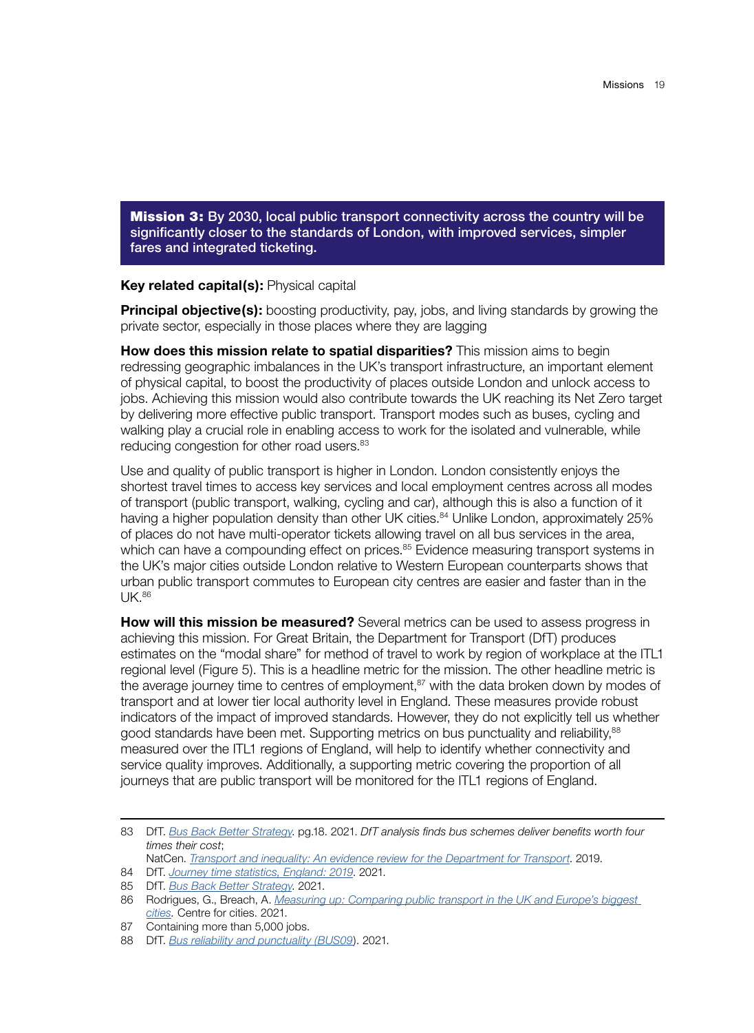**Mission 3:** By 2030, local public transport connectivity across the country will be significantly closer to the standards of London, with improved services, simpler fares and integrated ticketing.

**Key related capital(s):** Physical capital

**Principal objective(s):** boosting productivity, pay, jobs, and living standards by growing the private sector, especially in those places where they are lagging

**How does this mission relate to spatial disparities?** This mission aims to begin redressing geographic imbalances in the UK's transport infrastructure, an important element of physical capital, to boost the productivity of places outside London and unlock access to jobs. Achieving this mission would also contribute towards the UK reaching its Net Zero target by delivering more effective public transport. Transport modes such as buses, cycling and walking play a crucial role in enabling access to work for the isolated and vulnerable, while reducing congestion for other road users.[83]

Use and quality of public transport is higher in London. London consistently enjoys the shortest travel times to access key services and local employment centres across all modes of transport (public transport, walking, cycling and car), although this is also a function of it having a higher population density than other UK cities.[84] Unlike London, approximately 25% of places do not have multi-operator tickets allowing travel on all bus services in the area, which can have a compounding effect on prices.[85] Evidence measuring transport systems in the UK's major cities outside London relative to Western European counterparts shows that urban public transport commutes to European city centres are easier and faster than in the UK.[86]

**How will this mission be measured?** Several metrics can be used to assess progress in achieving this mission. For Great Britain, the Department for Transport (DfT) produces estimates on the "modal share" for method of travel to work by region of workplace at the ITL1 regional level (Figure 5). This is a headline metric for the mission. The other headline metric is the average journey time to centres of employment,[87] with the data broken down by modes of transport and at lower tier local authority level in England. These measures provide robust indicators of the impact of improved standards. However, they do not explicitly tell us whether good standards have been met. Supporting metrics on bus punctuality and reliability,[88] measured over the ITL1 regions of England, will help to identify whether connectivity and service quality improves. Additionally, a supporting metric covering the proportion of all journeys that are public transport will be monitored for the ITL1 regions of England.

---

83 DfT. Bus Back Better Strategy. pg.18. 2021. *DfT analysis finds bus schemes deliver benefits worth four times their cost*;
NatCen. Transport and inequality: An evidence review for the Department for Transport. 2019.

84 DfT. Journey time statistics, England: 2019. 2021.

85 DfT. Bus Back Better Strategy. 2021.

86 Rodrigues, G., Breach, A. Measuring up: Comparing public transport in the UK and Europe's biggest cities. Centre for cities. 2021.

87 Containing more than 5,000 jobs.

88 DfT. Bus reliability and punctuality (BUS09). 2021.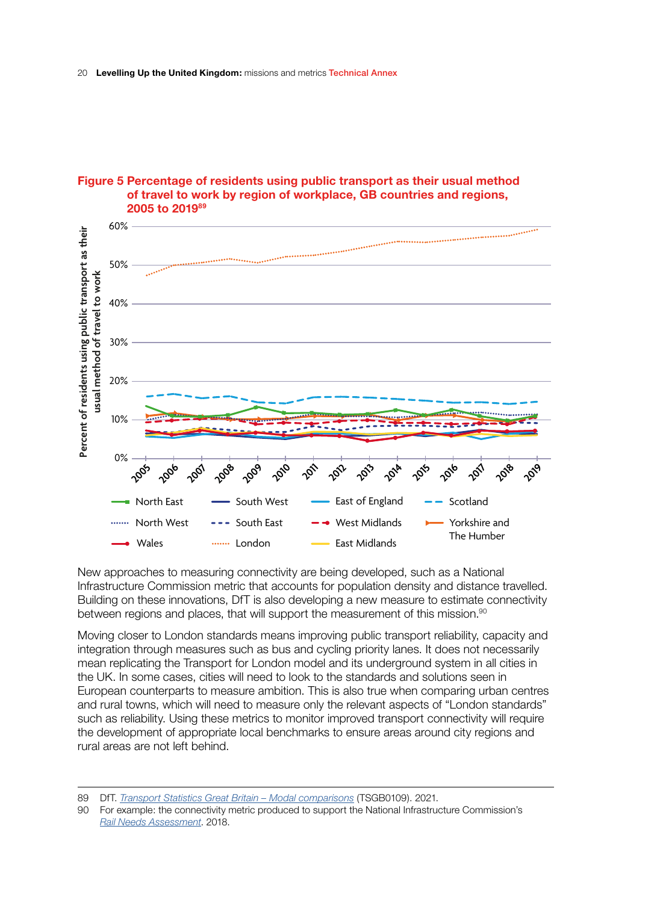**Figure 5 Percentage of residents using public transport as their usual method of travel to work by region of workplace, GB countries and regions, 2005 to 2019**[89]

New approaches to measuring connectivity are being developed, such as a National Infrastructure Commission metric that accounts for population density and distance travelled. Building on these innovations, DfT is also developing a new measure to estimate connectivity between regions and places, that will support the measurement of this mission.[90]

Moving closer to London standards means improving public transport reliability, capacity and integration through measures such as bus and cycling priority lanes. It does not necessarily mean replicating the Transport for London model and its underground system in all cities in the UK. In some cases, cities will need to look to the standards and solutions seen in European counterparts to measure ambition. This is also true when comparing urban centres and rural towns, which will need to measure only the relevant aspects of "London standards" such as reliability. Using these metrics to monitor improved transport connectivity will require the development of appropriate local benchmarks to ensure areas around city regions and rural areas are not left behind.

---

89 DfT. *Transport Statistics Great Britain – Modal comparisons* (TSGB0109). 2021.

90 For example: the connectivity metric produced to support the National Infrastructure Commission's *Rail Needs Assessment*. 2018.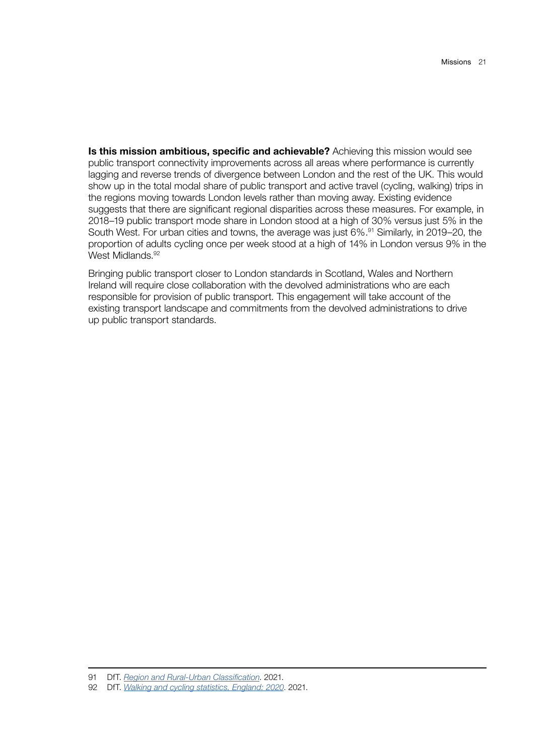**Is this mission ambitious, specific and achievable?** Achieving this mission would see public transport connectivity improvements across all areas where performance is currently lagging and reverse trends of divergence between London and the rest of the UK. This would show up in the total modal share of public transport and active travel (cycling, walking) trips in the regions moving towards London levels rather than moving away. Existing evidence suggests that there are significant regional disparities across these measures. For example, in 2018–19 public transport mode share in London stood at a high of 30% versus just 5% in the South West. For urban cities and towns, the average was just 6%.[91] Similarly, in 2019–20, the proportion of adults cycling once per week stood at a high of 14% in London versus 9% in the West Midlands.[92]

Bringing public transport closer to London standards in Scotland, Wales and Northern Ireland will require close collaboration with the devolved administrations who are each responsible for provision of public transport. This engagement will take account of the existing transport landscape and commitments from the devolved administrations to drive up public transport standards.

---

91 DfT. *Region and Rural-Urban Classification*. 2021.

92 DfT. *Walking and cycling statistics, England: 2020*. 2021.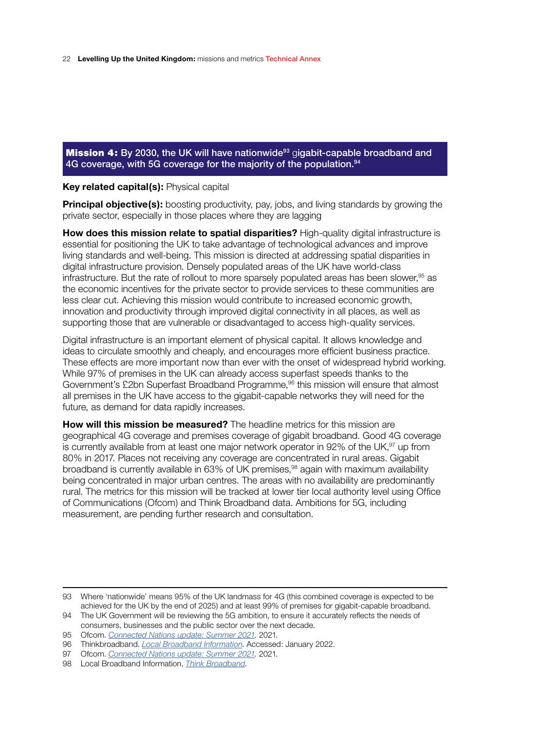## **Mission 4:** By 2030, the UK will have nationwide[93] gigabit-capable broadband and 4G coverage, with 5G coverage for the majority of the population.[94]

**Key related capital(s):** Physical capital

**Principal objective(s):** boosting productivity, pay, jobs, and living standards by growing the private sector, especially in those places where they are lagging

**How does this mission relate to spatial disparities?** High-quality digital infrastructure is essential for positioning the UK to take advantage of technological advances and improve living standards and well-being. This mission is directed at addressing spatial disparities in digital infrastructure provision. Densely populated areas of the UK have world-class infrastructure. But the rate of rollout to more sparsely populated areas has been slower,[95] as the economic incentives for the private sector to provide services to these communities are less clear cut. Achieving this mission would contribute to increased economic growth, innovation and productivity through improved digital connectivity in all places, as well as supporting those that are vulnerable or disadvantaged to access high-quality services.

Digital infrastructure is an important element of physical capital. It allows knowledge and ideas to circulate smoothly and cheaply, and encourages more efficient business practice. These effects are more important now than ever with the onset of widespread hybrid working. While 97% of premises in the UK can already access superfast speeds thanks to the Government's £2bn Superfast Broadband Programme,[96] this mission will ensure that almost all premises in the UK have access to the gigabit-capable networks they will need for the future, as demand for data rapidly increases.

**How will this mission be measured?** The headline metrics for this mission are geographical 4G coverage and premises coverage of gigabit broadband. Good 4G coverage is currently available from at least one major network operator in 92% of the UK,[97] up from 80% in 2017. Places not receiving any coverage are concentrated in rural areas. Gigabit broadband is currently available in 63% of UK premises,[98] again with maximum availability being concentrated in major urban centres. The areas with no availability are predominantly rural. The metrics for this mission will be tracked at lower tier local authority level using Office of Communications (Ofcom) and Think Broadband data. Ambitions for 5G, including measurement, are pending further research and consultation.

---

93 Where 'nationwide' means 95% of the UK landmass for 4G (this combined coverage is expected to be achieved for the UK by the end of 2025) and at least 99% of premises for gigabit-capable broadband.

94 The UK Government will be reviewing the 5G ambition, to ensure it accurately reflects the needs of consumers, businesses and the public sector over the next decade.

95 Ofcom. *Connected Nations update: Summer 2021.* 2021.

96 Thinkbroadband. *Local Broadband Information*. Accessed: January 2022.

97 Ofcom. *Connected Nations update: Summer 2021.* 2021.

98 Local Broadband Information, *Think Broadband*.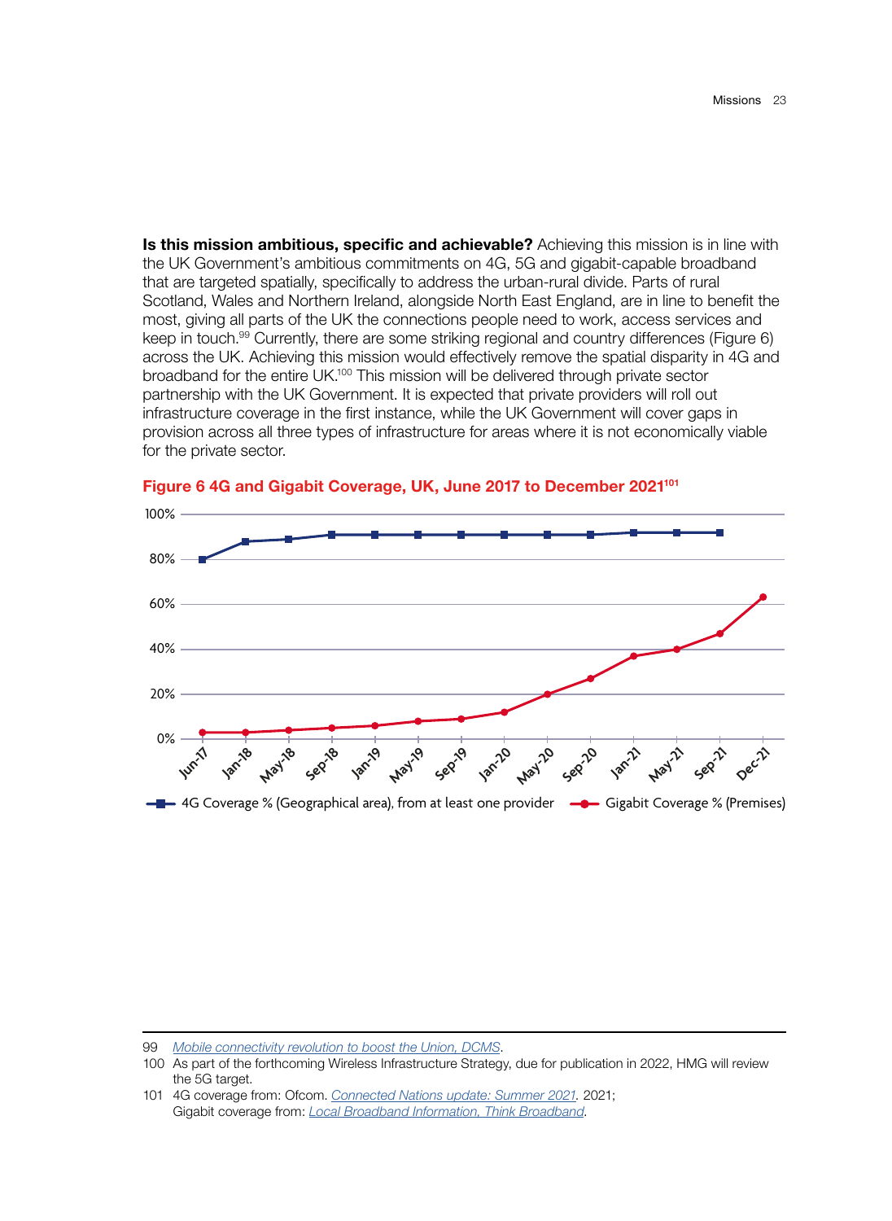**Is this mission ambitious, specific and achievable?** Achieving this mission is in line with the UK Government's ambitious commitments on 4G, 5G and gigabit-capable broadband that are targeted spatially, specifically to address the urban-rural divide. Parts of rural Scotland, Wales and Northern Ireland, alongside North East England, are in line to benefit the most, giving all parts of the UK the connections people need to work, access services and keep in touch.[99] Currently, there are some striking regional and country differences (Figure 6) across the UK. Achieving this mission would effectively remove the spatial disparity in 4G and broadband for the entire UK.[100] This mission will be delivered through private sector partnership with the UK Government. It is expected that private providers will roll out infrastructure coverage in the first instance, while the UK Government will cover gaps in provision across all three types of infrastructure for areas where it is not economically viable for the private sector.

**Figure 6 4G and Gigabit Coverage, UK, June 2017 to December 2021**[101]

100%
80%
60%
40%
20%
0%

Jun-17, Jan-18, May-18, Sep-18, Jan-19, May-19, Sep-19, Jan-20, May-20, Sep-20, Jan-21, May-21, Sep-21, Dec-21

4G Coverage % (Geographical area), from at least one provider — Gigabit Coverage % (Premises)

---

99 *Mobile connectivity revolution to boost the Union, DCMS*.

100 As part of the forthcoming Wireless Infrastructure Strategy, due for publication in 2022, HMG will review the 5G target.

101 4G coverage from: Ofcom. *Connected Nations update: Summer 2021*. 2021; Gigabit coverage from: *Local Broadband Information, Think Broadband*.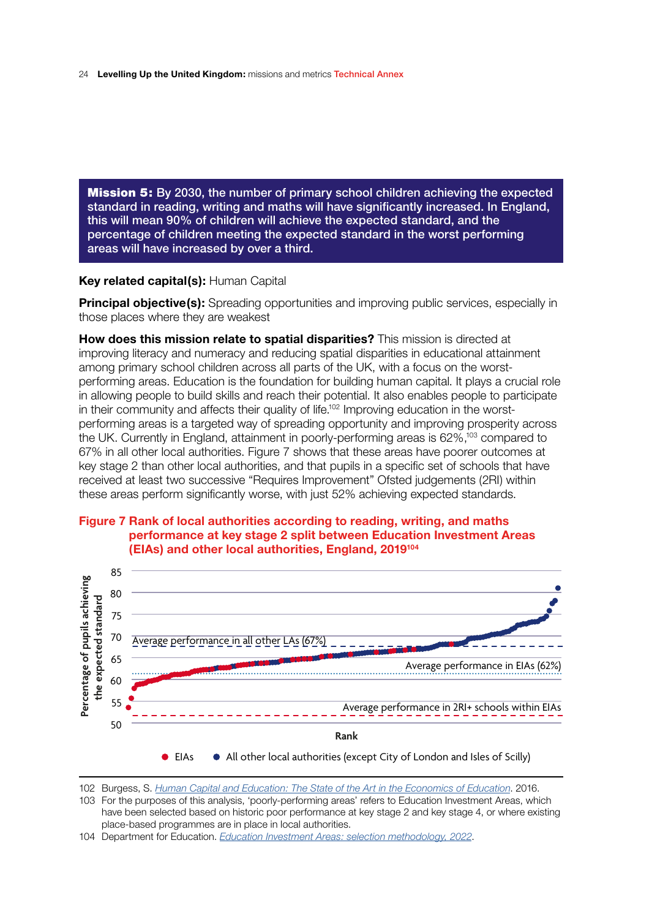**Mission 5:** By 2030, the number of primary school children achieving the expected standard in reading, writing and maths will have significantly increased. In England, this will mean 90% of children will achieve the expected standard, and the percentage of children meeting the expected standard in the worst performing areas will have increased by over a third.

**Key related capital(s):** Human Capital

**Principal objective(s):** Spreading opportunities and improving public services, especially in those places where they are weakest

**How does this mission relate to spatial disparities?** This mission is directed at improving literacy and numeracy and reducing spatial disparities in educational attainment among primary school children across all parts of the UK, with a focus on the worst-performing areas. Education is the foundation for building human capital. It plays a crucial role in allowing people to build skills and reach their potential. It also enables people to participate in their community and affects their quality of life.[102] Improving education in the worst-performing areas is a targeted way of spreading opportunity and improving prosperity across the UK. Currently in England, attainment in poorly-performing areas is 62%,[103] compared to 67% in all other local authorities. Figure 7 shows that these areas have poorer outcomes at key stage 2 than other local authorities, and that pupils in a specific set of schools that have received at least two successive "Requires Improvement" Ofsted judgements (2RI) within these areas perform significantly worse, with just 52% achieving expected standards.

**Figure 7 Rank of local authorities according to reading, writing, and maths performance at key stage 2 split between Education Investment Areas (EIAs) and other local authorities, England, 2019[104]**

102 Burgess, S. *Human Capital and Education: The State of the Art in the Economics of Education*. 2016.

103 For the purposes of this analysis, 'poorly-performing areas' refers to Education Investment Areas, which have been selected based on historic poor performance at key stage 2 and key stage 4, or where existing place-based programmes are in place in local authorities.

104 Department for Education. *Education Investment Areas: selection methodology, 2022*.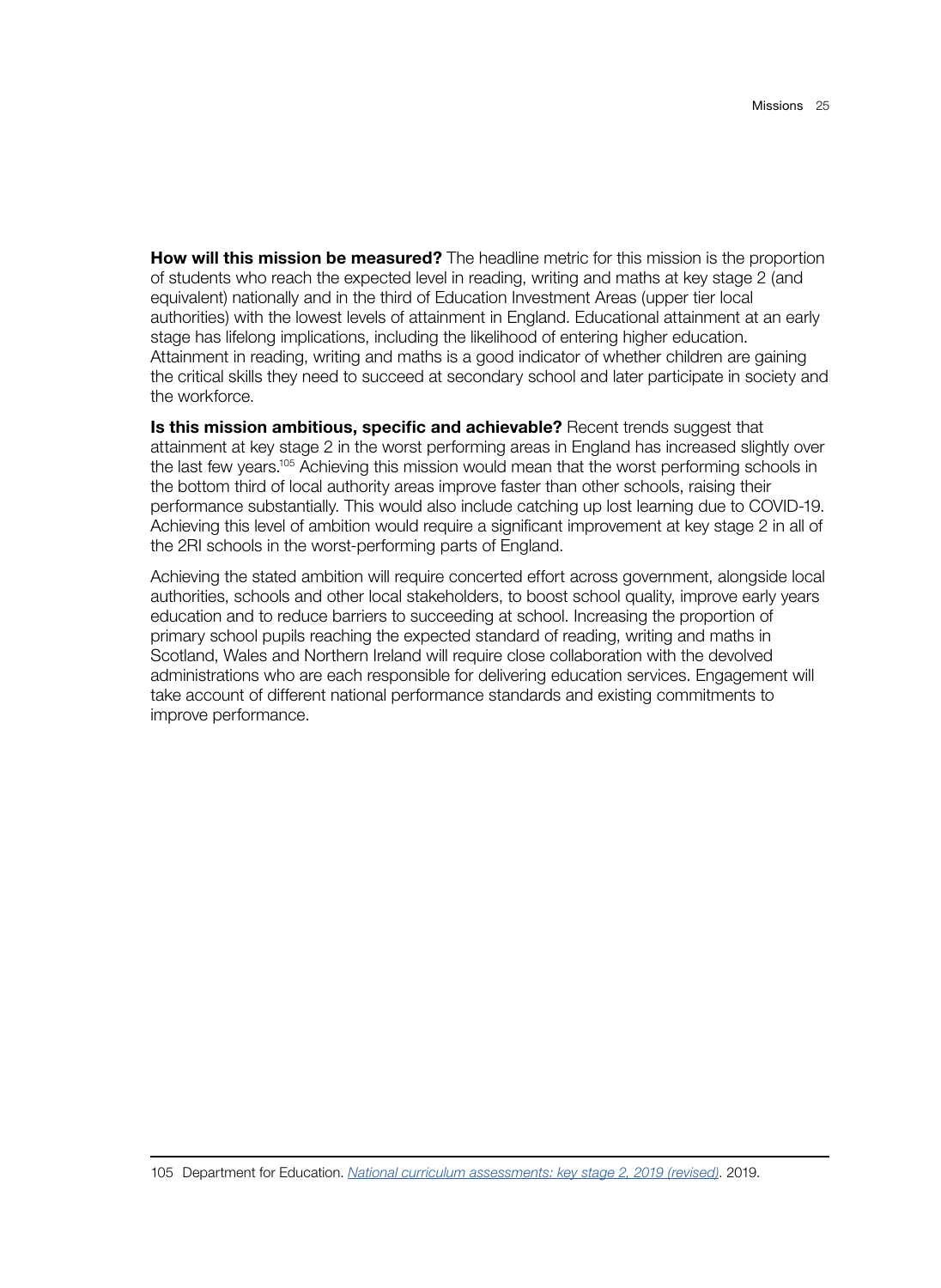**How will this mission be measured?** The headline metric for this mission is the proportion of students who reach the expected level in reading, writing and maths at key stage 2 (and equivalent) nationally and in the third of Education Investment Areas (upper tier local authorities) with the lowest levels of attainment in England. Educational attainment at an early stage has lifelong implications, including the likelihood of entering higher education. Attainment in reading, writing and maths is a good indicator of whether children are gaining the critical skills they need to succeed at secondary school and later participate in society and the workforce.

**Is this mission ambitious, specific and achievable?** Recent trends suggest that attainment at key stage 2 in the worst performing areas in England has increased slightly over the last few years.[105] Achieving this mission would mean that the worst performing schools in the bottom third of local authority areas improve faster than other schools, raising their performance substantially. This would also include catching up lost learning due to COVID-19. Achieving this level of ambition would require a significant improvement at key stage 2 in all of the 2RI schools in the worst-performing parts of England.

Achieving the stated ambition will require concerted effort across government, alongside local authorities, schools and other local stakeholders, to boost school quality, improve early years education and to reduce barriers to succeeding at school. Increasing the proportion of primary school pupils reaching the expected standard of reading, writing and maths in Scotland, Wales and Northern Ireland will require close collaboration with the devolved administrations who are each responsible for delivering education services. Engagement will take account of different national performance standards and existing commitments to improve performance.

---

105 Department for Education. *National curriculum assessments: key stage 2, 2019 (revised)*. 2019.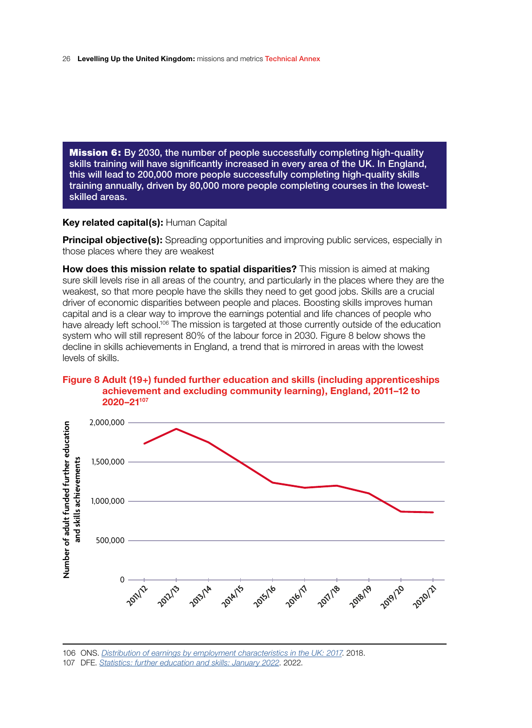**Mission 6:** By 2030, the number of people successfully completing high-quality skills training will have significantly increased in every area of the UK. In England, this will lead to 200,000 more people successfully completing high-quality skills training annually, driven by 80,000 more people completing courses in the lowest-skilled areas.

**Key related capital(s):** Human Capital

**Principal objective(s):** Spreading opportunities and improving public services, especially in those places where they are weakest

**How does this mission relate to spatial disparities?** This mission is aimed at making sure skill levels rise in all areas of the country, and particularly in the places where they are the weakest, so that more people have the skills they need to get good jobs. Skills are a crucial driver of economic disparities between people and places. Boosting skills improves human capital and is a clear way to improve the earnings potential and life chances of people who have already left school.[106] The mission is targeted at those currently outside of the education system who will still represent 80% of the labour force in 2030. Figure 8 below shows the decline in skills achievements in England, a trend that is mirrored in areas with the lowest levels of skills.

**Figure 8 Adult (19+) funded further education and skills (including apprenticeships achievement and excluding community learning), England, 2011–12 to 2020–21[107]**

106 ONS. *Distribution of earnings by employment characteristics in the UK: 2017*. 2018.

107 DFE. *Statistics: further education and skills: January 2022*. 2022.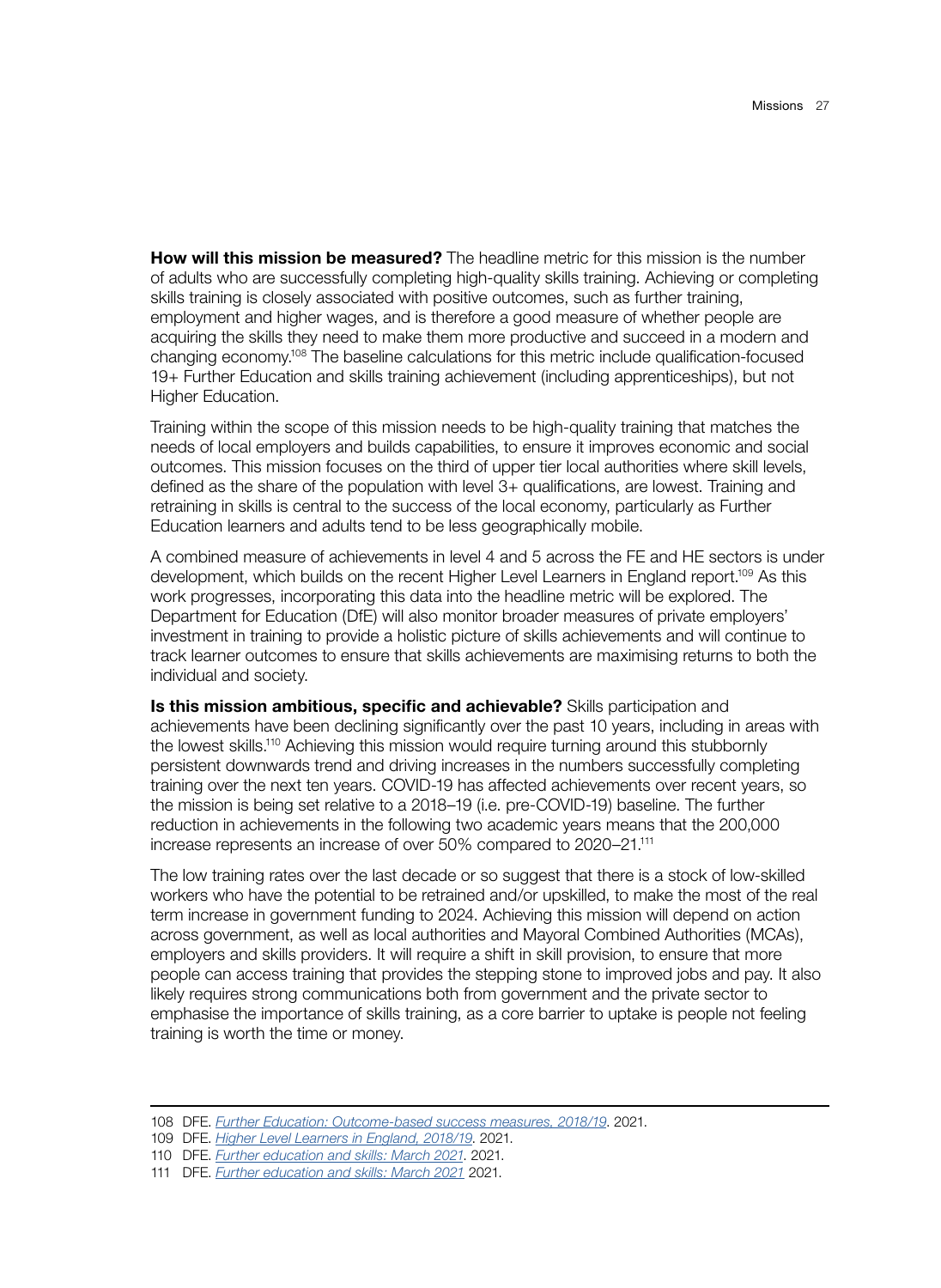**How will this mission be measured?** The headline metric for this mission is the number of adults who are successfully completing high-quality skills training. Achieving or completing skills training is closely associated with positive outcomes, such as further training, employment and higher wages, and is therefore a good measure of whether people are acquiring the skills they need to make them more productive and succeed in a modern and changing economy.[108] The baseline calculations for this metric include qualification-focused 19+ Further Education and skills training achievement (including apprenticeships), but not Higher Education.

Training within the scope of this mission needs to be high-quality training that matches the needs of local employers and builds capabilities, to ensure it improves economic and social outcomes. This mission focuses on the third of upper tier local authorities where skill levels, defined as the share of the population with level 3+ qualifications, are lowest. Training and retraining in skills is central to the success of the local economy, particularly as Further Education learners and adults tend to be less geographically mobile.

A combined measure of achievements in level 4 and 5 across the FE and HE sectors is under development, which builds on the recent Higher Level Learners in England report.[109] As this work progresses, incorporating this data into the headline metric will be explored. The Department for Education (DfE) will also monitor broader measures of private employers' investment in training to provide a holistic picture of skills achievements and will continue to track learner outcomes to ensure that skills achievements are maximising returns to both the individual and society.

**Is this mission ambitious, specific and achievable?** Skills participation and achievements have been declining significantly over the past 10 years, including in areas with the lowest skills.[110] Achieving this mission would require turning around this stubbornly persistent downwards trend and driving increases in the numbers successfully completing training over the next ten years. COVID-19 has affected achievements over recent years, so the mission is being set relative to a 2018–19 (i.e. pre-COVID-19) baseline. The further reduction in achievements in the following two academic years means that the 200,000 increase represents an increase of over 50% compared to 2020–21.[111]

The low training rates over the last decade or so suggest that there is a stock of low-skilled workers who have the potential to be retrained and/or upskilled, to make the most of the real term increase in government funding to 2024. Achieving this mission will depend on action across government, as well as local authorities and Mayoral Combined Authorities (MCAs), employers and skills providers. It will require a shift in skill provision, to ensure that more people can access training that provides the stepping stone to improved jobs and pay. It also likely requires strong communications both from government and the private sector to emphasise the importance of skills training, as a core barrier to uptake is people not feeling training is worth the time or money.

---

108 DFE. *Further Education: Outcome-based success measures, 2018/19*. 2021.

109 DFE. *Higher Level Learners in England, 2018/19*. 2021.

110 DFE. *Further education and skills: March 2021*. 2021.

111 DFE. *Further education and skills: March 2021* 2021.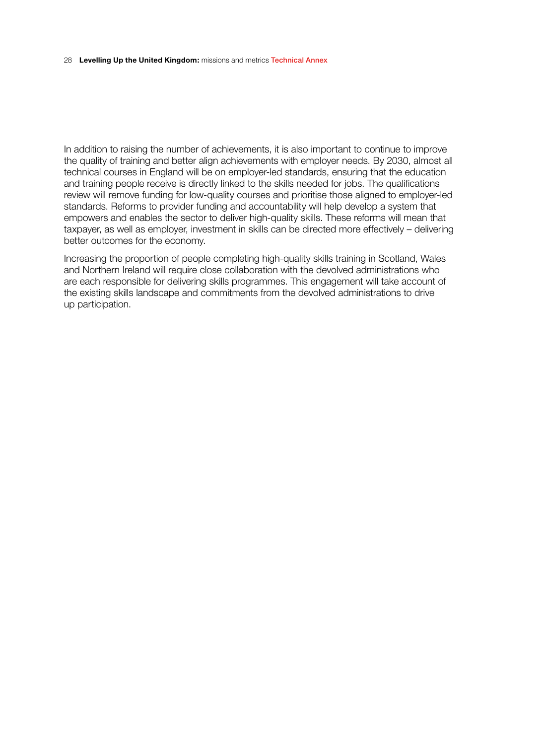In addition to raising the number of achievements, it is also important to continue to improve the quality of training and better align achievements with employer needs. By 2030, almost all technical courses in England will be on employer-led standards, ensuring that the education and training people receive is directly linked to the skills needed for jobs. The qualifications review will remove funding for low-quality courses and prioritise those aligned to employer-led standards. Reforms to provider funding and accountability will help develop a system that empowers and enables the sector to deliver high-quality skills. These reforms will mean that taxpayer, as well as employer, investment in skills can be directed more effectively – delivering better outcomes for the economy.

Increasing the proportion of people completing high-quality skills training in Scotland, Wales and Northern Ireland will require close collaboration with the devolved administrations who are each responsible for delivering skills programmes. This engagement will take account of the existing skills landscape and commitments from the devolved administrations to drive up participation.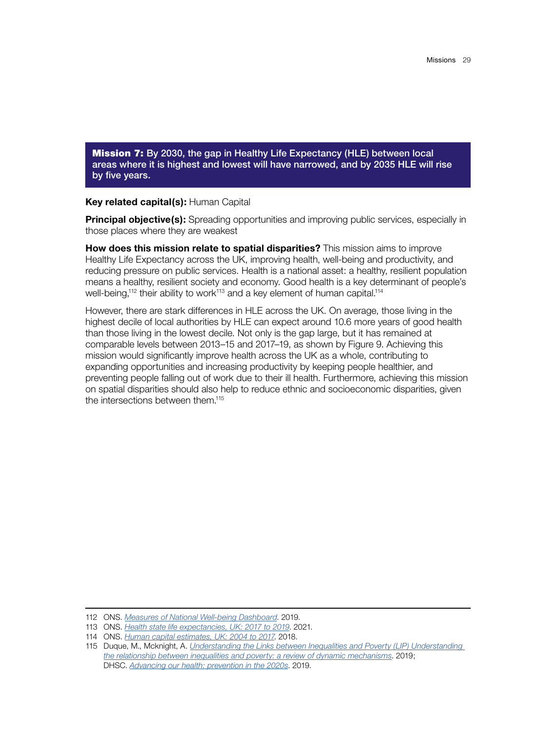**Mission 7:** By 2030, the gap in Healthy Life Expectancy (HLE) between local areas where it is highest and lowest will have narrowed, and by 2035 HLE will rise by five years.

**Key related capital(s):** Human Capital

**Principal objective(s):** Spreading opportunities and improving public services, especially in those places where they are weakest

**How does this mission relate to spatial disparities?** This mission aims to improve Healthy Life Expectancy across the UK, improving health, well-being and productivity, and reducing pressure on public services. Health is a national asset: a healthy, resilient population means a healthy, resilient society and economy. Good health is a key determinant of people's well-being,[112] their ability to work[113] and a key element of human capital.[114]

However, there are stark differences in HLE across the UK. On average, those living in the highest decile of local authorities by HLE can expect around 10.6 more years of good health than those living in the lowest decile. Not only is the gap large, but it has remained at comparable levels between 2013–15 and 2017–19, as shown by Figure 9. Achieving this mission would significantly improve health across the UK as a whole, contributing to expanding opportunities and increasing productivity by keeping people healthier, and preventing people falling out of work due to their ill health. Furthermore, achieving this mission on spatial disparities should also help to reduce ethnic and socioeconomic disparities, given the intersections between them.[115]

---

112 ONS. *Measures of National Well-being Dashboard*. 2019.

113 ONS. *Health state life expectancies, UK: 2017 to 2019*. 2021.

114 ONS. *Human capital estimates, UK: 2004 to 2017*. 2018.

115 Duque, M., Mcknight, A. *Understanding the Links between Inequalities and Poverty (LIP) Understanding the relationship between inequalities and poverty: a review of dynamic mechanisms*. 2019; DHSC. *Advancing our health: prevention in the 2020s*. 2019.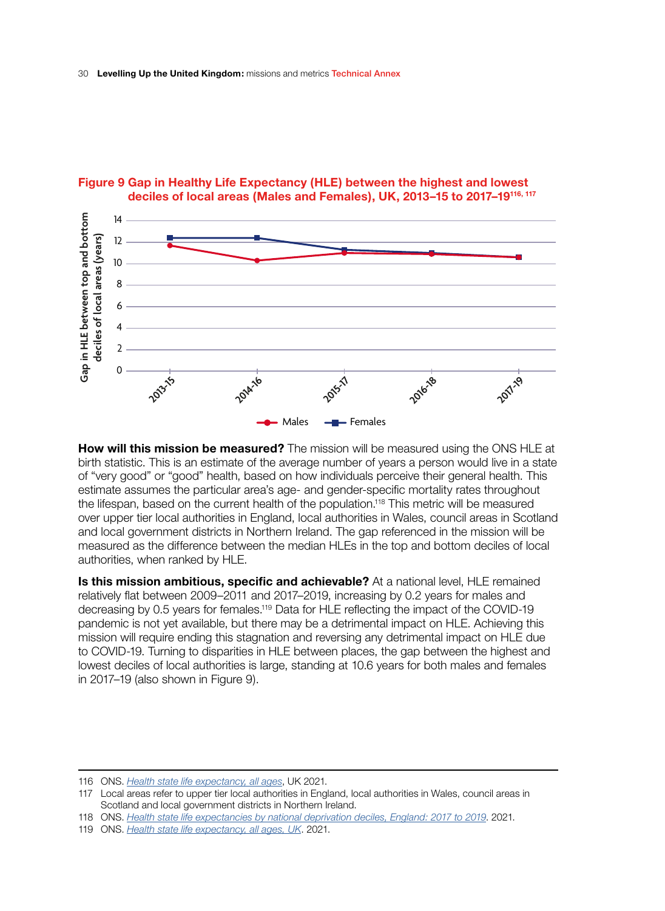**Figure 9 Gap in Healthy Life Expectancy (HLE) between the highest and lowest deciles of local areas (Males and Females), UK, 2013–15 to 2017–19**[116, 117]

**How will this mission be measured?** The mission will be measured using the ONS HLE at birth statistic. This is an estimate of the average number of years a person would live in a state of "very good" or "good" health, based on how individuals perceive their general health. This estimate assumes the particular area's age- and gender-specific mortality rates throughout the lifespan, based on the current health of the population.[118] This metric will be measured over upper tier local authorities in England, local authorities in Wales, council areas in Scotland and local government districts in Northern Ireland. The gap referenced in the mission will be measured as the difference between the median HLEs in the top and bottom deciles of local authorities, when ranked by HLE.

**Is this mission ambitious, specific and achievable?** At a national level, HLE remained relatively flat between 2009–2011 and 2017–2019, increasing by 0.2 years for males and decreasing by 0.5 years for females.[119] Data for HLE reflecting the impact of the COVID-19 pandemic is not yet available, but there may be a detrimental impact on HLE. Achieving this mission will require ending this stagnation and reversing any detrimental impact on HLE due to COVID-19. Turning to disparities in HLE between places, the gap between the highest and lowest deciles of local authorities is large, standing at 10.6 years for both males and females in 2017–19 (also shown in Figure 9).

---

116 ONS. *Health state life expectancy, all ages*, UK 2021.

117 Local areas refer to upper tier local authorities in England, local authorities in Wales, council areas in Scotland and local government districts in Northern Ireland.

118 ONS. *Health state life expectancies by national deprivation deciles, England: 2017 to 2019*. 2021.

119 ONS. *Health state life expectancy, all ages, UK*. 2021.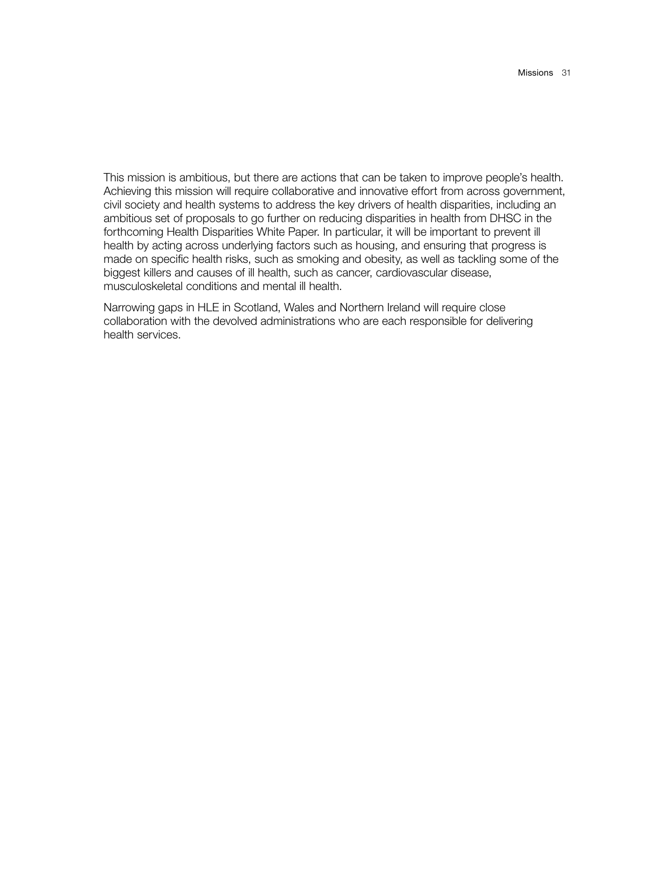This mission is ambitious, but there are actions that can be taken to improve people's health. Achieving this mission will require collaborative and innovative effort from across government, civil society and health systems to address the key drivers of health disparities, including an ambitious set of proposals to go further on reducing disparities in health from DHSC in the forthcoming Health Disparities White Paper. In particular, it will be important to prevent ill health by acting across underlying factors such as housing, and ensuring that progress is made on specific health risks, such as smoking and obesity, as well as tackling some of the biggest killers and causes of ill health, such as cancer, cardiovascular disease, musculoskeletal conditions and mental ill health.

Narrowing gaps in HLE in Scotland, Wales and Northern Ireland will require close collaboration with the devolved administrations who are each responsible for delivering health services.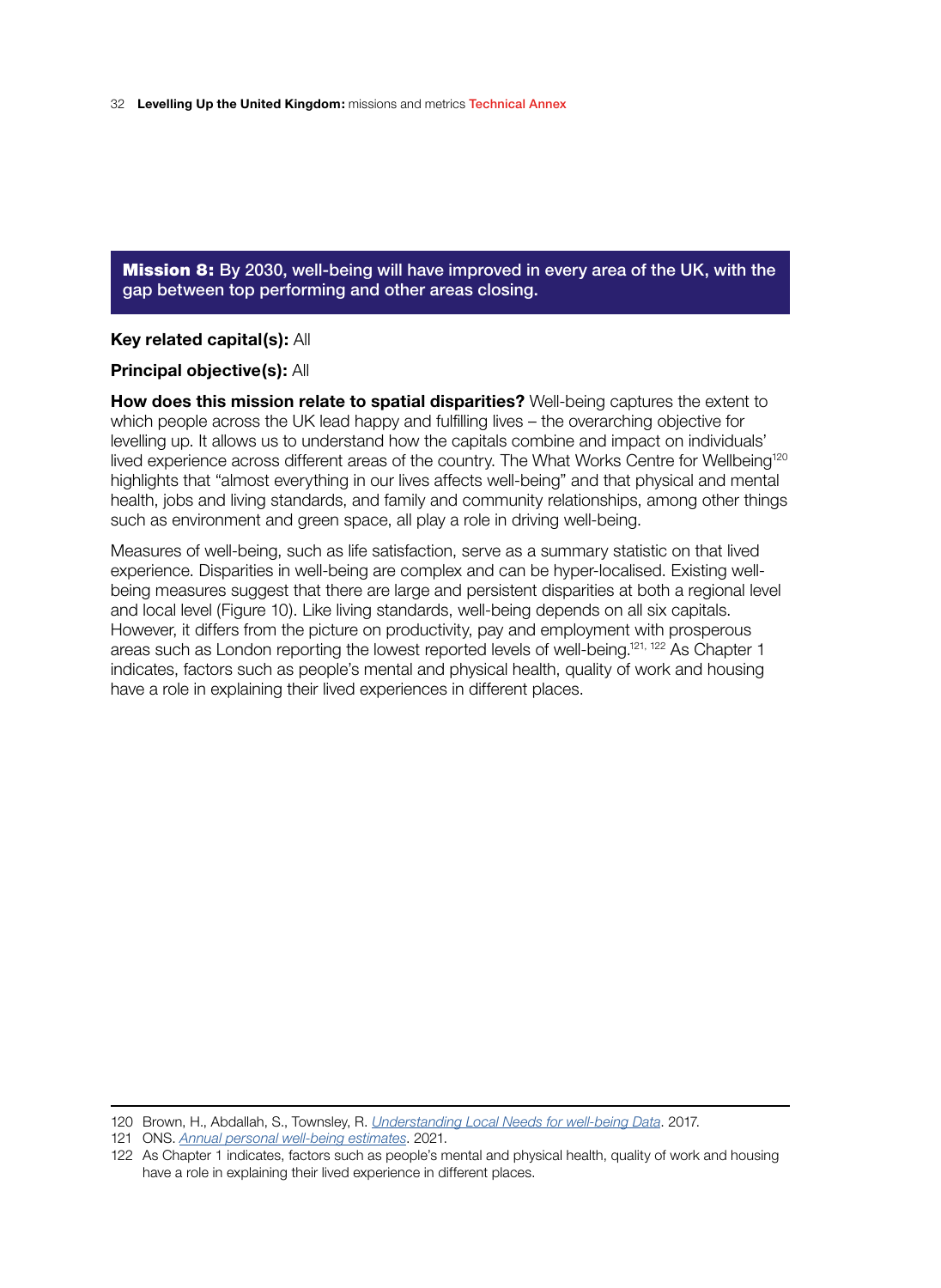**Mission 8:** By 2030, well-being will have improved in every area of the UK, with the gap between top performing and other areas closing.

**Key related capital(s):** All

**Principal objective(s):** All

**How does this mission relate to spatial disparities?** Well-being captures the extent to which people across the UK lead happy and fulfilling lives – the overarching objective for levelling up. It allows us to understand how the capitals combine and impact on individuals' lived experience across different areas of the country. The What Works Centre for Wellbeing[120] highlights that "almost everything in our lives affects well-being" and that physical and mental health, jobs and living standards, and family and community relationships, among other things such as environment and green space, all play a role in driving well-being.

Measures of well-being, such as life satisfaction, serve as a summary statistic on that lived experience. Disparities in well-being are complex and can be hyper-localised. Existing well-being measures suggest that there are large and persistent disparities at both a regional level and local level (Figure 10). Like living standards, well-being depends on all six capitals. However, it differs from the picture on productivity, pay and employment with prosperous areas such as London reporting the lowest reported levels of well-being.[121, 122] As Chapter 1 indicates, factors such as people's mental and physical health, quality of work and housing have a role in explaining their lived experiences in different places.

---

120 Brown, H., Abdallah, S., Townsley, R. *Understanding Local Needs for well-being Data*. 2017.

121 ONS. *Annual personal well-being estimates*. 2021.

122 As Chapter 1 indicates, factors such as people's mental and physical health, quality of work and housing have a role in explaining their lived experience in different places.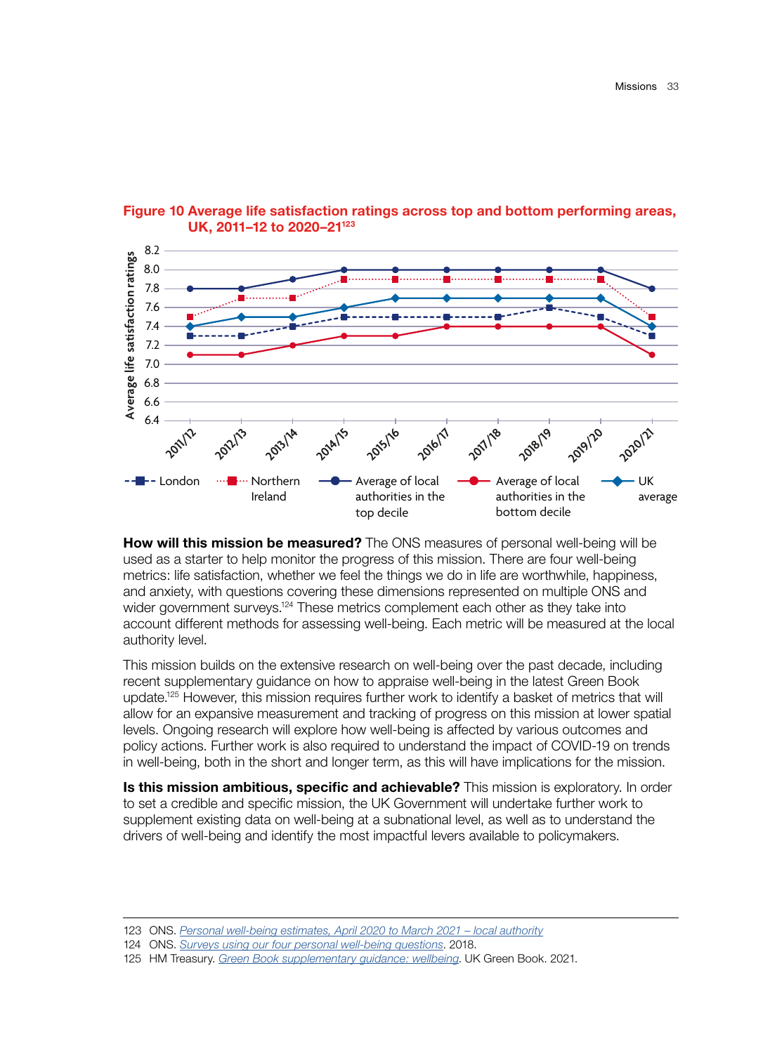**Figure 10 Average life satisfaction ratings across top and bottom performing areas, UK, 2011–12 to 2020–21**[123]

| Year | London | Northern Ireland | Average of local authorities in the top decile | Average of local authorities in the bottom decile | UK average |
|---|---|---|---|---|---|
| 2011/12 | 7.3 | 7.5 | 7.8 | 7.1 | 7.4 |
| 2012/13 | 7.3 | 7.7 | 7.8 | 7.1 | 7.5 |
| 2013/14 | 7.4 | 7.7 | 7.9 | 7.2 | 7.5 |
| 2014/15 | 7.5 | 7.9 | 8.0 | 7.3 | 7.6 |
| 2015/16 | 7.5 | 7.9 | 8.0 | 7.3 | 7.7 |
| 2016/17 | 7.5 | 7.9 | 8.0 | 7.4 | 7.7 |
| 2017/18 | 7.5 | 7.9 | 8.0 | 7.4 | 7.7 |
| 2018/19 | 7.6 | 7.9 | 8.0 | 7.4 | 7.7 |
| 2019/20 | 7.5 | 7.9 | 8.0 | 7.4 | 7.7 |
| 2020/21 | 7.3 | 7.5 | 7.8 | 7.1 | 7.4 |

**How will this mission be measured?** The ONS measures of personal well-being will be used as a starter to help monitor the progress of this mission. There are four well-being metrics: life satisfaction, whether we feel the things we do in life are worthwhile, happiness, and anxiety, with questions covering these dimensions represented on multiple ONS and wider government surveys.[124] These metrics complement each other as they take into account different methods for assessing well-being. Each metric will be measured at the local authority level.

This mission builds on the extensive research on well-being over the past decade, including recent supplementary guidance on how to appraise well-being in the latest Green Book update.[125] However, this mission requires further work to identify a basket of metrics that will allow for an expansive measurement and tracking of progress on this mission at lower spatial levels. Ongoing research will explore how well-being is affected by various outcomes and policy actions. Further work is also required to understand the impact of COVID-19 on trends in well-being, both in the short and longer term, as this will have implications for the mission.

**Is this mission ambitious, specific and achievable?** This mission is exploratory. In order to set a credible and specific mission, the UK Government will undertake further work to supplement existing data on well-being at a subnational level, as well as to understand the drivers of well-being and identify the most impactful levers available to policymakers.

---

123 ONS. *Personal well-being estimates, April 2020 to March 2021 – local authority*

124 ONS. *Surveys using our four personal well-being questions*. 2018.

125 HM Treasury. *Green Book supplementary guidance: wellbeing*. UK Green Book. 2021.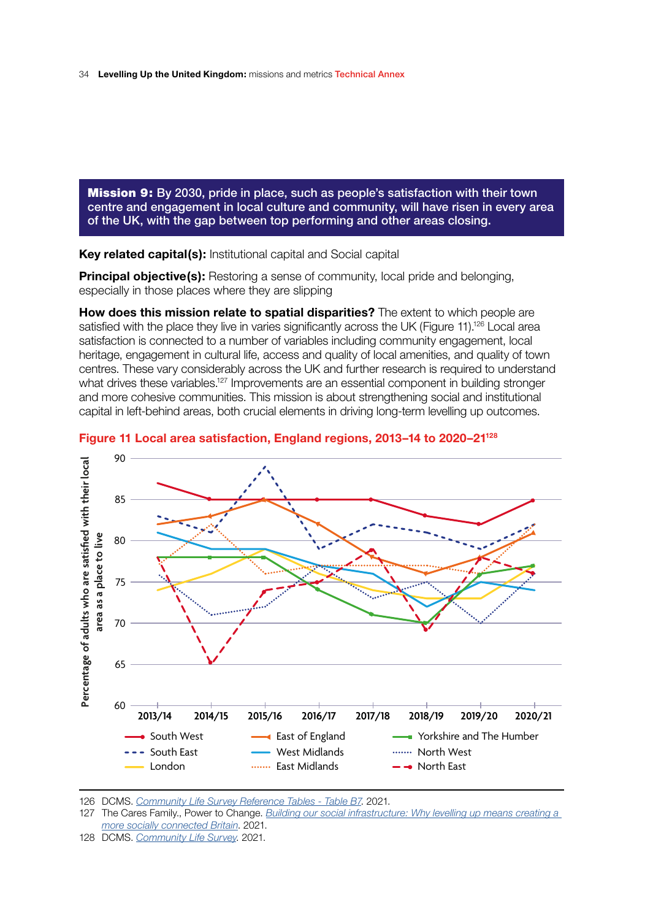**Mission 9:** By 2030, pride in place, such as people's satisfaction with their town centre and engagement in local culture and community, will have risen in every area of the UK, with the gap between top performing and other areas closing.

**Key related capital(s):** Institutional capital and Social capital

**Principal objective(s):** Restoring a sense of community, local pride and belonging, especially in those places where they are slipping

**How does this mission relate to spatial disparities?** The extent to which people are satisfied with the place they live in varies significantly across the UK (Figure 11).[126] Local area satisfaction is connected to a number of variables including community engagement, local heritage, engagement in cultural life, access and quality of local amenities, and quality of town centres. These vary considerably across the UK and further research is required to understand what drives these variables.[127] Improvements are an essential component in building stronger and more cohesive communities. This mission is about strengthening social and institutional capital in left-behind areas, both crucial elements in driving long-term levelling up outcomes.

**Figure 11 Local area satisfaction, England regions, 2013–14 to 2020–21[128]**

---

126 DCMS. *Community Life Survey Reference Tables - Table B7*. 2021.

127 The Cares Family., Power to Change. *Building our social infrastructure: Why levelling up means creating a more socially connected Britain*. 2021.

128 DCMS. *Community Life Survey*. 2021.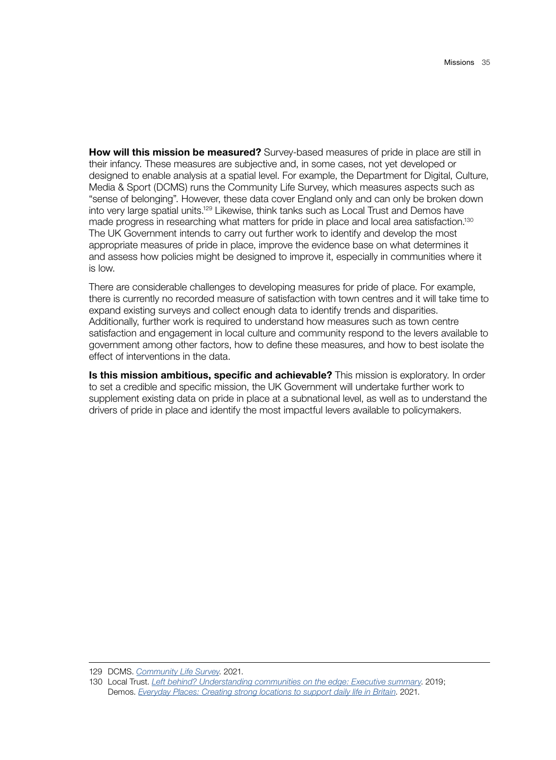**How will this mission be measured?** Survey-based measures of pride in place are still in their infancy. These measures are subjective and, in some cases, not yet developed or designed to enable analysis at a spatial level. For example, the Department for Digital, Culture, Media & Sport (DCMS) runs the Community Life Survey, which measures aspects such as "sense of belonging". However, these data cover England only and can only be broken down into very large spatial units.[129] Likewise, think tanks such as Local Trust and Demos have made progress in researching what matters for pride in place and local area satisfaction.[130] The UK Government intends to carry out further work to identify and develop the most appropriate measures of pride in place, improve the evidence base on what determines it and assess how policies might be designed to improve it, especially in communities where it is low.

There are considerable challenges to developing measures for pride of place. For example, there is currently no recorded measure of satisfaction with town centres and it will take time to expand existing surveys and collect enough data to identify trends and disparities. Additionally, further work is required to understand how measures such as town centre satisfaction and engagement in local culture and community respond to the levers available to government among other factors, how to define these measures, and how to best isolate the effect of interventions in the data.

**Is this mission ambitious, specific and achievable?** This mission is exploratory. In order to set a credible and specific mission, the UK Government will undertake further work to supplement existing data on pride in place at a subnational level, as well as to understand the drivers of pride in place and identify the most impactful levers available to policymakers.

---

129 DCMS. *Community Life Survey*. 2021.

130 Local Trust. *Left behind? Understanding communities on the edge: Executive summary*. 2019; Demos. *Everyday Places: Creating strong locations to support daily life in Britain*. 2021.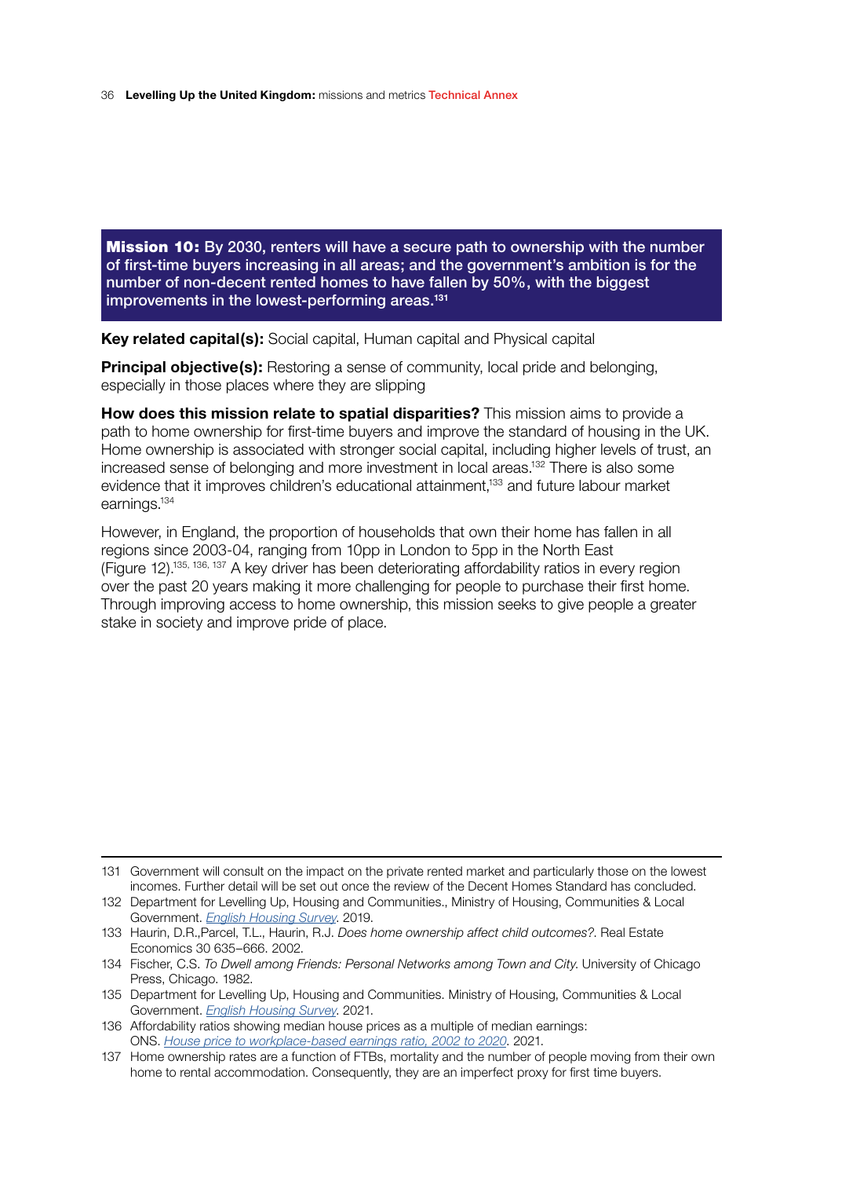**Mission 10:** By 2030, renters will have a secure path to ownership with the number of first-time buyers increasing in all areas; and the government's ambition is for the number of non-decent rented homes to have fallen by 50%, with the biggest improvements in the lowest-performing areas.[131]

**Key related capital(s):** Social capital, Human capital and Physical capital

**Principal objective(s):** Restoring a sense of community, local pride and belonging, especially in those places where they are slipping

**How does this mission relate to spatial disparities?** This mission aims to provide a path to home ownership for first-time buyers and improve the standard of housing in the UK. Home ownership is associated with stronger social capital, including higher levels of trust, an increased sense of belonging and more investment in local areas.[132] There is also some evidence that it improves children's educational attainment,[133] and future labour market earnings.[134]

However, in England, the proportion of households that own their home has fallen in all regions since 2003-04, ranging from 10pp in London to 5pp in the North East (Figure 12).[135, 136, 137] A key driver has been deteriorating affordability ratios in every region over the past 20 years making it more challenging for people to purchase their first home. Through improving access to home ownership, this mission seeks to give people a greater stake in society and improve pride of place.

---

131 Government will consult on the impact on the private rented market and particularly those on the lowest incomes. Further detail will be set out once the review of the Decent Homes Standard has concluded.

132 Department for Levelling Up, Housing and Communities., Ministry of Housing, Communities & Local Government. *English Housing Survey*. 2019.

133 Haurin, D.R.,Parcel, T.L., Haurin, R.J. *Does home ownership affect child outcomes?*. Real Estate Economics 30 635–666. 2002.

134 Fischer, C.S. *To Dwell among Friends: Personal Networks among Town and City*. University of Chicago Press, Chicago. 1982.

135 Department for Levelling Up, Housing and Communities. Ministry of Housing, Communities & Local Government. *English Housing Survey*. 2021.

136 Affordability ratios showing median house prices as a multiple of median earnings: ONS. *House price to workplace-based earnings ratio, 2002 to 2020*. 2021.

137 Home ownership rates are a function of FTBs, mortality and the number of people moving from their own home to rental accommodation. Consequently, they are an imperfect proxy for first time buyers.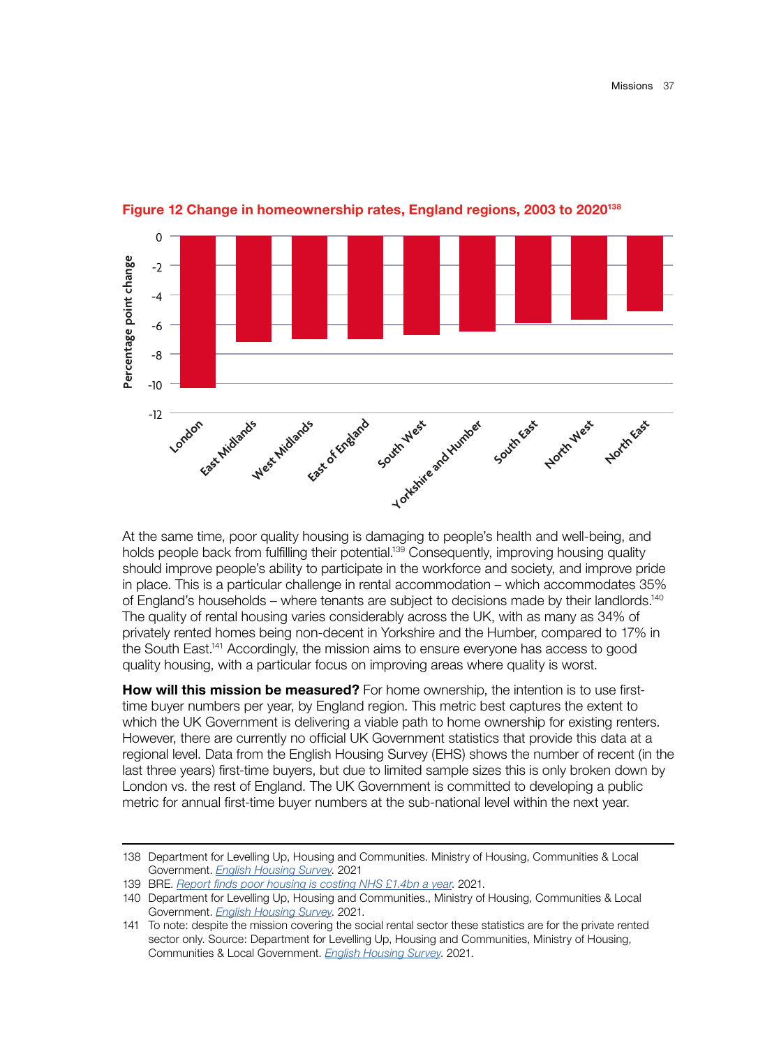**Figure 12 Change in homeownership rates, England regions, 2003 to 2020**[138]

At the same time, poor quality housing is damaging to people's health and well-being, and holds people back from fulfilling their potential.[139] Consequently, improving housing quality should improve people's ability to participate in the workforce and society, and improve pride in place. This is a particular challenge in rental accommodation – which accommodates 35% of England's households – where tenants are subject to decisions made by their landlords.[140] The quality of rental housing varies considerably across the UK, with as many as 34% of privately rented homes being non-decent in Yorkshire and the Humber, compared to 17% in the South East.[141] Accordingly, the mission aims to ensure everyone has access to good quality housing, with a particular focus on improving areas where quality is worst.

**How will this mission be measured?** For home ownership, the intention is to use first-time buyer numbers per year, by England region. This metric best captures the extent to which the UK Government is delivering a viable path to home ownership for existing renters. However, there are currently no official UK Government statistics that provide this data at a regional level. Data from the English Housing Survey (EHS) shows the number of recent (in the last three years) first-time buyers, but due to limited sample sizes this is only broken down by London vs. the rest of England. The UK Government is committed to developing a public metric for annual first-time buyer numbers at the sub-national level within the next year.

---

138 Department for Levelling Up, Housing and Communities. Ministry of Housing, Communities & Local Government. *English Housing Survey*. 2021

139 BRE. *Report finds poor housing is costing NHS £1.4bn a year*. 2021.

140 Department for Levelling Up, Housing and Communities., Ministry of Housing, Communities & Local Government. *English Housing Survey*. 2021.

141 To note: despite the mission covering the social rental sector these statistics are for the private rented sector only. Source: Department for Levelling Up, Housing and Communities, Ministry of Housing, Communities & Local Government. *English Housing Survey*. 2021.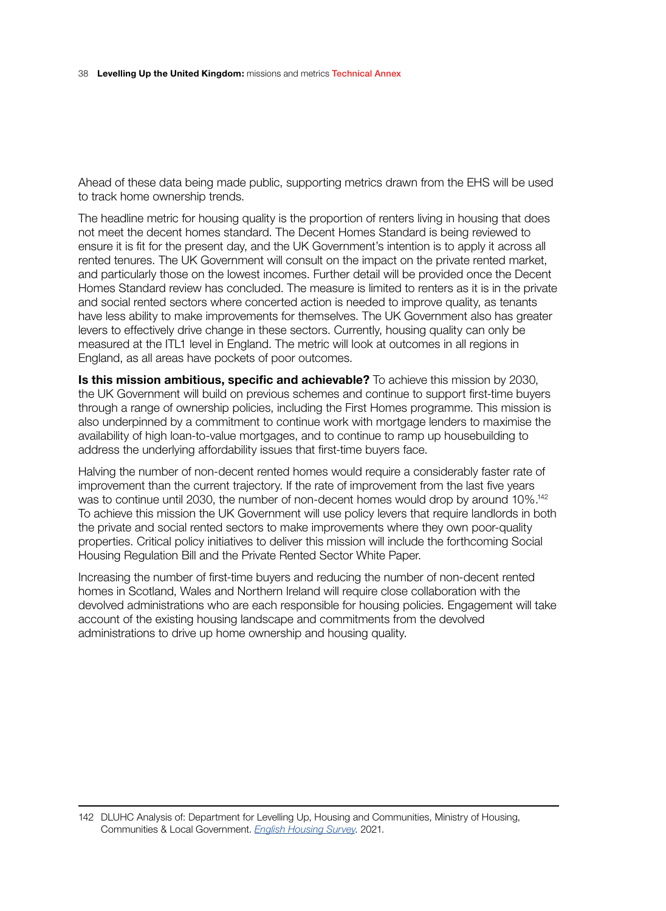Ahead of these data being made public, supporting metrics drawn from the EHS will be used to track home ownership trends.

The headline metric for housing quality is the proportion of renters living in housing that does not meet the decent homes standard. The Decent Homes Standard is being reviewed to ensure it is fit for the present day, and the UK Government's intention is to apply it across all rented tenures. The UK Government will consult on the impact on the private rented market, and particularly those on the lowest incomes. Further detail will be provided once the Decent Homes Standard review has concluded. The measure is limited to renters as it is in the private and social rented sectors where concerted action is needed to improve quality, as tenants have less ability to make improvements for themselves. The UK Government also has greater levers to effectively drive change in these sectors. Currently, housing quality can only be measured at the ITL1 level in England. The metric will look at outcomes in all regions in England, as all areas have pockets of poor outcomes.

**Is this mission ambitious, specific and achievable?** To achieve this mission by 2030, the UK Government will build on previous schemes and continue to support first-time buyers through a range of ownership policies, including the First Homes programme. This mission is also underpinned by a commitment to continue work with mortgage lenders to maximise the availability of high loan-to-value mortgages, and to continue to ramp up housebuilding to address the underlying affordability issues that first-time buyers face.

Halving the number of non-decent rented homes would require a considerably faster rate of improvement than the current trajectory. If the rate of improvement from the last five years was to continue until 2030, the number of non-decent homes would drop by around 10%.[142] To achieve this mission the UK Government will use policy levers that require landlords in both the private and social rented sectors to make improvements where they own poor-quality properties. Critical policy initiatives to deliver this mission will include the forthcoming Social Housing Regulation Bill and the Private Rented Sector White Paper.

Increasing the number of first-time buyers and reducing the number of non-decent rented homes in Scotland, Wales and Northern Ireland will require close collaboration with the devolved administrations who are each responsible for housing policies. Engagement will take account of the existing housing landscape and commitments from the devolved administrations to drive up home ownership and housing quality.

142 DLUHC Analysis of: Department for Levelling Up, Housing and Communities, Ministry of Housing, Communities & Local Government. *English Housing Survey*. 2021.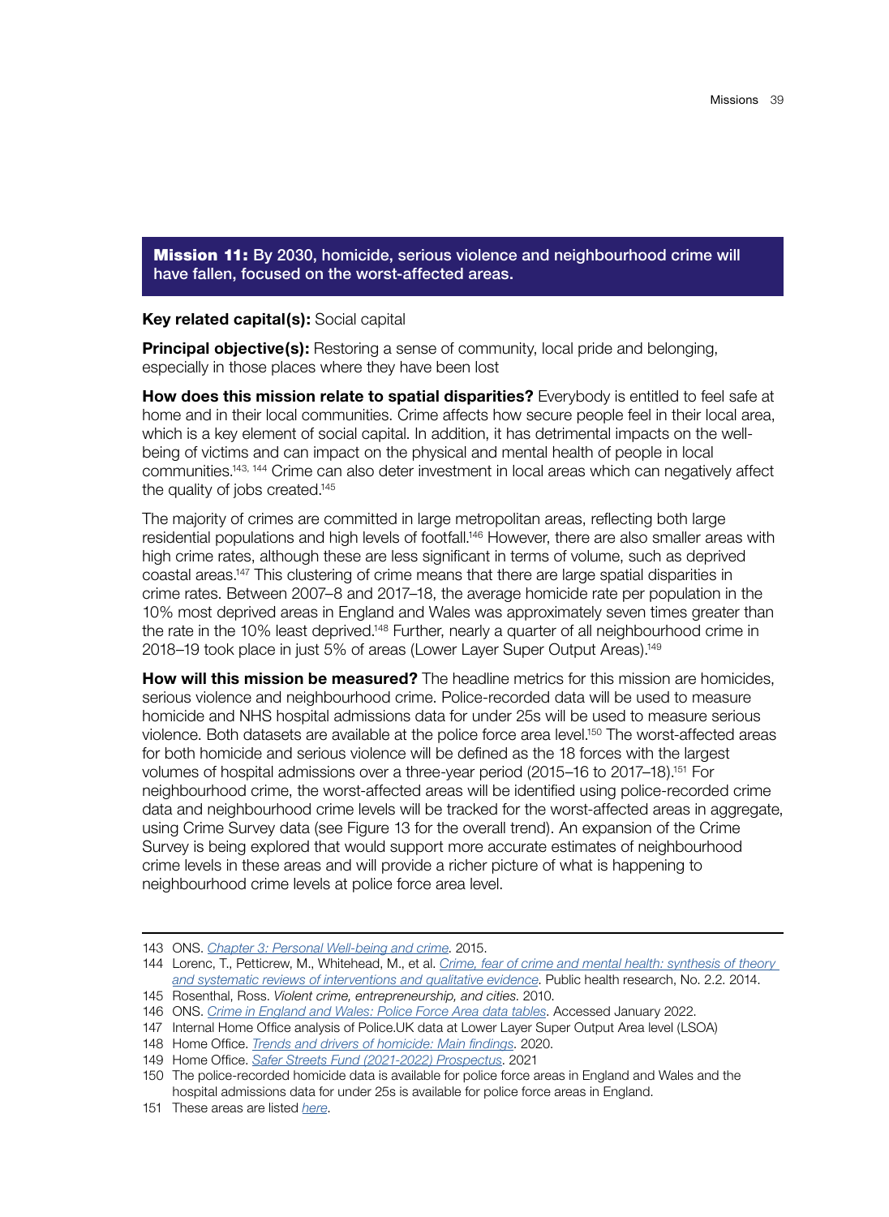**Mission 11:** By 2030, homicide, serious violence and neighbourhood crime will have fallen, focused on the worst-affected areas.

**Key related capital(s):** Social capital

**Principal objective(s):** Restoring a sense of community, local pride and belonging, especially in those places where they have been lost

**How does this mission relate to spatial disparities?** Everybody is entitled to feel safe at home and in their local communities. Crime affects how secure people feel in their local area, which is a key element of social capital. In addition, it has detrimental impacts on the well-being of victims and can impact on the physical and mental health of people in local communities.[143, 144] Crime can also deter investment in local areas which can negatively affect the quality of jobs created.[145]

The majority of crimes are committed in large metropolitan areas, reflecting both large residential populations and high levels of footfall.[146] However, there are also smaller areas with high crime rates, although these are less significant in terms of volume, such as deprived coastal areas.[147] This clustering of crime means that there are large spatial disparities in crime rates. Between 2007–8 and 2017–18, the average homicide rate per population in the 10% most deprived areas in England and Wales was approximately seven times greater than the rate in the 10% least deprived.[148] Further, nearly a quarter of all neighbourhood crime in 2018–19 took place in just 5% of areas (Lower Layer Super Output Areas).[149]

**How will this mission be measured?** The headline metrics for this mission are homicides, serious violence and neighbourhood crime. Police-recorded data will be used to measure homicide and NHS hospital admissions data for under 25s will be used to measure serious violence. Both datasets are available at the police force area level.[150] The worst-affected areas for both homicide and serious violence will be defined as the 18 forces with the largest volumes of hospital admissions over a three-year period (2015–16 to 2017–18).[151] For neighbourhood crime, the worst-affected areas will be identified using police-recorded crime data and neighbourhood crime levels will be tracked for the worst-affected areas in aggregate, using Crime Survey data (see Figure 13 for the overall trend). An expansion of the Crime Survey is being explored that would support more accurate estimates of neighbourhood crime levels in these areas and will provide a richer picture of what is happening to neighbourhood crime levels at police force area level.

---

143 ONS. *Chapter 3: Personal Well-being and crime*. 2015.

144 Lorenc, T., Petticrew, M., Whitehead, M., et al. *Crime, fear of crime and mental health: synthesis of theory and systematic reviews of interventions and qualitative evidence*. Public health research, No. 2.2. 2014.

145 Rosenthal, Ross. *Violent crime, entrepreneurship, and cities*. 2010.

146 ONS. *Crime in England and Wales: Police Force Area data tables*. Accessed January 2022.

147 Internal Home Office analysis of Police.UK data at Lower Layer Super Output Area level (LSOA)

148 Home Office. *Trends and drivers of homicide: Main findings*. 2020.

149 Home Office. *Safer Streets Fund (2021-2022) Prospectus*. 2021

150 The police-recorded homicide data is available for police force areas in England and Wales and the hospital admissions data for under 25s is available for police force areas in England.

151 These areas are listed *here*.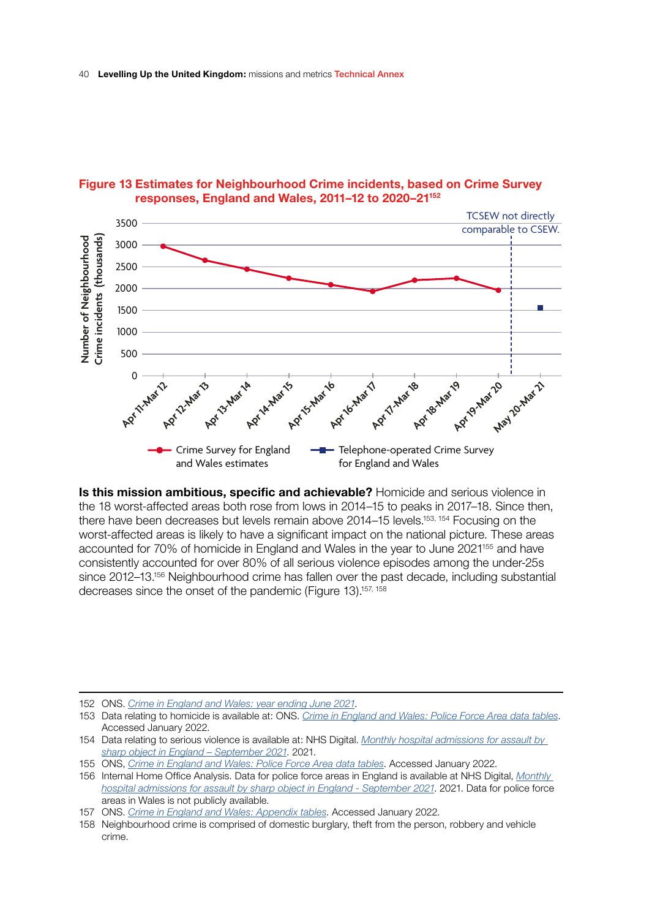**Figure 13 Estimates for Neighbourhood Crime incidents, based on Crime Survey responses, England and Wales, 2011–12 to 2020–21**[152]

**Is this mission ambitious, specific and achievable?** Homicide and serious violence in the 18 worst-affected areas both rose from lows in 2014–15 to peaks in 2017–18. Since then, there have been decreases but levels remain above 2014–15 levels.[153, 154] Focusing on the worst-affected areas is likely to have a significant impact on the national picture. These areas accounted for 70% of homicide in England and Wales in the year to June 2021[155] and have consistently accounted for over 80% of all serious violence episodes among the under-25s since 2012–13.[156] Neighbourhood crime has fallen over the past decade, including substantial decreases since the onset of the pandemic (Figure 13).[157, 158]

---

152 ONS. *Crime in England and Wales: year ending June 2021*.

153 Data relating to homicide is available at: ONS. *Crime in England and Wales: Police Force Area data tables*. Accessed January 2022.

154 Data relating to serious violence is available at: NHS Digital. *Monthly hospital admissions for assault by sharp object in England – September 2021*. 2021.

155 ONS, *Crime in England and Wales: Police Force Area data tables*. Accessed January 2022.

156 Internal Home Office Analysis. Data for police force areas in England is available at NHS Digital, *Monthly hospital admissions for assault by sharp object in England - September 2021*. 2021. Data for police force areas in Wales is not publicly available.

157 ONS. *Crime in England and Wales: Appendix tables*. Accessed January 2022.

158 Neighbourhood crime is comprised of domestic burglary, theft from the person, robbery and vehicle crime.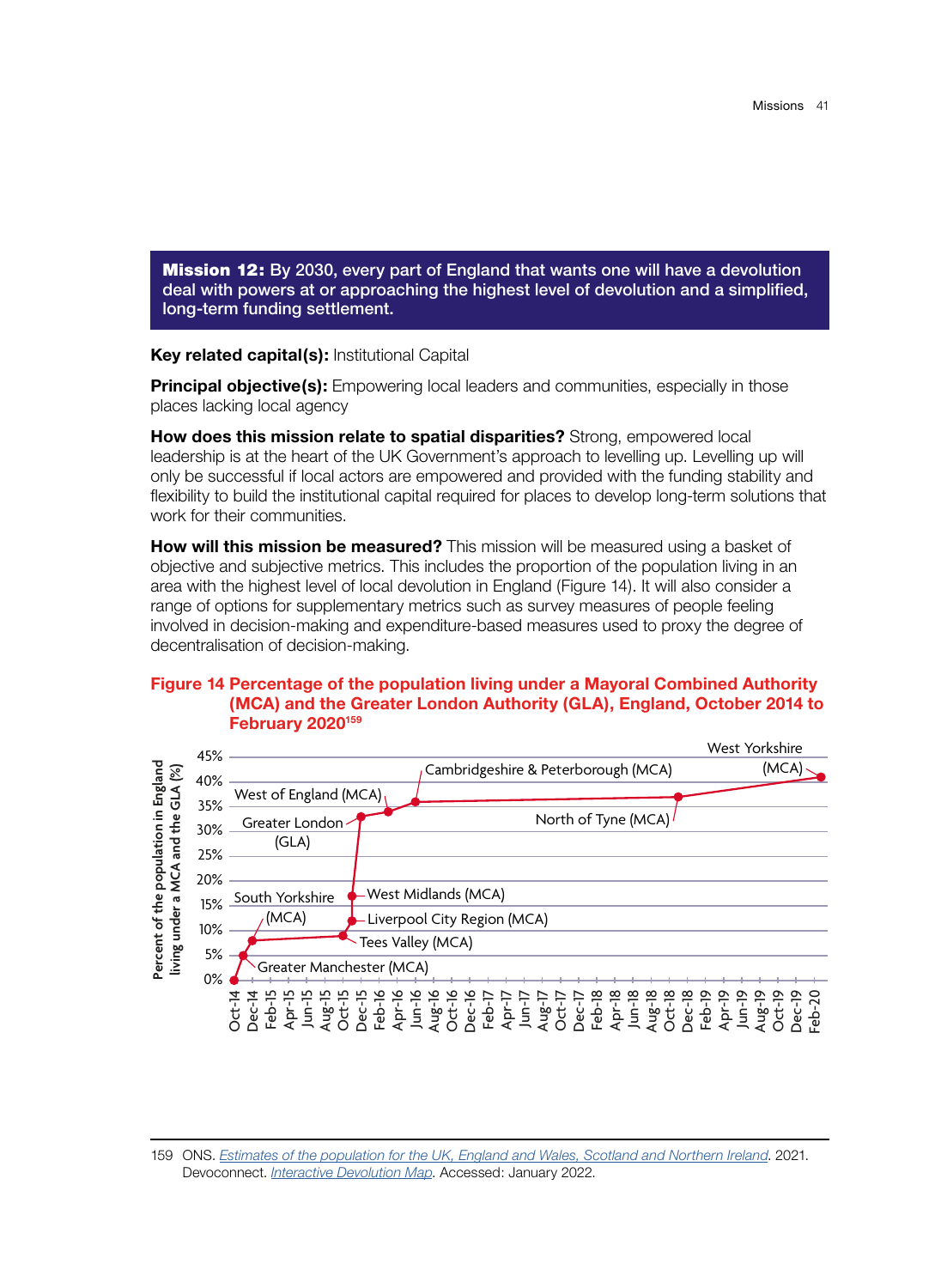**Mission 12:** By 2030, every part of England that wants one will have a devolution deal with powers at or approaching the highest level of devolution and a simplified, long-term funding settlement.

**Key related capital(s):** Institutional Capital

**Principal objective(s):** Empowering local leaders and communities, especially in those places lacking local agency

**How does this mission relate to spatial disparities?** Strong, empowered local leadership is at the heart of the UK Government's approach to levelling up. Levelling up will only be successful if local actors are empowered and provided with the funding stability and flexibility to build the institutional capital required for places to develop long-term solutions that work for their communities.

**How will this mission be measured?** This mission will be measured using a basket of objective and subjective metrics. This includes the proportion of the population living in an area with the highest level of local devolution in England (Figure 14). It will also consider a range of options for supplementary metrics such as survey measures of people feeling involved in decision-making and expenditure-based measures used to proxy the degree of decentralisation of decision-making.

**Figure 14 Percentage of the population living under a Mayoral Combined Authority (MCA) and the Greater London Authority (GLA), England, October 2014 to February 2020**[159]

Chart: Percent of the population in England living under a MCA and the GLA (%), Oct-14 to Feb-20. Labelled points in order: Greater Manchester (MCA); South Yorkshire (MCA); Tees Valley (MCA); Liverpool City Region (MCA); West Midlands (MCA); Greater London (GLA); West of England (MCA); Cambridgeshire & Peterborough (MCA); North of Tyne (MCA); West Yorkshire (MCA).

---

159 ONS. *Estimates of the population for the UK, England and Wales, Scotland and Northern Ireland*. 2021. Devoconnect. *Interactive Devolution Map*. Accessed: January 2022.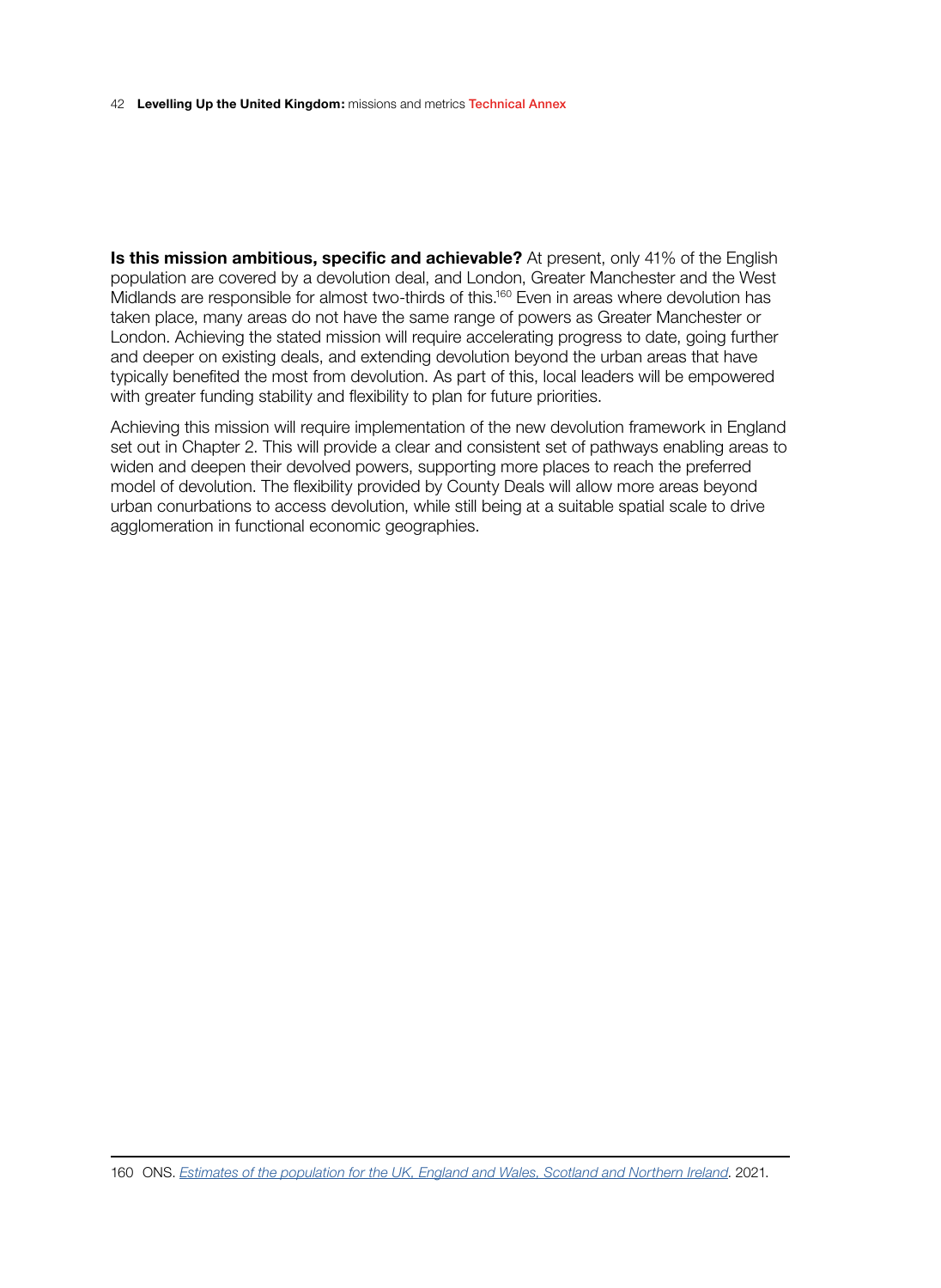**Is this mission ambitious, specific and achievable?** At present, only 41% of the English population are covered by a devolution deal, and London, Greater Manchester and the West Midlands are responsible for almost two-thirds of this.[160] Even in areas where devolution has taken place, many areas do not have the same range of powers as Greater Manchester or London. Achieving the stated mission will require accelerating progress to date, going further and deeper on existing deals, and extending devolution beyond the urban areas that have typically benefited the most from devolution. As part of this, local leaders will be empowered with greater funding stability and flexibility to plan for future priorities.

Achieving this mission will require implementation of the new devolution framework in England set out in Chapter 2. This will provide a clear and consistent set of pathways enabling areas to widen and deepen their devolved powers, supporting more places to reach the preferred model of devolution. The flexibility provided by County Deals will allow more areas beyond urban conurbations to access devolution, while still being at a suitable spatial scale to drive agglomeration in functional economic geographies.

---

160 ONS. *Estimates of the population for the UK, England and Wales, Scotland and Northern Ireland*. 2021.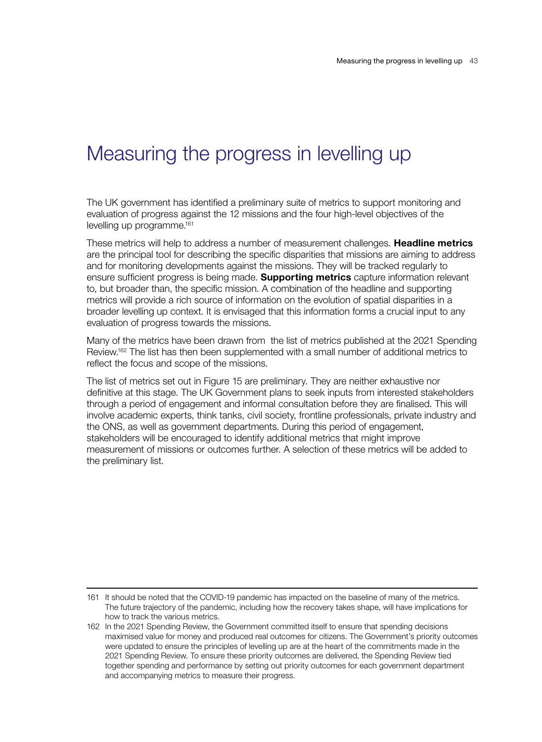# Measuring the progress in levelling up

The UK government has identified a preliminary suite of metrics to support monitoring and evaluation of progress against the 12 missions and the four high-level objectives of the levelling up programme.[161]

These metrics will help to address a number of measurement challenges. **Headline metrics** are the principal tool for describing the specific disparities that missions are aiming to address and for monitoring developments against the missions. They will be tracked regularly to ensure sufficient progress is being made. **Supporting metrics** capture information relevant to, but broader than, the specific mission. A combination of the headline and supporting metrics will provide a rich source of information on the evolution of spatial disparities in a broader levelling up context. It is envisaged that this information forms a crucial input to any evaluation of progress towards the missions.

Many of the metrics have been drawn from the list of metrics published at the 2021 Spending Review.[162] The list has then been supplemented with a small number of additional metrics to reflect the focus and scope of the missions.

The list of metrics set out in Figure 15 are preliminary. They are neither exhaustive nor definitive at this stage. The UK Government plans to seek inputs from interested stakeholders through a period of engagement and informal consultation before they are finalised. This will involve academic experts, think tanks, civil society, frontline professionals, private industry and the ONS, as well as government departments. During this period of engagement, stakeholders will be encouraged to identify additional metrics that might improve measurement of missions or outcomes further. A selection of these metrics will be added to the preliminary list.

---

161 It should be noted that the COVID-19 pandemic has impacted on the baseline of many of the metrics. The future trajectory of the pandemic, including how the recovery takes shape, will have implications for how to track the various metrics.

162 In the 2021 Spending Review, the Government committed itself to ensure that spending decisions maximised value for money and produced real outcomes for citizens. The Government's priority outcomes were updated to ensure the principles of levelling up are at the heart of the commitments made in the 2021 Spending Review. To ensure these priority outcomes are delivered, the Spending Review tied together spending and performance by setting out priority outcomes for each government department and accompanying metrics to measure their progress.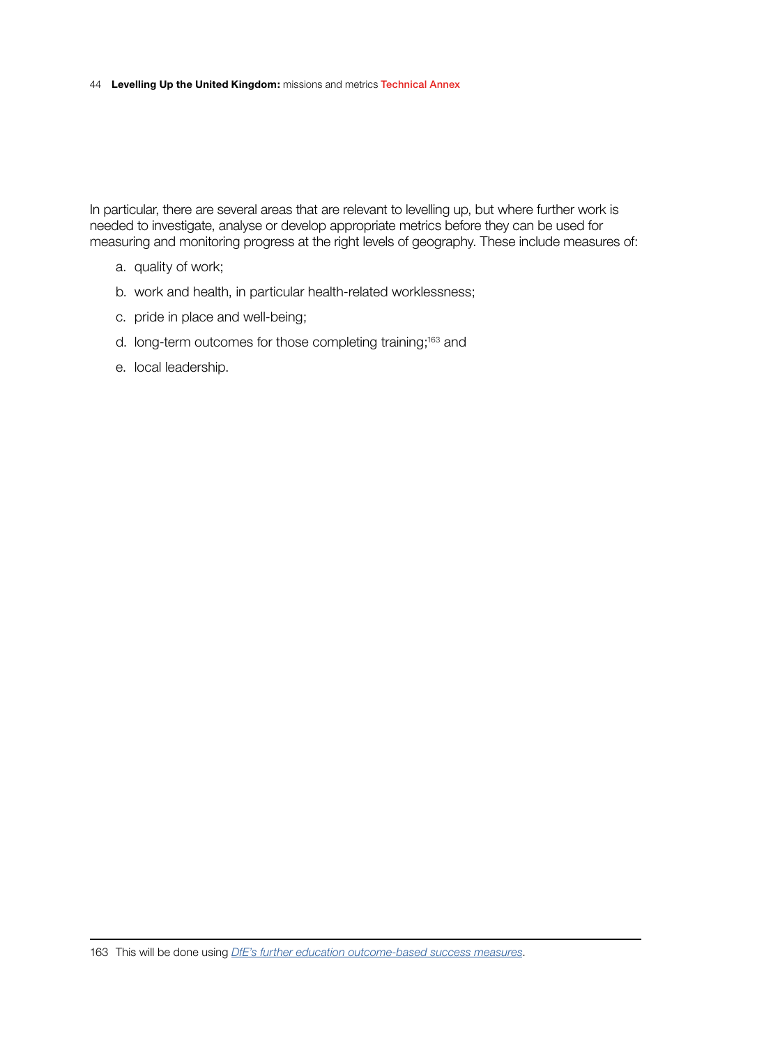In particular, there are several areas that are relevant to levelling up, but where further work is needed to investigate, analyse or develop appropriate metrics before they can be used for measuring and monitoring progress at the right levels of geography. These include measures of:

a. quality of work;

b. work and health, in particular health-related worklessness;

c. pride in place and well-being;

d. long-term outcomes for those completing training;[163] and

e. local leadership.

---

163 This will be done using *DfE's further education outcome-based success measures*.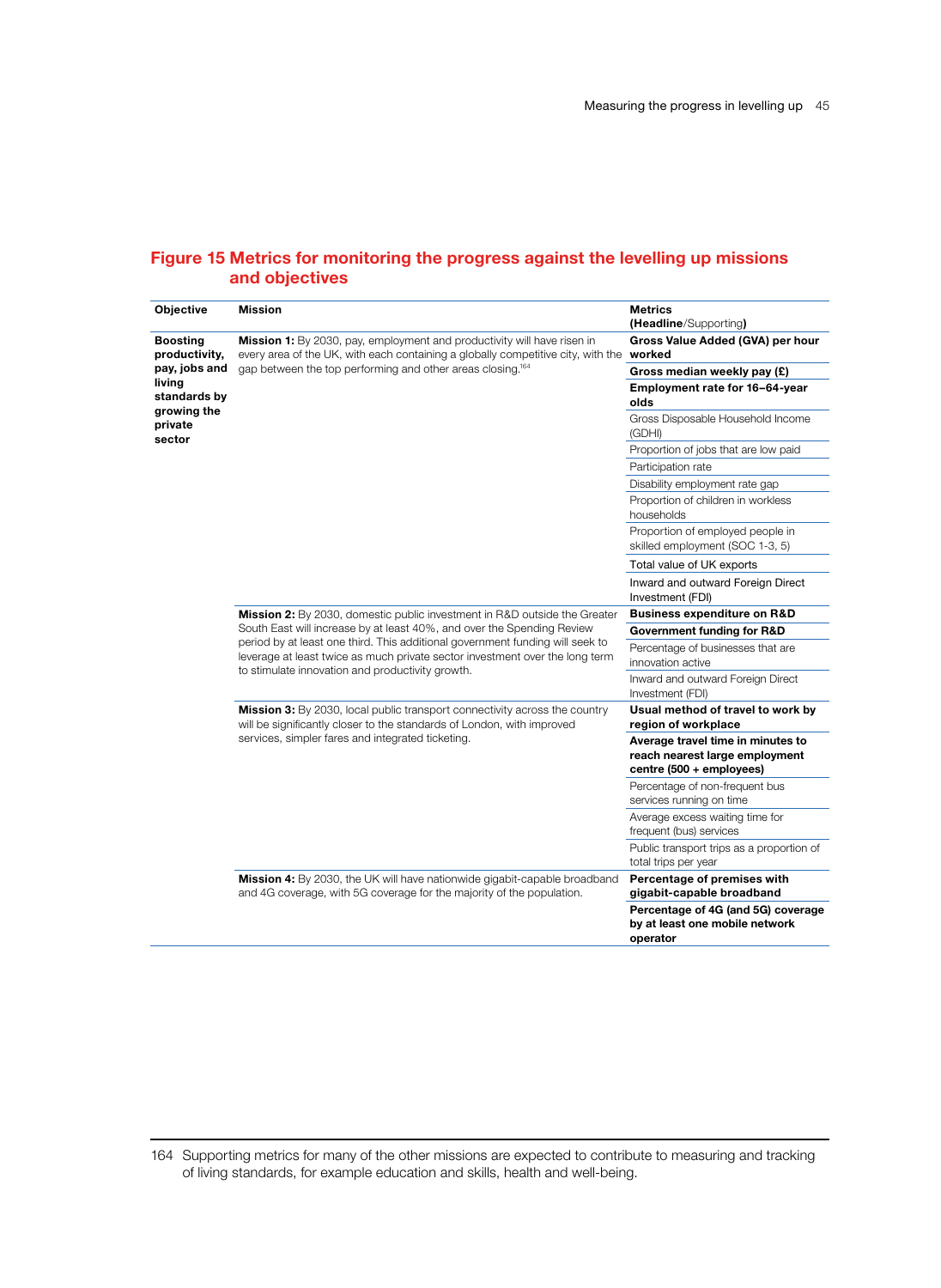## Figure 15 Metrics for monitoring the progress against the levelling up missions and objectives

| Objective | Mission | Metrics (**Headline**/Supporting) |
|---|---|---|
| **Boosting productivity, pay, jobs and living standards by growing the private sector** | **Mission 1:** By 2030, pay, employment and productivity will have risen in every area of the UK, with each containing a globally competitive city, with the gap between the top performing and other areas closing.[164] | **Gross Value Added (GVA) per hour worked** |
| | | **Gross median weekly pay (£)** |
| | | **Employment rate for 16–64-year olds** |
| | | Gross Disposable Household Income (GDHI) |
| | | Proportion of jobs that are low paid |
| | | Participation rate |
| | | Disability employment rate gap |
| | | Proportion of children in workless households |
| | | Proportion of employed people in skilled employment (SOC 1-3, 5) |
| | | Total value of UK exports |
| | | Inward and outward Foreign Direct Investment (FDI) |
| | **Mission 2:** By 2030, domestic public investment in R&D outside the Greater South East will increase by at least 40%, and over the Spending Review period by at least one third. This additional government funding will seek to leverage at least twice as much private sector investment over the long term to stimulate innovation and productivity growth. | **Business expenditure on R&D** |
| | | **Government funding for R&D** |
| | | Percentage of businesses that are innovation active |
| | | Inward and outward Foreign Direct Investment (FDI) |
| | **Mission 3:** By 2030, local public transport connectivity across the country will be significantly closer to the standards of London, with improved services, simpler fares and integrated ticketing. | **Usual method of travel to work by region of workplace** |
| | | **Average travel time in minutes to reach nearest large employment centre (500 + employees)** |
| | | Percentage of non-frequent bus services running on time |
| | | Average excess waiting time for frequent (bus) services |
| | | Public transport trips as a proportion of total trips per year |
| | **Mission 4:** By 2030, the UK will have nationwide gigabit-capable broadband and 4G coverage, with 5G coverage for the majority of the population. | **Percentage of premises with gigabit-capable broadband** |
| | | **Percentage of 4G (and 5G) coverage by at least one mobile network operator** |

164 Supporting metrics for many of the other missions are expected to contribute to measuring and tracking of living standards, for example education and skills, health and well-being.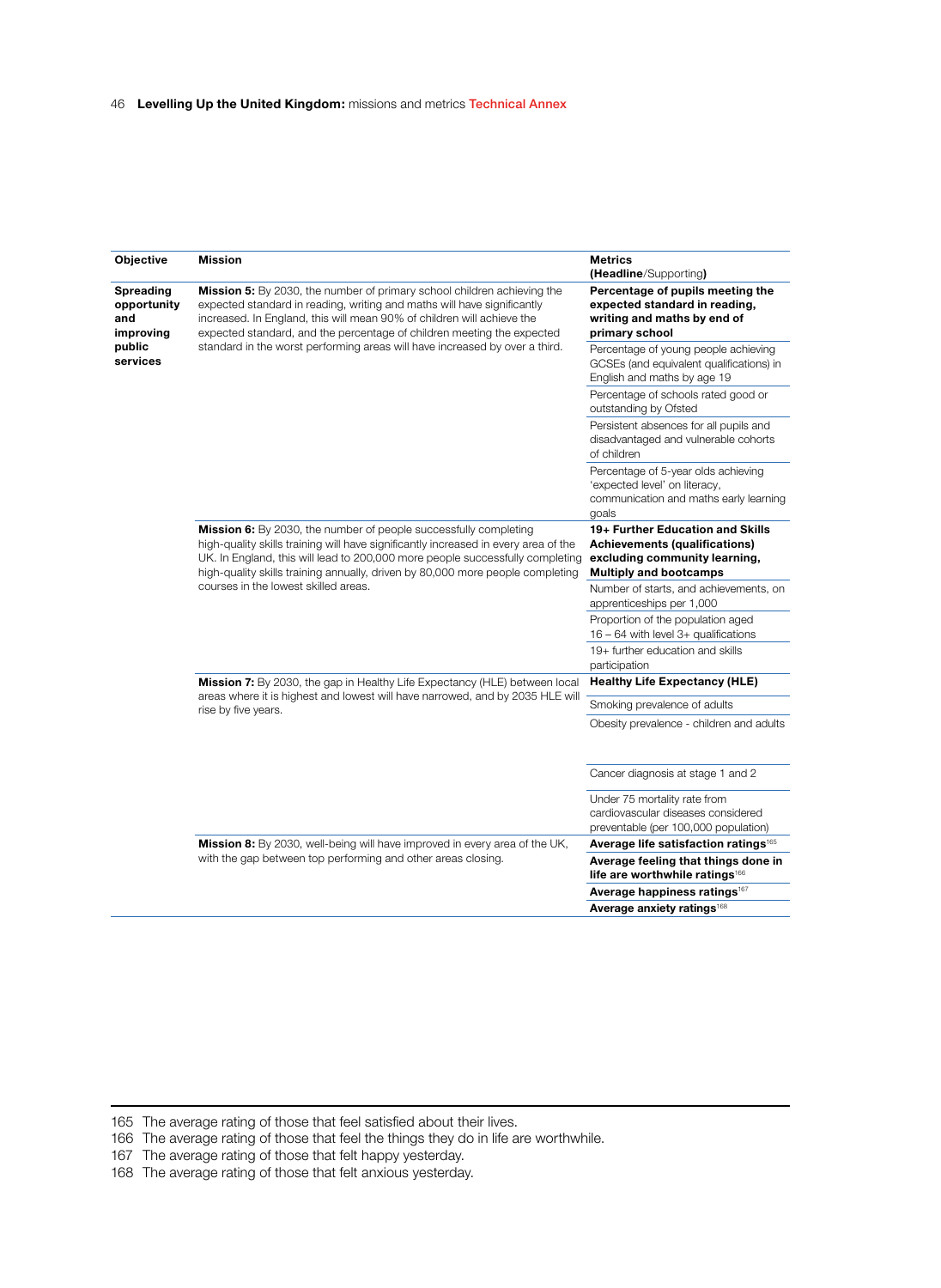| Objective | Mission | Metrics (**Headline**/Supporting) |
|---|---|---|
| **Spreading opportunity and improving public services** | **Mission 5:** By 2030, the number of primary school children achieving the expected standard in reading, writing and maths will have significantly increased. In England, this will mean 90% of children will achieve the expected standard, and the percentage of children meeting the expected standard in the worst performing areas will have increased by over a third. | **Percentage of pupils meeting the expected standard in reading, writing and maths by end of primary school** |
| | | Percentage of young people achieving GCSEs (and equivalent qualifications) in English and maths by age 19 |
| | | Percentage of schools rated good or outstanding by Ofsted |
| | | Persistent absences for all pupils and disadvantaged and vulnerable cohorts of children |
| | | Percentage of 5-year olds achieving 'expected level' on literacy, communication and maths early learning goals |
| | **Mission 6:** By 2030, the number of people successfully completing high-quality skills training will have significantly increased in every area of the UK. In England, this will lead to 200,000 more people successfully completing high-quality skills training annually, driven by 80,000 more people completing courses in the lowest skilled areas. | **19+ Further Education and Skills Achievements (qualifications) excluding community learning, Multiply and bootcamps** |
| | | Number of starts, and achievements, on apprenticeships per 1,000 |
| | | Proportion of the population aged 16 – 64 with level 3+ qualifications |
| | | 19+ further education and skills participation |
| | **Mission 7:** By 2030, the gap in Healthy Life Expectancy (HLE) between local areas where it is highest and lowest will have narrowed, and by 2035 HLE will rise by five years. | **Healthy Life Expectancy (HLE)** |
| | | Smoking prevalence of adults |
| | | Obesity prevalence - children and adults |
| | | Cancer diagnosis at stage 1 and 2 |
| | | Under 75 mortality rate from cardiovascular diseases considered preventable (per 100,000 population) |
| | **Mission 8:** By 2030, well-being will have improved in every area of the UK, with the gap between top performing and other areas closing. | **Average life satisfaction ratings**[165] |
| | | **Average feeling that things done in life are worthwhile ratings**[166] |
| | | **Average happiness ratings**[167] |
| | | **Average anxiety ratings**[168] |

165 The average rating of those that feel satisfied about their lives.

166 The average rating of those that feel the things they do in life are worthwhile.

167 The average rating of those that felt happy yesterday.

168 The average rating of those that felt anxious yesterday.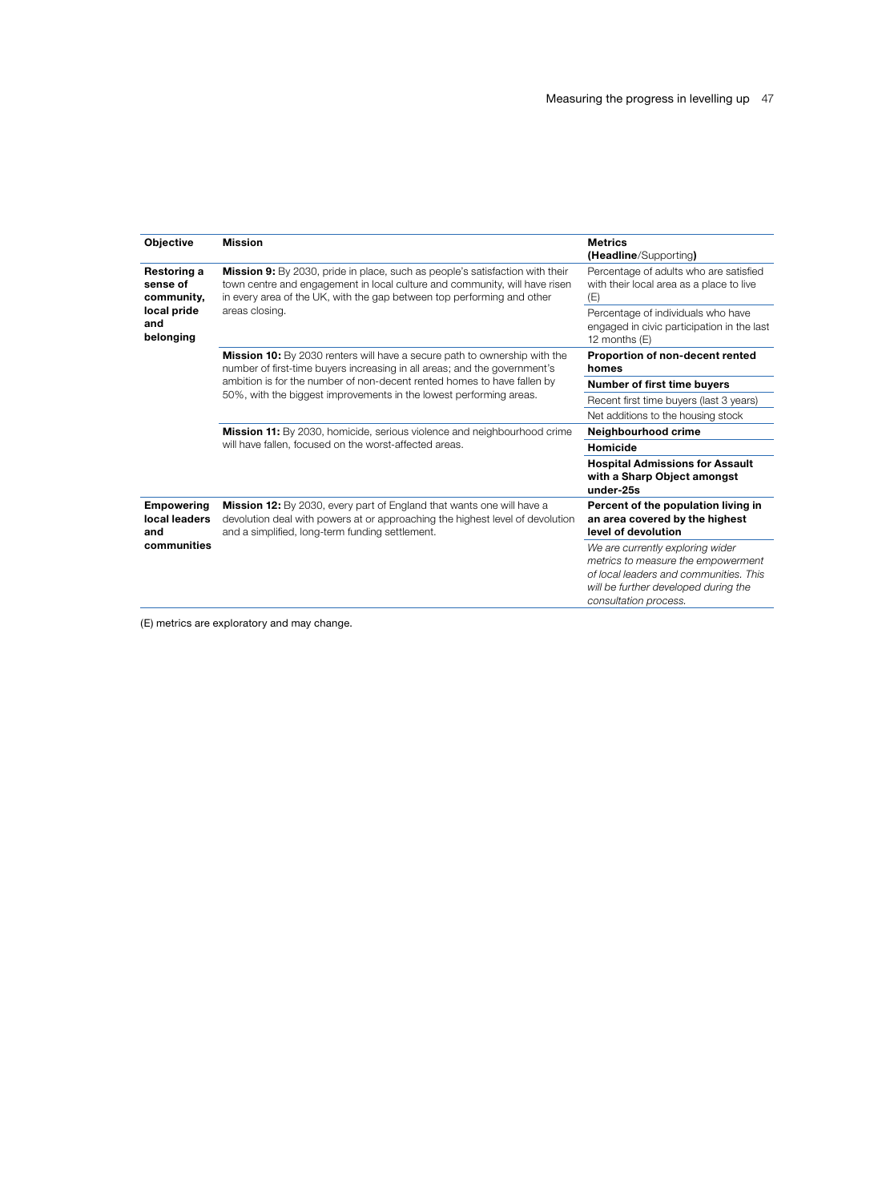| Objective | Mission | Metrics **(Headline**/Supporting**)** |
| --- | --- | --- |
| **Restoring a sense of community, local pride and belonging** | **Mission 9:** By 2030, pride in place, such as people's satisfaction with their town centre and engagement in local culture and community, will have risen in every area of the UK, with the gap between top performing and other areas closing. | Percentage of adults who are satisfied with their local area as a place to live (E) |
| | | Percentage of individuals who have engaged in civic participation in the last 12 months (E) |
| | **Mission 10:** By 2030 renters will have a secure path to ownership with the number of first-time buyers increasing in all areas; and the government's ambition is for the number of non-decent rented homes to have fallen by 50%, with the biggest improvements in the lowest performing areas. | **Proportion of non-decent rented homes** |
| | | **Number of first time buyers** |
| | | Recent first time buyers (last 3 years) |
| | | Net additions to the housing stock |
| | **Mission 11:** By 2030, homicide, serious violence and neighbourhood crime will have fallen, focused on the worst-affected areas. | **Neighbourhood crime** |
| | | **Homicide** |
| | | **Hospital Admissions for Assault with a Sharp Object amongst under-25s** |
| **Empowering local leaders and communities** | **Mission 12:** By 2030, every part of England that wants one will have a devolution deal with powers at or approaching the highest level of devolution and a simplified, long-term funding settlement. | **Percent of the population living in an area covered by the highest level of devolution** |
| | | *We are currently exploring wider metrics to measure the empowerment of local leaders and communities. This will be further developed during the consultation process.* |

(E) metrics are exploratory and may change.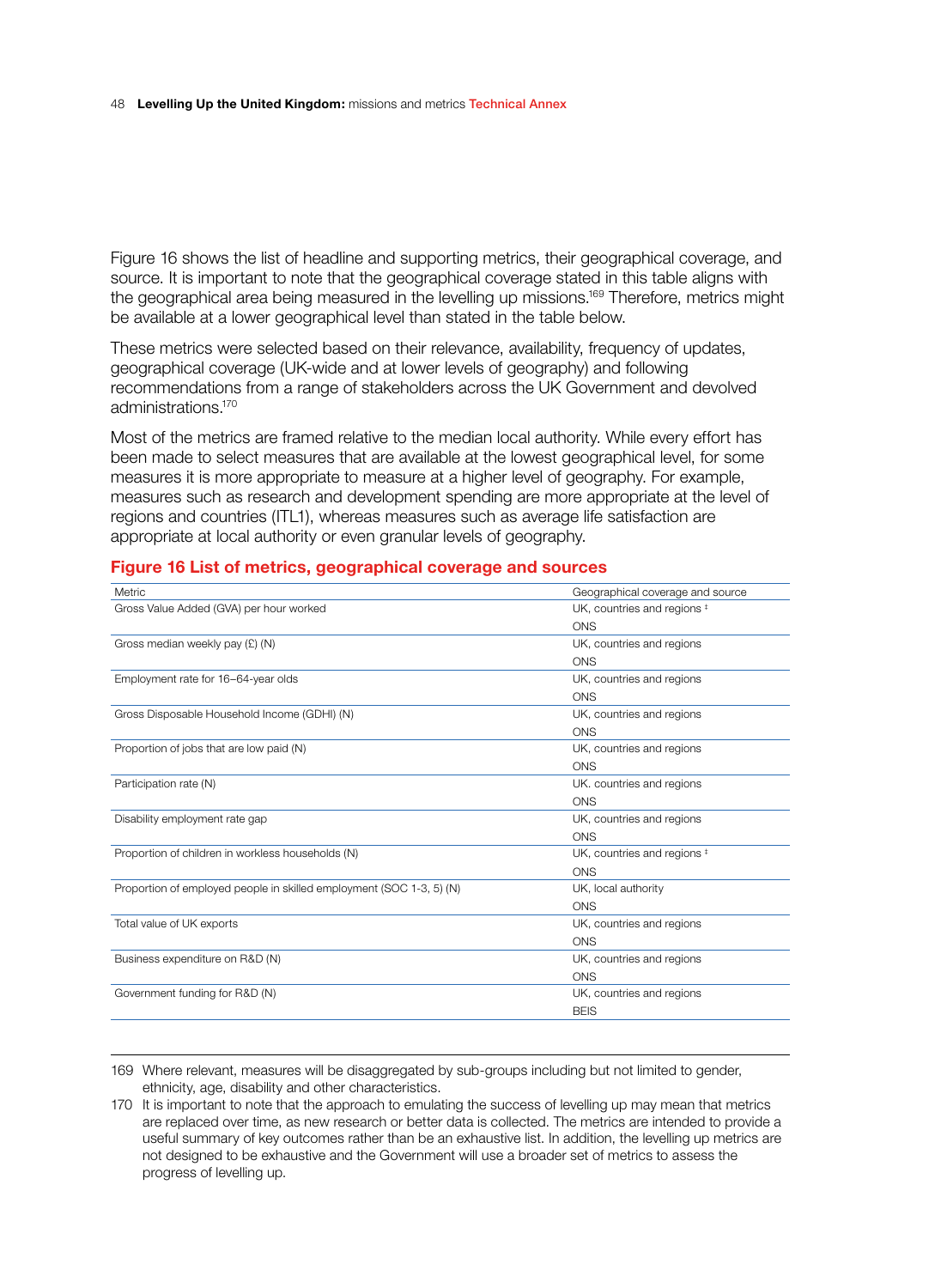Figure 16 shows the list of headline and supporting metrics, their geographical coverage, and source. It is important to note that the geographical coverage stated in this table aligns with the geographical area being measured in the levelling up missions.[169] Therefore, metrics might be available at a lower geographical level than stated in the table below.

These metrics were selected based on their relevance, availability, frequency of updates, geographical coverage (UK-wide and at lower levels of geography) and following recommendations from a range of stakeholders across the UK Government and devolved administrations.[170]

Most of the metrics are framed relative to the median local authority. While every effort has been made to select measures that are available at the lowest geographical level, for some measures it is more appropriate to measure at a higher level of geography. For example, measures such as research and development spending are more appropriate at the level of regions and countries (ITL1), whereas measures such as average life satisfaction are appropriate at local authority or even granular levels of geography.

## Figure 16 List of metrics, geographical coverage and sources

| Metric | Geographical coverage and source |
|---|---|
| Gross Value Added (GVA) per hour worked | UK, countries and regions ‡<br>ONS |
| Gross median weekly pay (£) (N) | UK, countries and regions<br>ONS |
| Employment rate for 16–64-year olds | UK, countries and regions<br>ONS |
| Gross Disposable Household Income (GDHI) (N) | UK, countries and regions<br>ONS |
| Proportion of jobs that are low paid (N) | UK, countries and regions<br>ONS |
| Participation rate (N) | UK. countries and regions<br>ONS |
| Disability employment rate gap | UK, countries and regions<br>ONS |
| Proportion of children in workless households (N) | UK, countries and regions ‡<br>ONS |
| Proportion of employed people in skilled employment (SOC 1-3, 5) (N) | UK, local authority<br>ONS |
| Total value of UK exports | UK, countries and regions<br>ONS |
| Business expenditure on R&D (N) | UK, countries and regions<br>ONS |
| Government funding for R&D (N) | UK, countries and regions<br>BEIS |

169 Where relevant, measures will be disaggregated by sub-groups including but not limited to gender, ethnicity, age, disability and other characteristics.

170 It is important to note that the approach to emulating the success of levelling up may mean that metrics are replaced over time, as new research or better data is collected. The metrics are intended to provide a useful summary of key outcomes rather than be an exhaustive list. In addition, the levelling up metrics are not designed to be exhaustive and the Government will use a broader set of metrics to assess the progress of levelling up.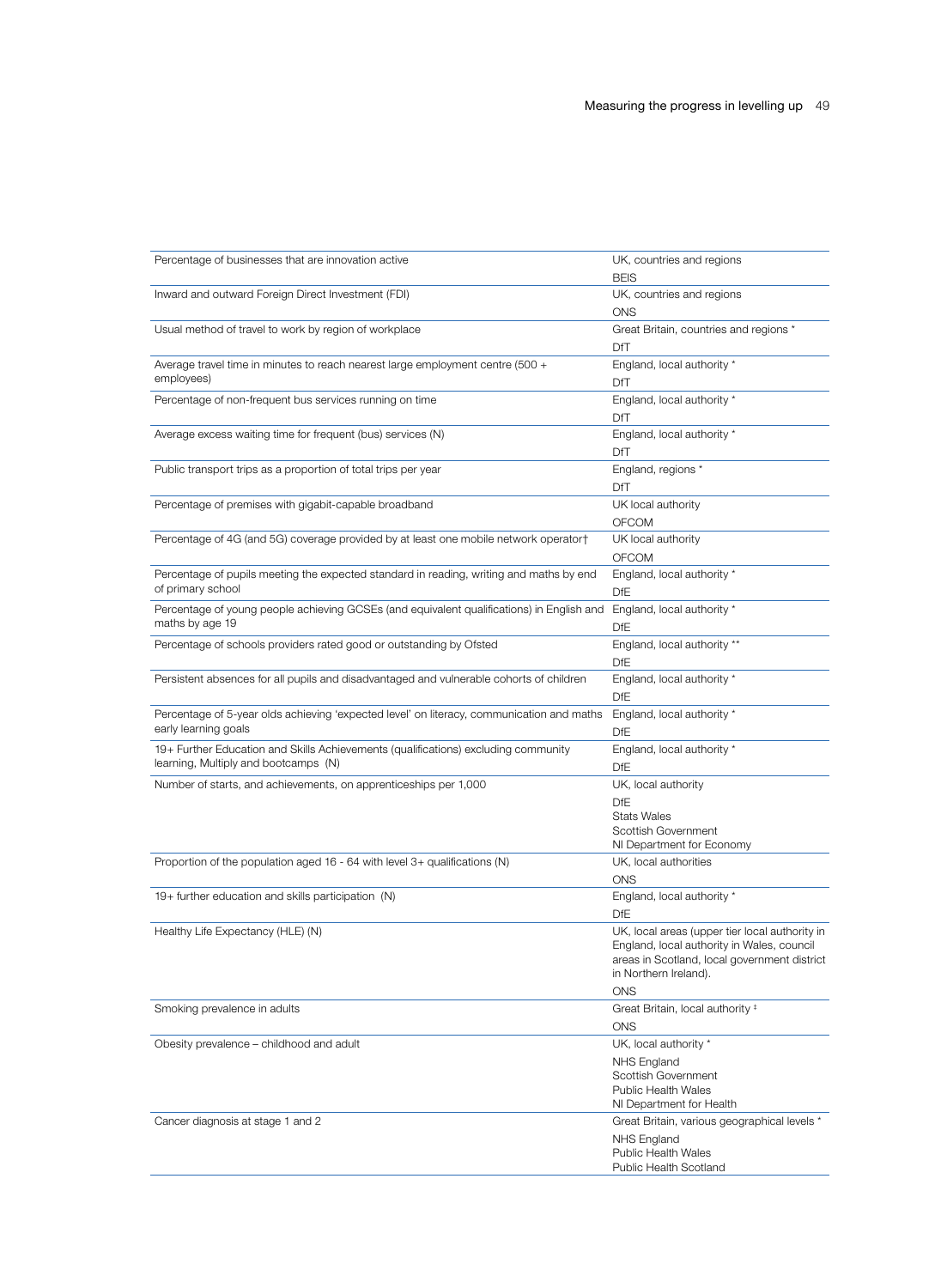| | |
|---|---|
| Percentage of businesses that are innovation active | UK, countries and regions<br>BEIS |
| Inward and outward Foreign Direct Investment (FDI) | UK, countries and regions<br>ONS |
| Usual method of travel to work by region of workplace | Great Britain, countries and regions *<br>DfT |
| Average travel time in minutes to reach nearest large employment centre (500 + employees) | England, local authority *<br>DfT |
| Percentage of non-frequent bus services running on time | England, local authority *<br>DfT |
| Average excess waiting time for frequent (bus) services (N) | England, local authority *<br>DfT |
| Public transport trips as a proportion of total trips per year | England, regions *<br>DfT |
| Percentage of premises with gigabit-capable broadband | UK local authority<br>OFCOM |
| Percentage of 4G (and 5G) coverage provided by at least one mobile network operator† | UK local authority<br>OFCOM |
| Percentage of pupils meeting the expected standard in reading, writing and maths by end of primary school | England, local authority *<br>DfE |
| Percentage of young people achieving GCSEs (and equivalent qualifications) in English and maths by age 19 | England, local authority *<br>DfE |
| Percentage of schools providers rated good or outstanding by Ofsted | England, local authority **<br>DfE |
| Persistent absences for all pupils and disadvantaged and vulnerable cohorts of children | England, local authority *<br>DfE |
| Percentage of 5-year olds achieving 'expected level' on literacy, communication and maths early learning goals | England, local authority *<br>DfE |
| 19+ Further Education and Skills Achievements (qualifications) excluding community learning, Multiply and bootcamps (N) | England, local authority *<br>DfE |
| Number of starts, and achievements, on apprenticeships per 1,000 | UK, local authority<br>DfE<br>Stats Wales<br>Scottish Government<br>NI Department for Economy |
| Proportion of the population aged 16 - 64 with level 3+ qualifications (N) | UK, local authorities<br>ONS |
| 19+ further education and skills participation (N) | England, local authority *<br>DfE |
| Healthy Life Expectancy (HLE) (N) | UK, local areas (upper tier local authority in England, local authority in Wales, council areas in Scotland, local government district in Northern Ireland).<br>ONS |
| Smoking prevalence in adults | Great Britain, local authority ‡<br>ONS |
| Obesity prevalence – childhood and adult | UK, local authority *<br>NHS England<br>Scottish Government<br>Public Health Wales<br>NI Department for Health |
| Cancer diagnosis at stage 1 and 2 | Great Britain, various geographical levels *<br>NHS England<br>Public Health Wales<br>Public Health Scotland |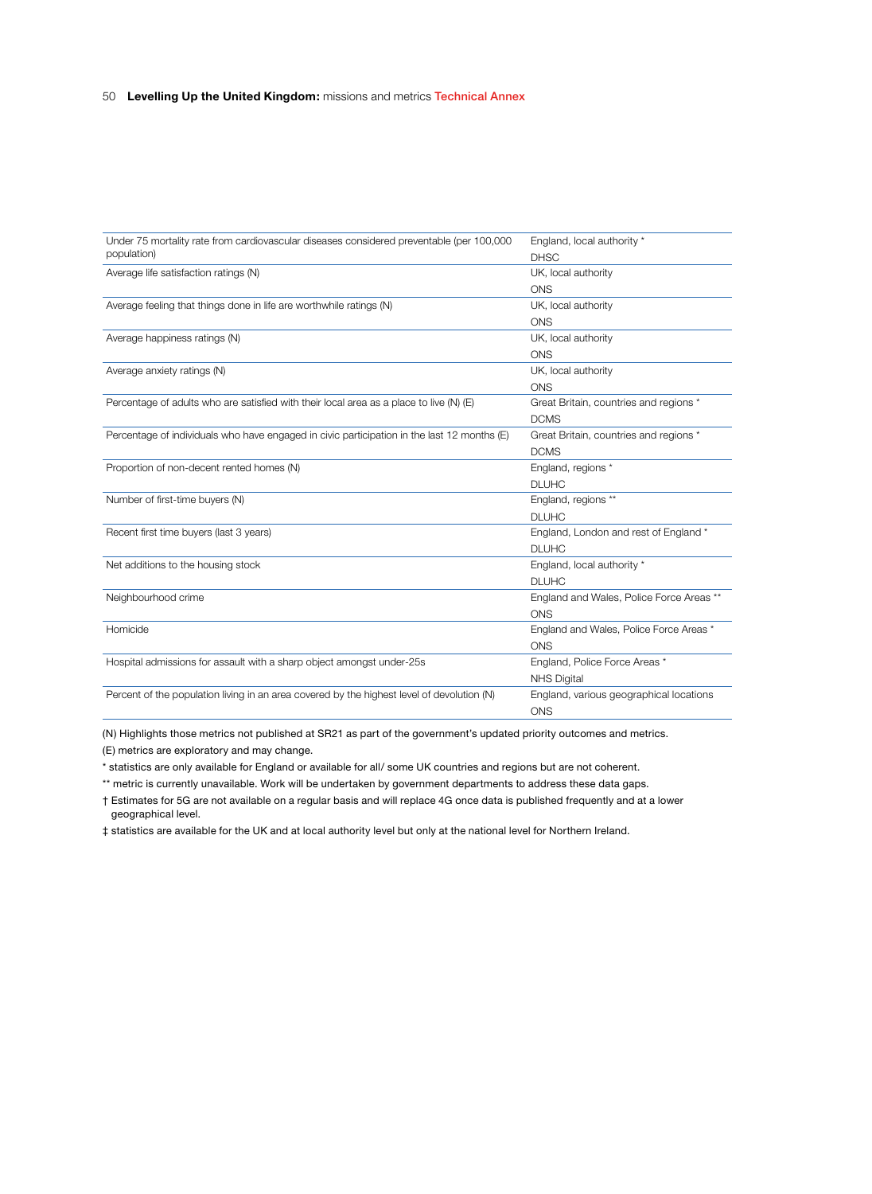| Metric | Coverage / Source |
| --- | --- |
| Under 75 mortality rate from cardiovascular diseases considered preventable (per 100,000 population) | England, local authority * DHSC |
| Average life satisfaction ratings (N) | UK, local authority ONS |
| Average feeling that things done in life are worthwhile ratings (N) | UK, local authority ONS |
| Average happiness ratings (N) | UK, local authority ONS |
| Average anxiety ratings (N) | UK, local authority ONS |
| Percentage of adults who are satisfied with their local area as a place to live (N) (E) | Great Britain, countries and regions * DCMS |
| Percentage of individuals who have engaged in civic participation in the last 12 months (E) | Great Britain, countries and regions * DCMS |
| Proportion of non-decent rented homes (N) | England, regions * DLUHC |
| Number of first-time buyers (N) | England, regions ** DLUHC |
| Recent first time buyers (last 3 years) | England, London and rest of England * DLUHC |
| Net additions to the housing stock | England, local authority * DLUHC |
| Neighbourhood crime | England and Wales, Police Force Areas ** ONS |
| Homicide | England and Wales, Police Force Areas * ONS |
| Hospital admissions for assault with a sharp object amongst under-25s | England, Police Force Areas * NHS Digital |
| Percent of the population living in an area covered by the highest level of devolution (N) | England, various geographical locations ONS |

(N) Highlights those metrics not published at SR21 as part of the government's updated priority outcomes and metrics.

(E) metrics are exploratory and may change.

* statistics are only available for England or available for all/ some UK countries and regions but are not coherent.

** metric is currently unavailable. Work will be undertaken by government departments to address these data gaps.

† Estimates for 5G are not available on a regular basis and will replace 4G once data is published frequently and at a lower geographical level.

‡ statistics are available for the UK and at local authority level but only at the national level for Northern Ireland.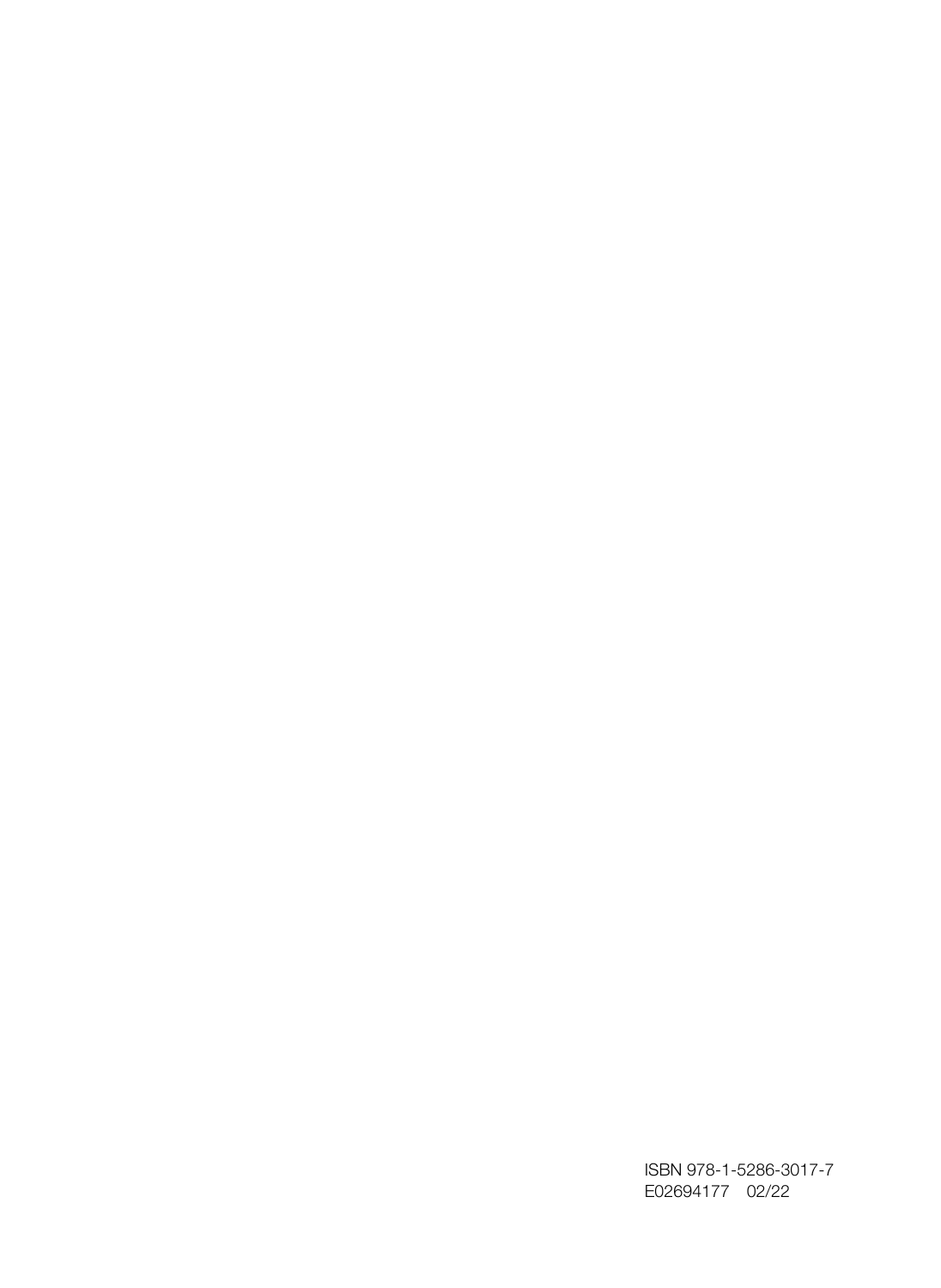ISBN 978-1-5286-3017-7
E02694177 02/22